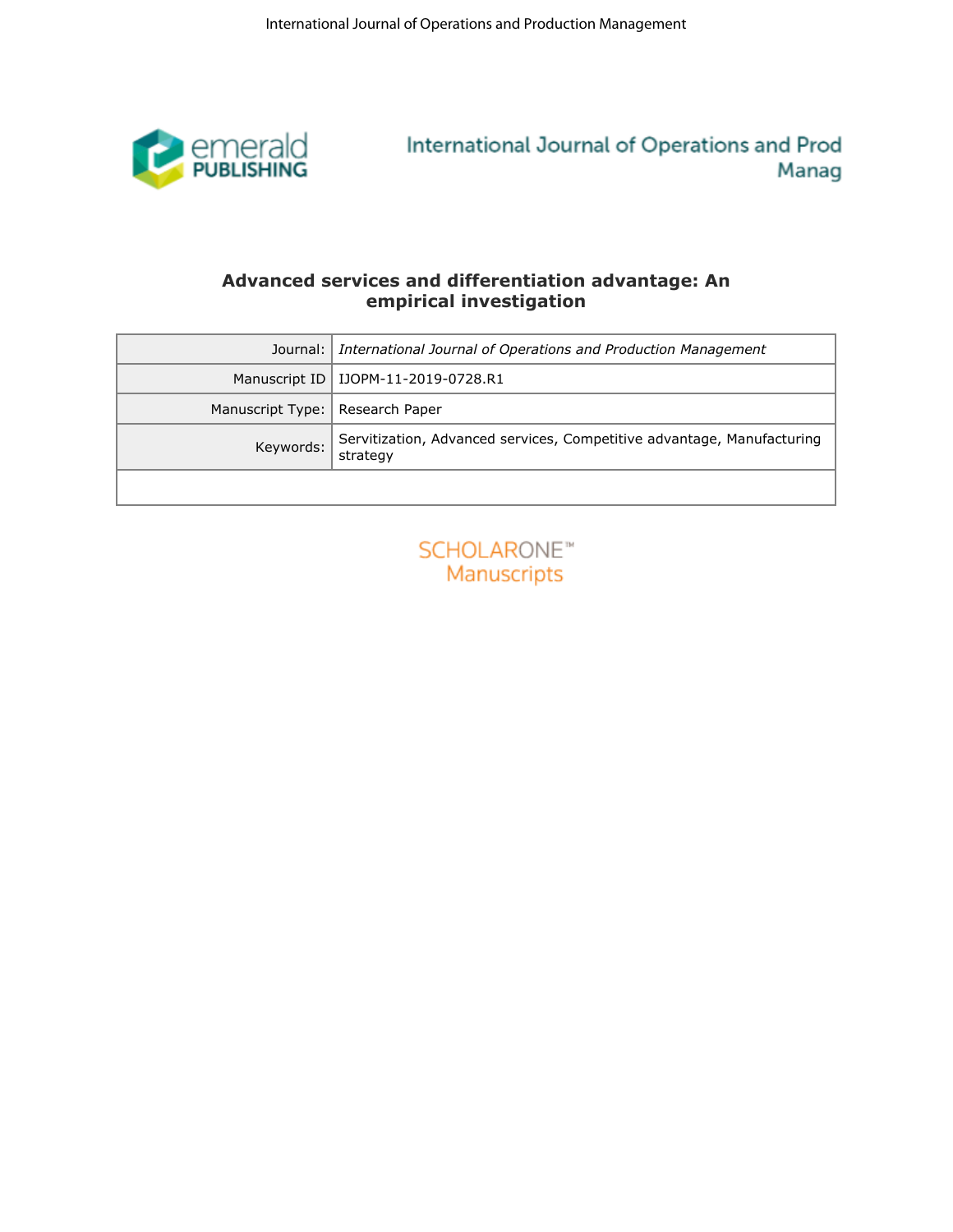# Advanced services and differentiation advantage: An empirical investigation

| | |
|---|---|
| Journal: | *International Journal of Operations and Production Management* |
| Manuscript ID | IJOPM-11-2019-0728.R1 |
| Manuscript Type: | Research Paper |
| Keywords: | Servitization, Advanced services, Competitive advantage, Manufacturing strategy |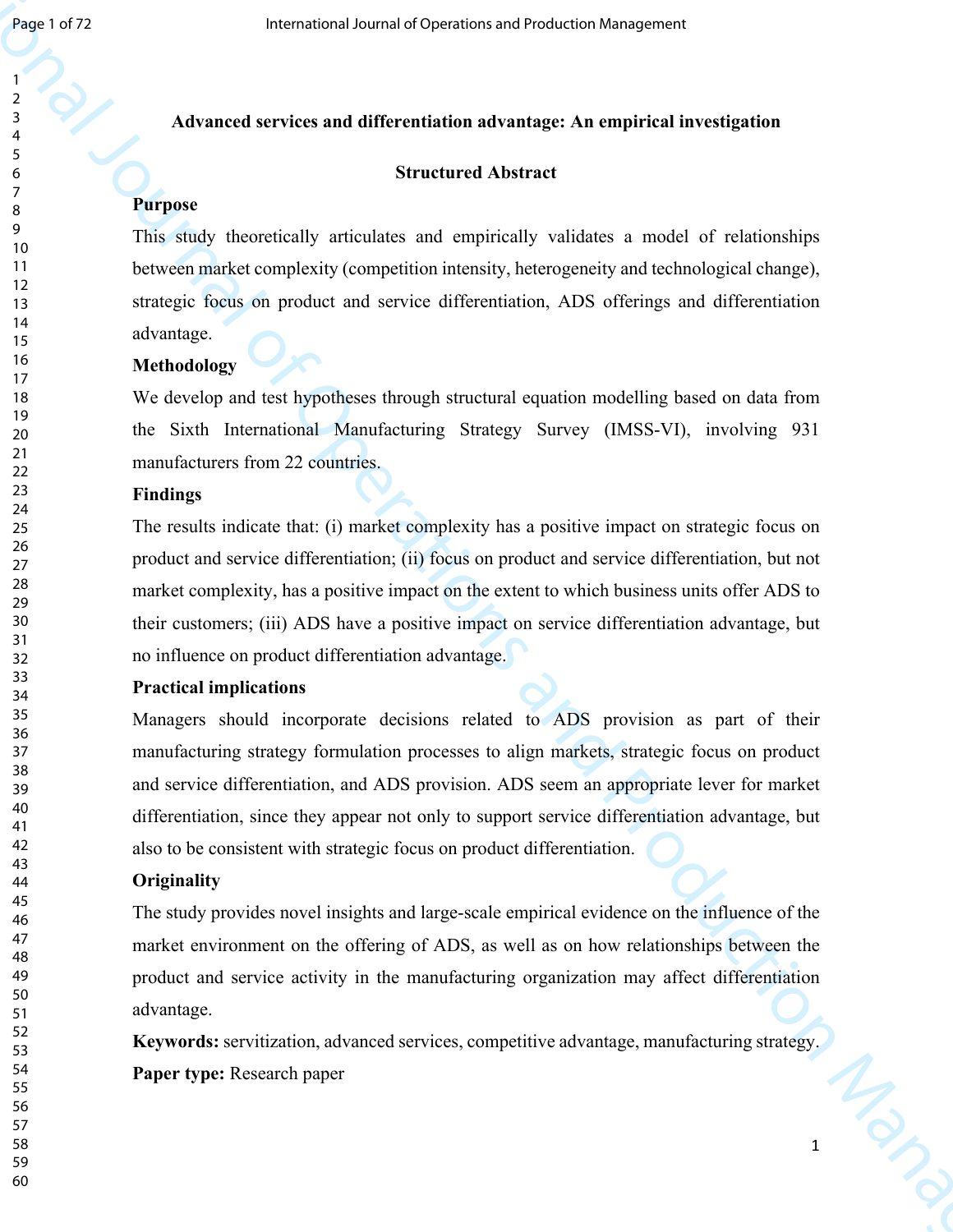# Advanced services and differentiation advantage: An empirical investigation

## Structured Abstract

**Purpose**

This study theoretically articulates and empirically validates a model of relationships between market complexity (competition intensity, heterogeneity and technological change), strategic focus on product and service differentiation, ADS offerings and differentiation advantage.

**Methodology**

We develop and test hypotheses through structural equation modelling based on data from the Sixth International Manufacturing Strategy Survey (IMSS-VI), involving 931 manufacturers from 22 countries.

**Findings**

The results indicate that: (i) market complexity has a positive impact on strategic focus on product and service differentiation; (ii) focus on product and service differentiation, but not market complexity, has a positive impact on the extent to which business units offer ADS to their customers; (iii) ADS have a positive impact on service differentiation advantage, but no influence on product differentiation advantage.

**Practical implications**

Managers should incorporate decisions related to ADS provision as part of their manufacturing strategy formulation processes to align markets, strategic focus on product and service differentiation, and ADS provision. ADS seem an appropriate lever for market differentiation, since they appear not only to support service differentiation advantage, but also to be consistent with strategic focus on product differentiation.

**Originality**

The study provides novel insights and large-scale empirical evidence on the influence of the market environment on the offering of ADS, as well as on how relationships between the product and service activity in the manufacturing organization may affect differentiation advantage.

**Keywords:** servitization, advanced services, competitive advantage, manufacturing strategy.

**Paper type:** Research paper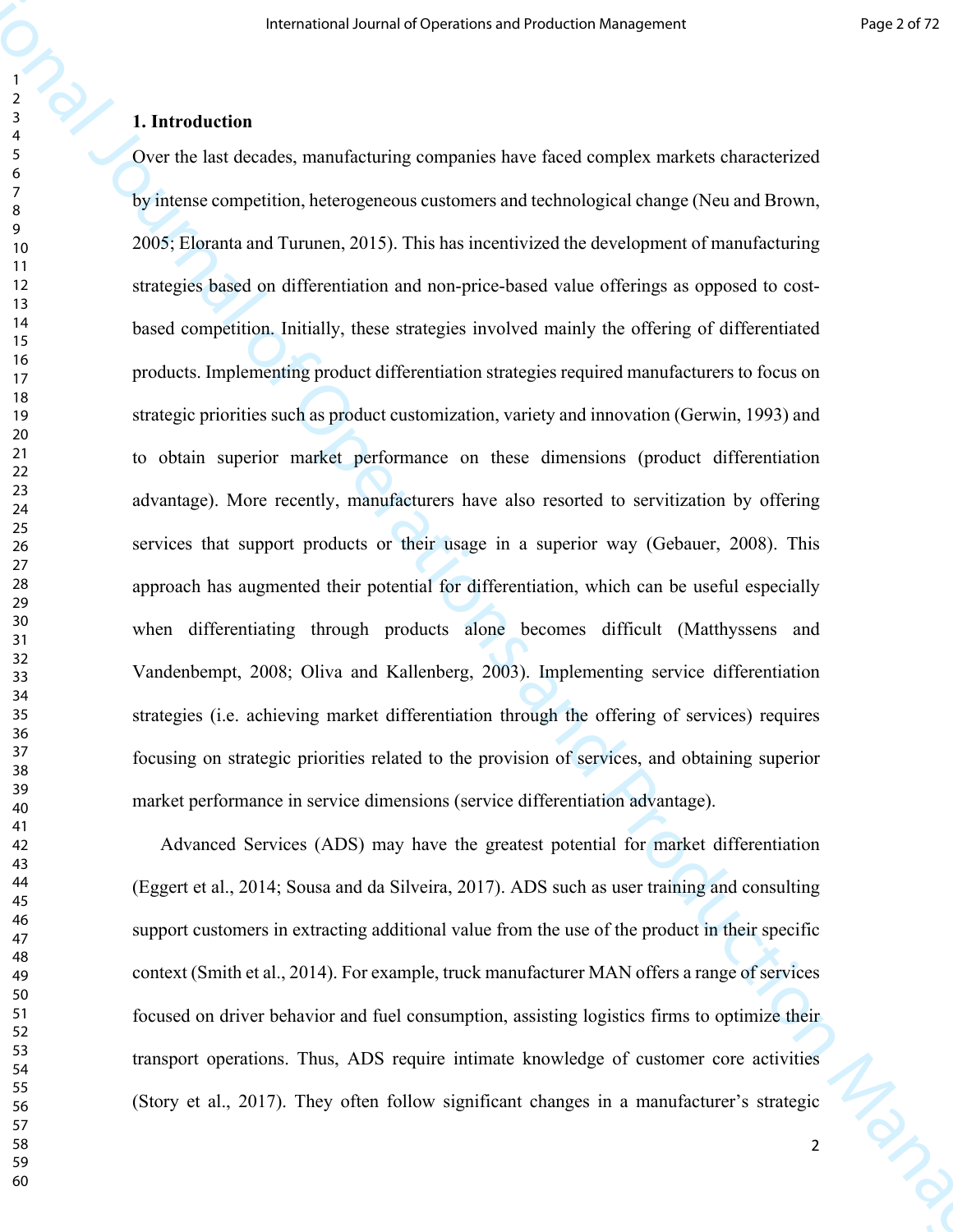## 1. Introduction

Over the last decades, manufacturing companies have faced complex markets characterized by intense competition, heterogeneous customers and technological change (Neu and Brown, 2005; Eloranta and Turunen, 2015). This has incentivized the development of manufacturing strategies based on differentiation and non-price-based value offerings as opposed to cost-based competition. Initially, these strategies involved mainly the offering of differentiated products. Implementing product differentiation strategies required manufacturers to focus on strategic priorities such as product customization, variety and innovation (Gerwin, 1993) and to obtain superior market performance on these dimensions (product differentiation advantage). More recently, manufacturers have also resorted to servitization by offering services that support products or their usage in a superior way (Gebauer, 2008). This approach has augmented their potential for differentiation, which can be useful especially when differentiating through products alone becomes difficult (Matthyssens and Vandenbempt, 2008; Oliva and Kallenberg, 2003). Implementing service differentiation strategies (i.e. achieving market differentiation through the offering of services) requires focusing on strategic priorities related to the provision of services, and obtaining superior market performance in service dimensions (service differentiation advantage).

Advanced Services (ADS) may have the greatest potential for market differentiation (Eggert et al., 2014; Sousa and da Silveira, 2017). ADS such as user training and consulting support customers in extracting additional value from the use of the product in their specific context (Smith et al., 2014). For example, truck manufacturer MAN offers a range of services focused on driver behavior and fuel consumption, assisting logistics firms to optimize their transport operations. Thus, ADS require intimate knowledge of customer core activities (Story et al., 2017). They often follow significant changes in a manufacturer's strategic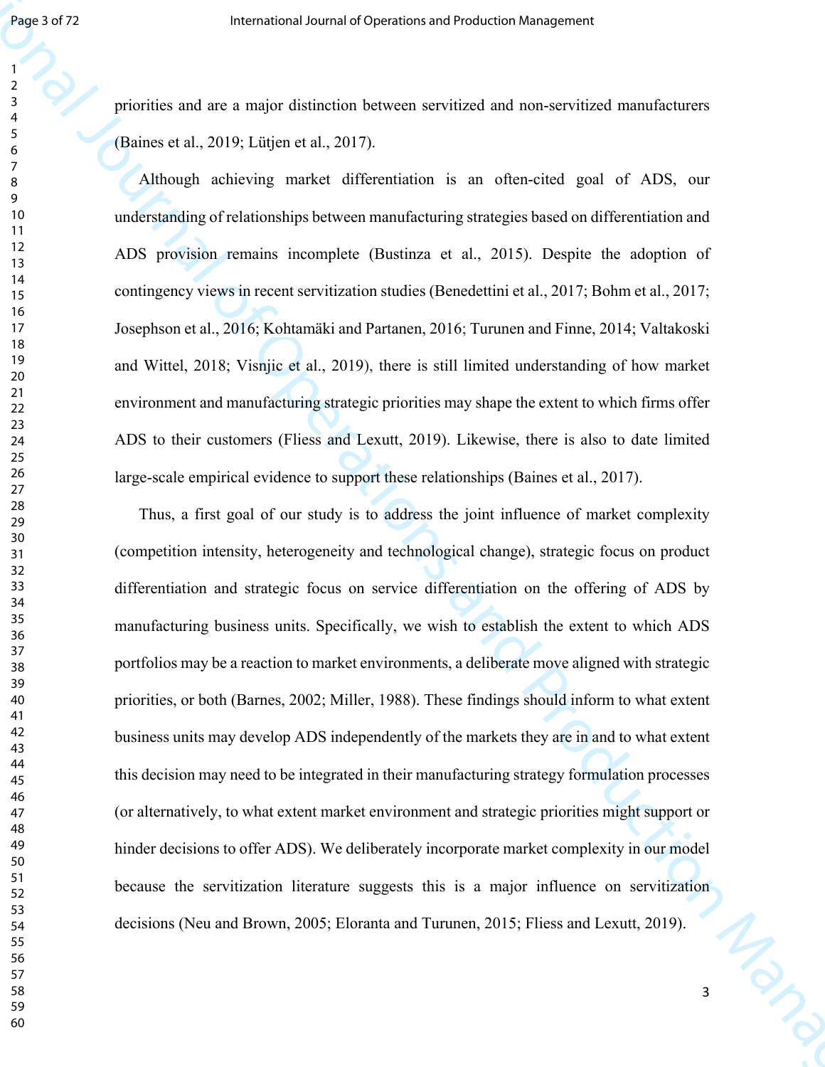priorities and are a major distinction between servitized and non-servitized manufacturers (Baines et al., 2019; Lütjen et al., 2017).

Although achieving market differentiation is an often-cited goal of ADS, our understanding of relationships between manufacturing strategies based on differentiation and ADS provision remains incomplete (Bustinza et al., 2015). Despite the adoption of contingency views in recent servitization studies (Benedettini et al., 2017; Bohm et al., 2017; Josephson et al., 2016; Kohtamäki and Partanen, 2016; Turunen and Finne, 2014; Valtakoski and Wittel, 2018; Visnjic et al., 2019), there is still limited understanding of how market environment and manufacturing strategic priorities may shape the extent to which firms offer ADS to their customers (Fliess and Lexutt, 2019). Likewise, there is also to date limited large-scale empirical evidence to support these relationships (Baines et al., 2017).

Thus, a first goal of our study is to address the joint influence of market complexity (competition intensity, heterogeneity and technological change), strategic focus on product differentiation and strategic focus on service differentiation on the offering of ADS by manufacturing business units. Specifically, we wish to establish the extent to which ADS portfolios may be a reaction to market environments, a deliberate move aligned with strategic priorities, or both (Barnes, 2002; Miller, 1988). These findings should inform to what extent business units may develop ADS independently of the markets they are in and to what extent this decision may need to be integrated in their manufacturing strategy formulation processes (or alternatively, to what extent market environment and strategic priorities might support or hinder decisions to offer ADS). We deliberately incorporate market complexity in our model because the servitization literature suggests this is a major influence on servitization decisions (Neu and Brown, 2005; Eloranta and Turunen, 2015; Fliess and Lexutt, 2019).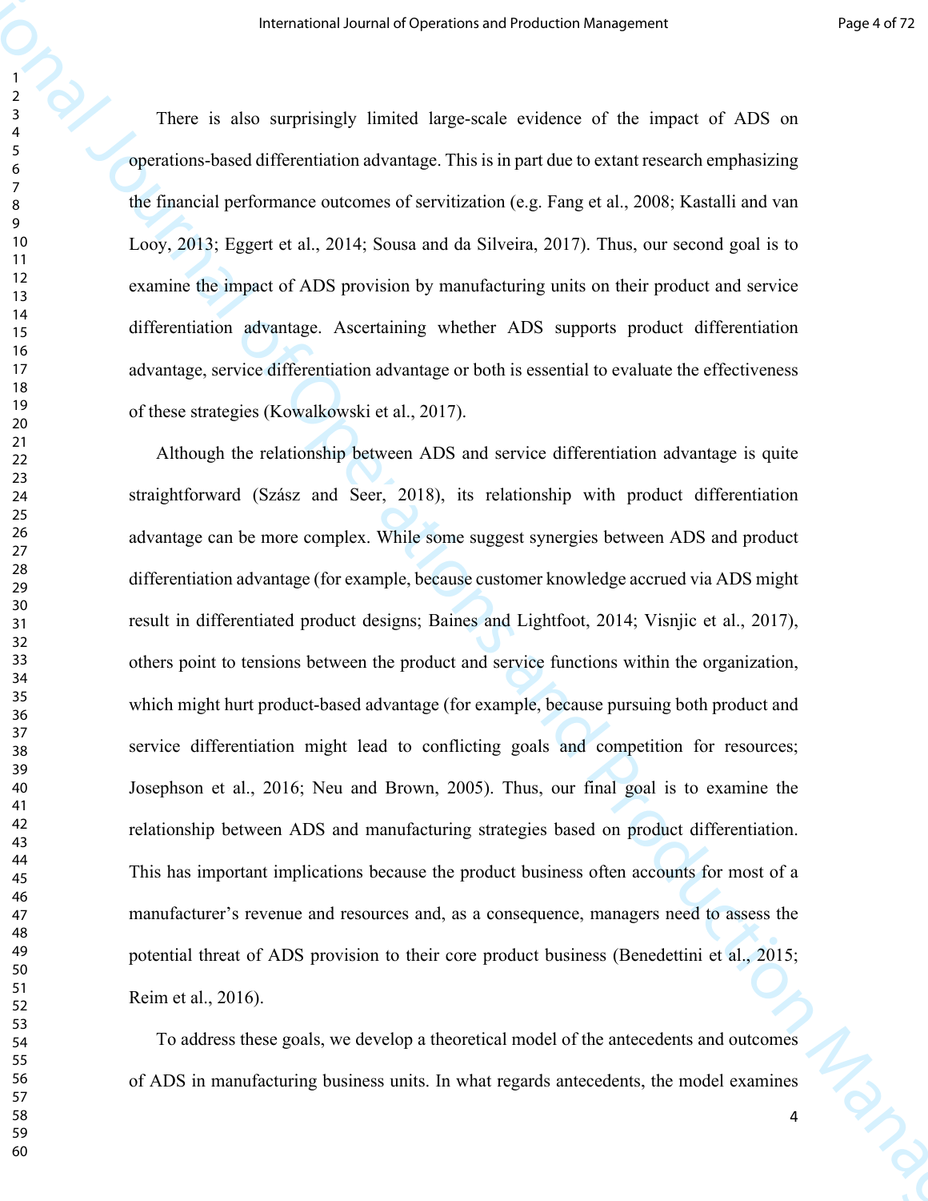There is also surprisingly limited large-scale evidence of the impact of ADS on operations-based differentiation advantage. This is in part due to extant research emphasizing the financial performance outcomes of servitization (e.g. Fang et al., 2008; Kastalli and van Looy, 2013; Eggert et al., 2014; Sousa and da Silveira, 2017). Thus, our second goal is to examine the impact of ADS provision by manufacturing units on their product and service differentiation advantage. Ascertaining whether ADS supports product differentiation advantage, service differentiation advantage or both is essential to evaluate the effectiveness of these strategies (Kowalkowski et al., 2017).

Although the relationship between ADS and service differentiation advantage is quite straightforward (Szász and Seer, 2018), its relationship with product differentiation advantage can be more complex. While some suggest synergies between ADS and product differentiation advantage (for example, because customer knowledge accrued via ADS might result in differentiated product designs; Baines and Lightfoot, 2014; Visnjic et al., 2017), others point to tensions between the product and service functions within the organization, which might hurt product-based advantage (for example, because pursuing both product and service differentiation might lead to conflicting goals and competition for resources; Josephson et al., 2016; Neu and Brown, 2005). Thus, our final goal is to examine the relationship between ADS and manufacturing strategies based on product differentiation. This has important implications because the product business often accounts for most of a manufacturer's revenue and resources and, as a consequence, managers need to assess the potential threat of ADS provision to their core product business (Benedettini et al., 2015; Reim et al., 2016).

To address these goals, we develop a theoretical model of the antecedents and outcomes of ADS in manufacturing business units. In what regards antecedents, the model examines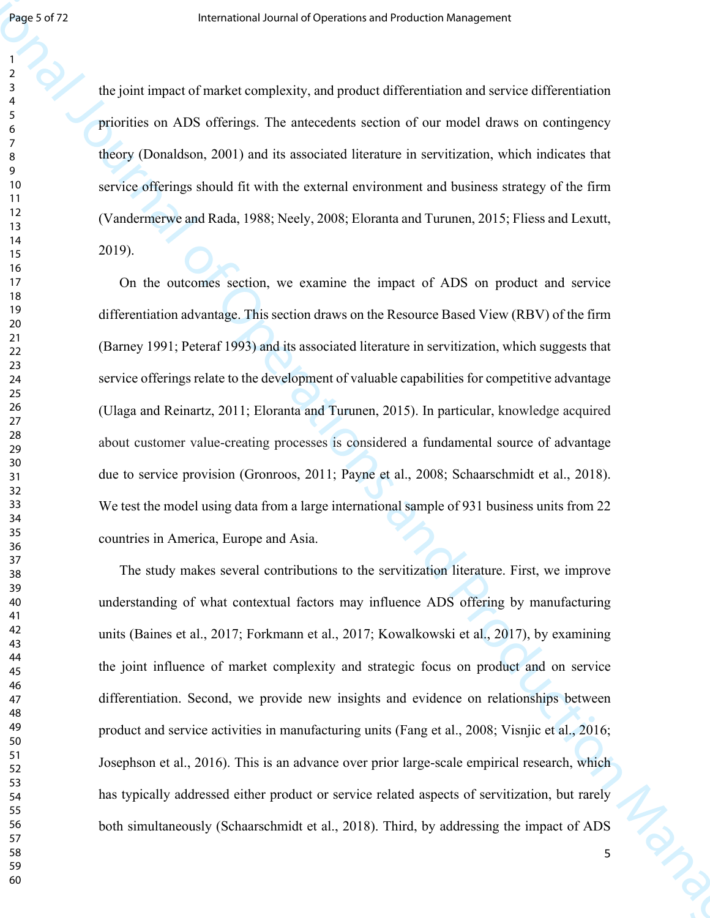the joint impact of market complexity, and product differentiation and service differentiation priorities on ADS offerings. The antecedents section of our model draws on contingency theory (Donaldson, 2001) and its associated literature in servitization, which indicates that service offerings should fit with the external environment and business strategy of the firm (Vandermerwe and Rada, 1988; Neely, 2008; Eloranta and Turunen, 2015; Fliess and Lexutt, 2019).

On the outcomes section, we examine the impact of ADS on product and service differentiation advantage. This section draws on the Resource Based View (RBV) of the firm (Barney 1991; Peteraf 1993) and its associated literature in servitization, which suggests that service offerings relate to the development of valuable capabilities for competitive advantage (Ulaga and Reinartz, 2011; Eloranta and Turunen, 2015). In particular, knowledge acquired about customer value-creating processes is considered a fundamental source of advantage due to service provision (Gronroos, 2011; Payne et al., 2008; Schaarschmidt et al., 2018). We test the model using data from a large international sample of 931 business units from 22 countries in America, Europe and Asia.

The study makes several contributions to the servitization literature. First, we improve understanding of what contextual factors may influence ADS offering by manufacturing units (Baines et al., 2017; Forkmann et al., 2017; Kowalkowski et al., 2017), by examining the joint influence of market complexity and strategic focus on product and on service differentiation. Second, we provide new insights and evidence on relationships between product and service activities in manufacturing units (Fang et al., 2008; Visnjic et al., 2016; Josephson et al., 2016). This is an advance over prior large-scale empirical research, which has typically addressed either product or service related aspects of servitization, but rarely both simultaneously (Schaarschmidt et al., 2018). Third, by addressing the impact of ADS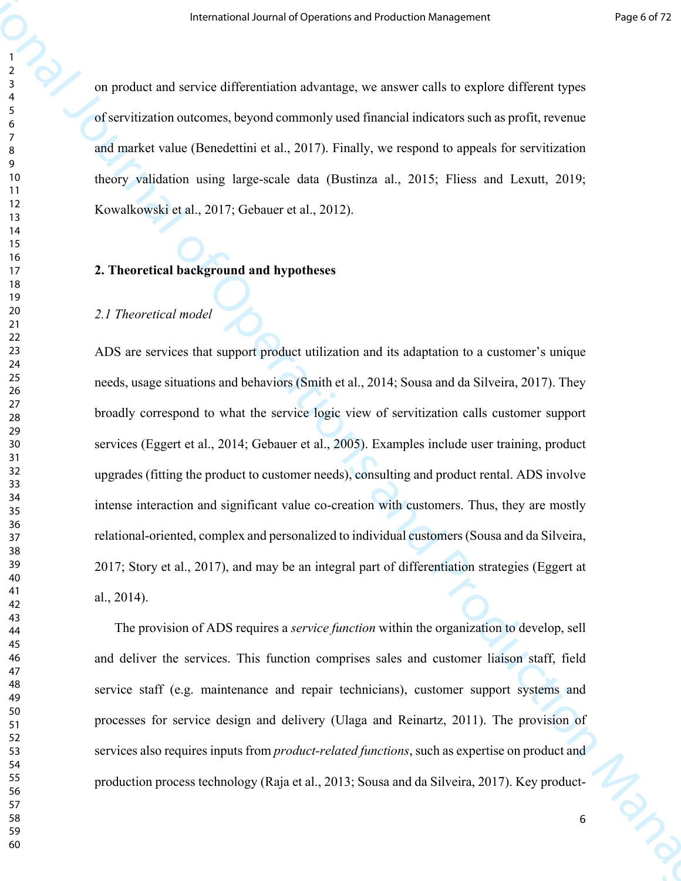on product and service differentiation advantage, we answer calls to explore different types of servitization outcomes, beyond commonly used financial indicators such as profit, revenue and market value (Benedettini et al., 2017). Finally, we respond to appeals for servitization theory validation using large-scale data (Bustinza al., 2015; Fliess and Lexutt, 2019; Kowalkowski et al., 2017; Gebauer et al., 2012).

## 2. Theoretical background and hypotheses

### *2.1 Theoretical model*

ADS are services that support product utilization and its adaptation to a customer's unique needs, usage situations and behaviors (Smith et al., 2014; Sousa and da Silveira, 2017). They broadly correspond to what the service logic view of servitization calls customer support services (Eggert et al., 2014; Gebauer et al., 2005). Examples include user training, product upgrades (fitting the product to customer needs), consulting and product rental. ADS involve intense interaction and significant value co-creation with customers. Thus, they are mostly relational-oriented, complex and personalized to individual customers (Sousa and da Silveira, 2017; Story et al., 2017), and may be an integral part of differentiation strategies (Eggert at al., 2014).

The provision of ADS requires a *service function* within the organization to develop, sell and deliver the services. This function comprises sales and customer liaison staff, field service staff (e.g. maintenance and repair technicians), customer support systems and processes for service design and delivery (Ulaga and Reinartz, 2011). The provision of services also requires inputs from *product-related functions*, such as expertise on product and production process technology (Raja et al., 2013; Sousa and da Silveira, 2017). Key product-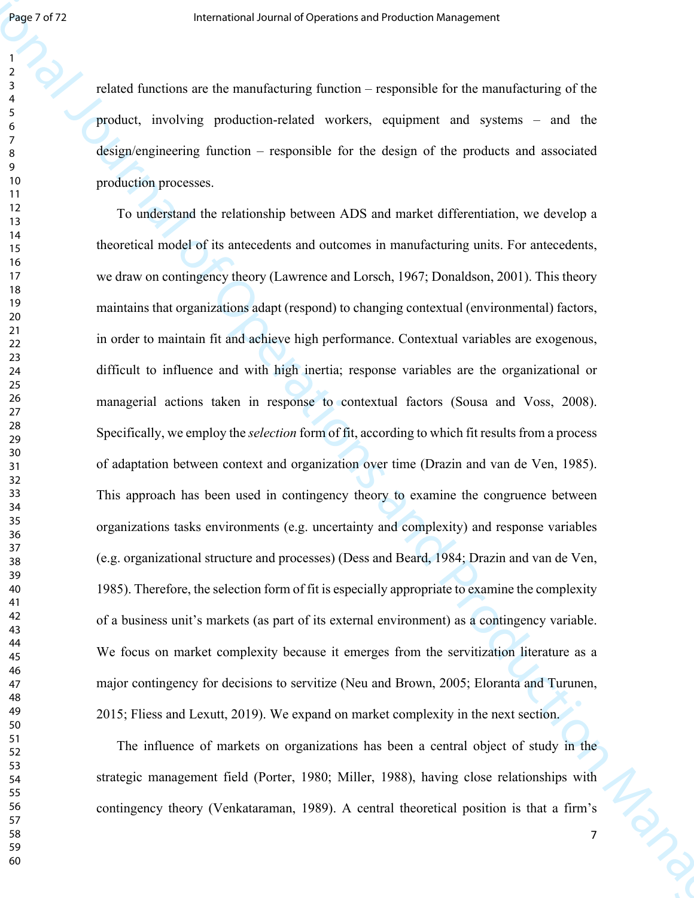related functions are the manufacturing function – responsible for the manufacturing of the product, involving production-related workers, equipment and systems – and the design/engineering function – responsible for the design of the products and associated production processes.

To understand the relationship between ADS and market differentiation, we develop a theoretical model of its antecedents and outcomes in manufacturing units. For antecedents, we draw on contingency theory (Lawrence and Lorsch, 1967; Donaldson, 2001). This theory maintains that organizations adapt (respond) to changing contextual (environmental) factors, in order to maintain fit and achieve high performance. Contextual variables are exogenous, difficult to influence and with high inertia; response variables are the organizational or managerial actions taken in response to contextual factors (Sousa and Voss, 2008). Specifically, we employ the *selection* form of fit, according to which fit results from a process of adaptation between context and organization over time (Drazin and van de Ven, 1985). This approach has been used in contingency theory to examine the congruence between organizations tasks environments (e.g. uncertainty and complexity) and response variables (e.g. organizational structure and processes) (Dess and Beard, 1984; Drazin and van de Ven, 1985). Therefore, the selection form of fit is especially appropriate to examine the complexity of a business unit's markets (as part of its external environment) as a contingency variable. We focus on market complexity because it emerges from the servitization literature as a major contingency for decisions to servitize (Neu and Brown, 2005; Eloranta and Turunen, 2015; Fliess and Lexutt, 2019). We expand on market complexity in the next section.

The influence of markets on organizations has been a central object of study in the strategic management field (Porter, 1980; Miller, 1988), having close relationships with contingency theory (Venkataraman, 1989). A central theoretical position is that a firm's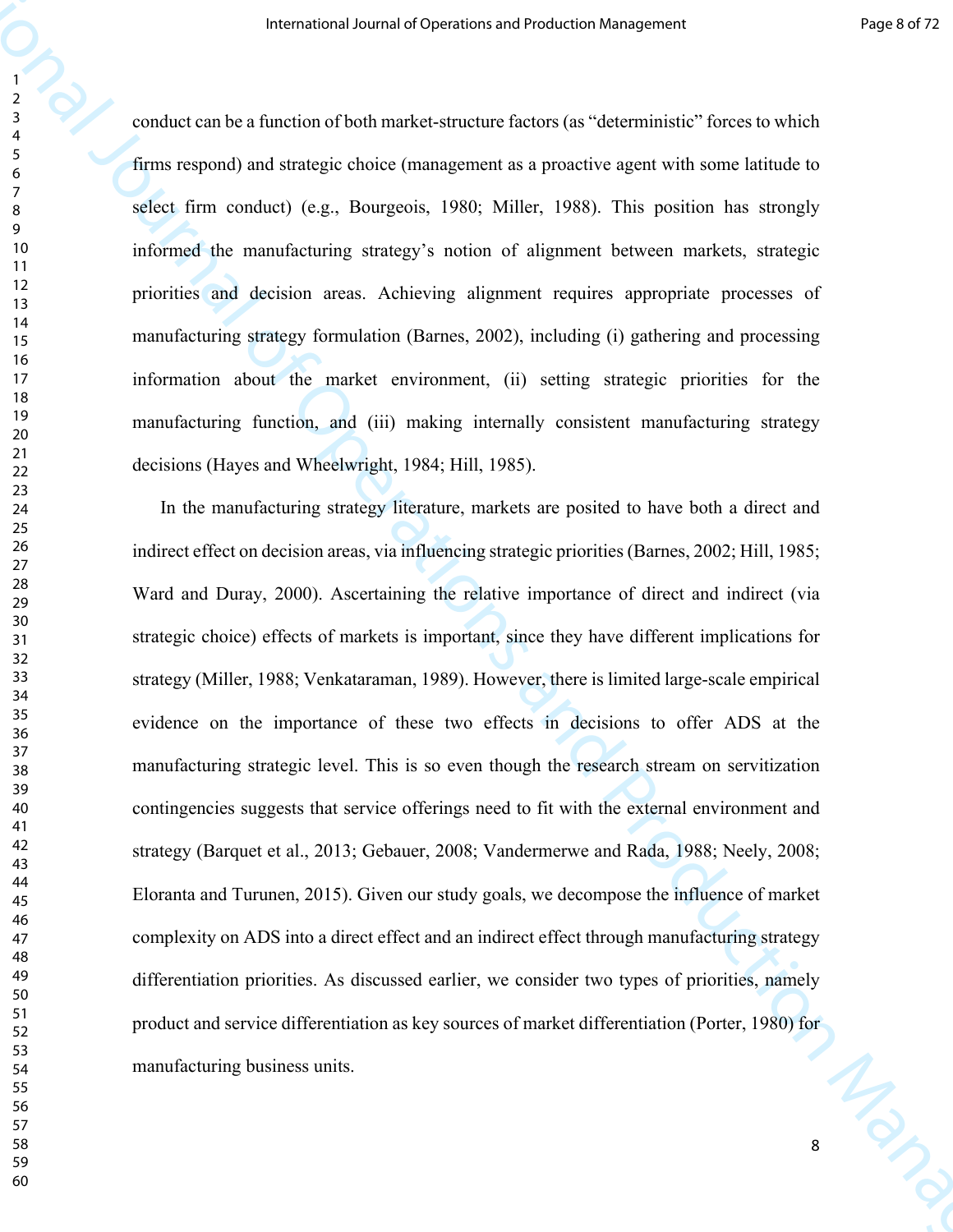conduct can be a function of both market-structure factors (as "deterministic" forces to which firms respond) and strategic choice (management as a proactive agent with some latitude to select firm conduct) (e.g., Bourgeois, 1980; Miller, 1988). This position has strongly informed the manufacturing strategy's notion of alignment between markets, strategic priorities and decision areas. Achieving alignment requires appropriate processes of manufacturing strategy formulation (Barnes, 2002), including (i) gathering and processing information about the market environment, (ii) setting strategic priorities for the manufacturing function, and (iii) making internally consistent manufacturing strategy decisions (Hayes and Wheelwright, 1984; Hill, 1985).

In the manufacturing strategy literature, markets are posited to have both a direct and indirect effect on decision areas, via influencing strategic priorities (Barnes, 2002; Hill, 1985; Ward and Duray, 2000). Ascertaining the relative importance of direct and indirect (via strategic choice) effects of markets is important, since they have different implications for strategy (Miller, 1988; Venkataraman, 1989). However, there is limited large-scale empirical evidence on the importance of these two effects in decisions to offer ADS at the manufacturing strategic level. This is so even though the research stream on servitization contingencies suggests that service offerings need to fit with the external environment and strategy (Barquet et al., 2013; Gebauer, 2008; Vandermerwe and Rada, 1988; Neely, 2008; Eloranta and Turunen, 2015). Given our study goals, we decompose the influence of market complexity on ADS into a direct effect and an indirect effect through manufacturing strategy differentiation priorities. As discussed earlier, we consider two types of priorities, namely product and service differentiation as key sources of market differentiation (Porter, 1980) for manufacturing business units.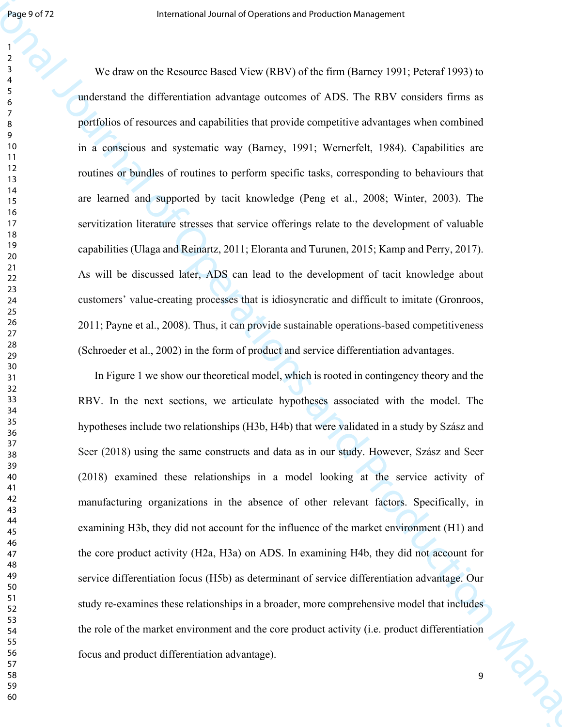We draw on the Resource Based View (RBV) of the firm (Barney 1991; Peteraf 1993) to understand the differentiation advantage outcomes of ADS. The RBV considers firms as portfolios of resources and capabilities that provide competitive advantages when combined in a conscious and systematic way (Barney, 1991; Wernerfelt, 1984). Capabilities are routines or bundles of routines to perform specific tasks, corresponding to behaviours that are learned and supported by tacit knowledge (Peng et al., 2008; Winter, 2003). The servitization literature stresses that service offerings relate to the development of valuable capabilities (Ulaga and Reinartz, 2011; Eloranta and Turunen, 2015; Kamp and Perry, 2017). As will be discussed later, ADS can lead to the development of tacit knowledge about customers' value-creating processes that is idiosyncratic and difficult to imitate (Gronroos, 2011; Payne et al., 2008). Thus, it can provide sustainable operations-based competitiveness (Schroeder et al., 2002) in the form of product and service differentiation advantages.

In Figure 1 we show our theoretical model, which is rooted in contingency theory and the RBV. In the next sections, we articulate hypotheses associated with the model. The hypotheses include two relationships (H3b, H4b) that were validated in a study by Szász and Seer (2018) using the same constructs and data as in our study. However, Szász and Seer (2018) examined these relationships in a model looking at the service activity of manufacturing organizations in the absence of other relevant factors. Specifically, in examining H3b, they did not account for the influence of the market environment (H1) and the core product activity (H2a, H3a) on ADS. In examining H4b, they did not account for service differentiation focus (H5b) as determinant of service differentiation advantage. Our study re-examines these relationships in a broader, more comprehensive model that includes the role of the market environment and the core product activity (i.e. product differentiation focus and product differentiation advantage).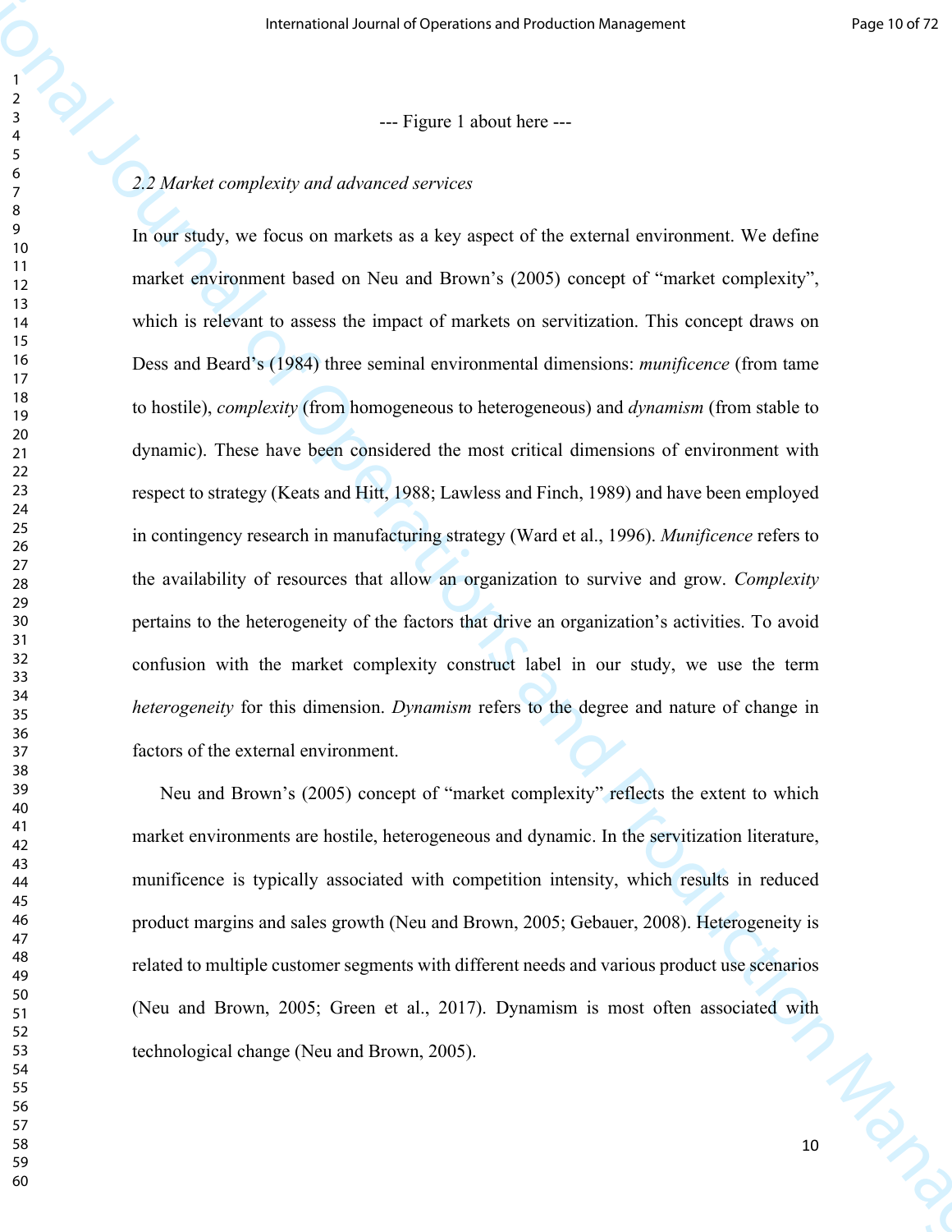--- Figure 1 about here ---

### *2.2 Market complexity and advanced services*

In our study, we focus on markets as a key aspect of the external environment. We define market environment based on Neu and Brown's (2005) concept of "market complexity", which is relevant to assess the impact of markets on servitization. This concept draws on Dess and Beard's (1984) three seminal environmental dimensions: *munificence* (from tame to hostile), *complexity* (from homogeneous to heterogeneous) and *dynamism* (from stable to dynamic). These have been considered the most critical dimensions of environment with respect to strategy (Keats and Hitt, 1988; Lawless and Finch, 1989) and have been employed in contingency research in manufacturing strategy (Ward et al., 1996). *Munificence* refers to the availability of resources that allow an organization to survive and grow. *Complexity* pertains to the heterogeneity of the factors that drive an organization's activities. To avoid confusion with the market complexity construct label in our study, we use the term *heterogeneity* for this dimension. *Dynamism* refers to the degree and nature of change in factors of the external environment.

Neu and Brown's (2005) concept of "market complexity" reflects the extent to which market environments are hostile, heterogeneous and dynamic. In the servitization literature, munificence is typically associated with competition intensity, which results in reduced product margins and sales growth (Neu and Brown, 2005; Gebauer, 2008). Heterogeneity is related to multiple customer segments with different needs and various product use scenarios (Neu and Brown, 2005; Green et al., 2017). Dynamism is most often associated with technological change (Neu and Brown, 2005).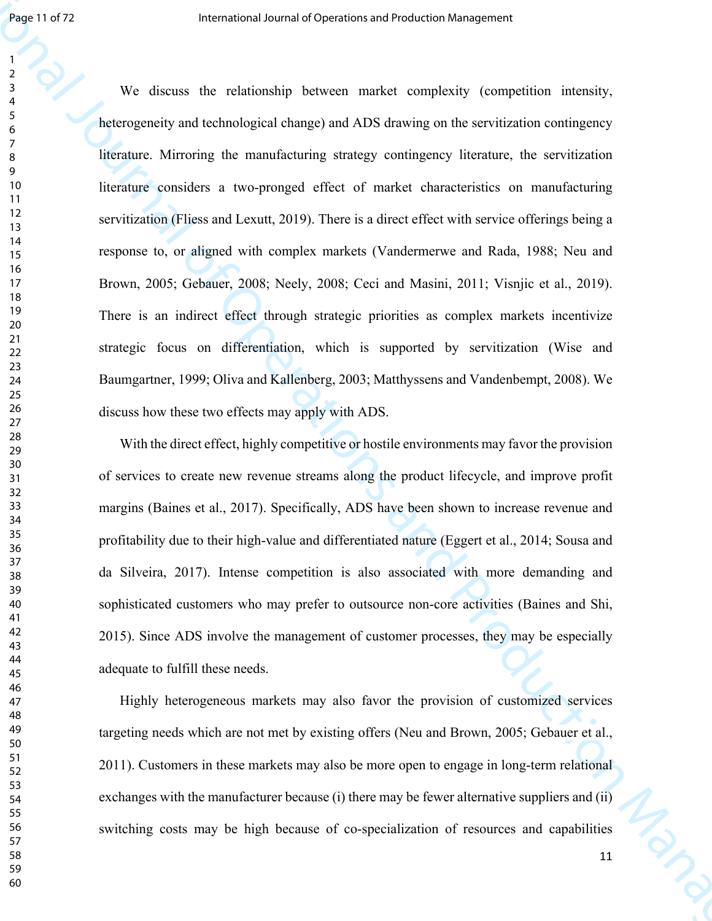We discuss the relationship between market complexity (competition intensity, heterogeneity and technological change) and ADS drawing on the servitization contingency literature. Mirroring the manufacturing strategy contingency literature, the servitization literature considers a two-pronged effect of market characteristics on manufacturing servitization (Fliess and Lexutt, 2019). There is a direct effect with service offerings being a response to, or aligned with complex markets (Vandermerwe and Rada, 1988; Neu and Brown, 2005; Gebauer, 2008; Neely, 2008; Ceci and Masini, 2011; Visnjic et al., 2019). There is an indirect effect through strategic priorities as complex markets incentivize strategic focus on differentiation, which is supported by servitization (Wise and Baumgartner, 1999; Oliva and Kallenberg, 2003; Matthyssens and Vandenbempt, 2008). We discuss how these two effects may apply with ADS.

With the direct effect, highly competitive or hostile environments may favor the provision of services to create new revenue streams along the product lifecycle, and improve profit margins (Baines et al., 2017). Specifically, ADS have been shown to increase revenue and profitability due to their high-value and differentiated nature (Eggert et al., 2014; Sousa and da Silveira, 2017). Intense competition is also associated with more demanding and sophisticated customers who may prefer to outsource non-core activities (Baines and Shi, 2015). Since ADS involve the management of customer processes, they may be especially adequate to fulfill these needs.

Highly heterogeneous markets may also favor the provision of customized services targeting needs which are not met by existing offers (Neu and Brown, 2005; Gebauer et al., 2011). Customers in these markets may also be more open to engage in long-term relational exchanges with the manufacturer because (i) there may be fewer alternative suppliers and (ii) switching costs may be high because of co-specialization of resources and capabilities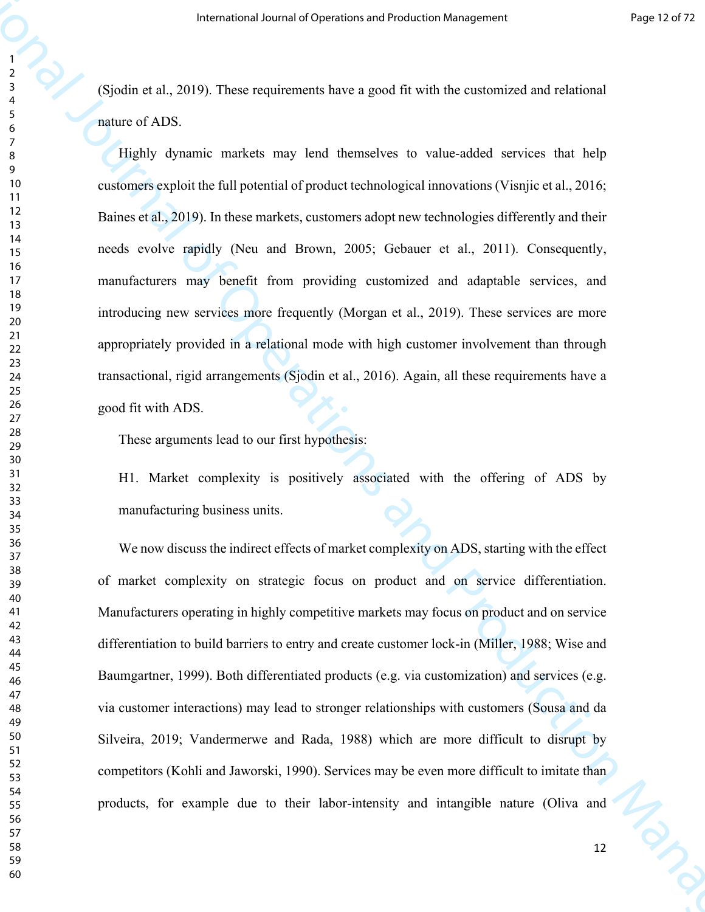(Sjodin et al., 2019). These requirements have a good fit with the customized and relational nature of ADS.

Highly dynamic markets may lend themselves to value-added services that help customers exploit the full potential of product technological innovations (Visnjic et al., 2016; Baines et al., 2019). In these markets, customers adopt new technologies differently and their needs evolve rapidly (Neu and Brown, 2005; Gebauer et al., 2011). Consequently, manufacturers may benefit from providing customized and adaptable services, and introducing new services more frequently (Morgan et al., 2019). These services are more appropriately provided in a relational mode with high customer involvement than through transactional, rigid arrangements (Sjodin et al., 2016). Again, all these requirements have a good fit with ADS.

These arguments lead to our first hypothesis:

H1. Market complexity is positively associated with the offering of ADS by manufacturing business units.

We now discuss the indirect effects of market complexity on ADS, starting with the effect of market complexity on strategic focus on product and on service differentiation. Manufacturers operating in highly competitive markets may focus on product and on service differentiation to build barriers to entry and create customer lock-in (Miller, 1988; Wise and Baumgartner, 1999). Both differentiated products (e.g. via customization) and services (e.g. via customer interactions) may lead to stronger relationships with customers (Sousa and da Silveira, 2019; Vandermerwe and Rada, 1988) which are more difficult to disrupt by competitors (Kohli and Jaworski, 1990). Services may be even more difficult to imitate than products, for example due to their labor-intensity and intangible nature (Oliva and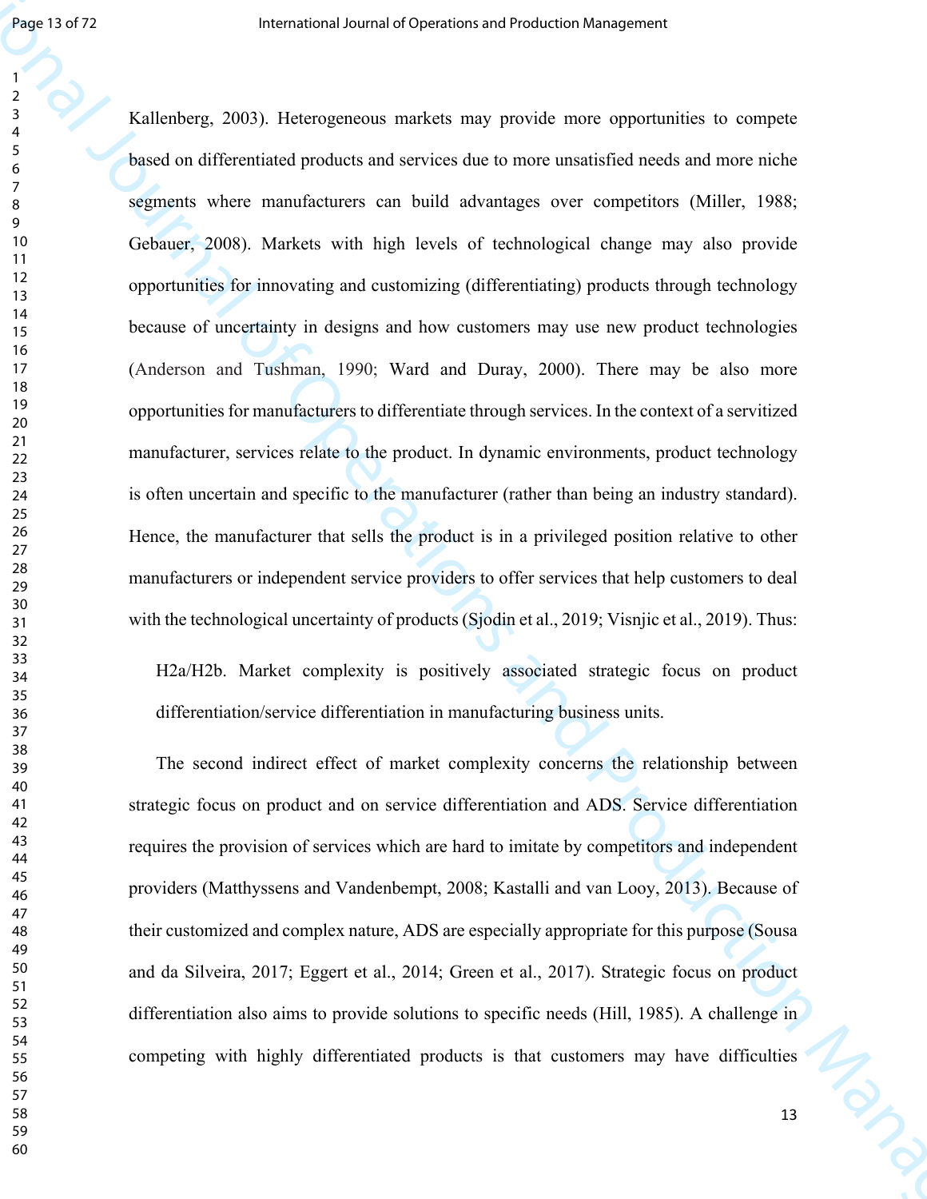Kallenberg, 2003). Heterogeneous markets may provide more opportunities to compete based on differentiated products and services due to more unsatisfied needs and more niche segments where manufacturers can build advantages over competitors (Miller, 1988; Gebauer, 2008). Markets with high levels of technological change may also provide opportunities for innovating and customizing (differentiating) products through technology because of uncertainty in designs and how customers may use new product technologies (Anderson and Tushman, 1990; Ward and Duray, 2000). There may be also more opportunities for manufacturers to differentiate through services. In the context of a servitized manufacturer, services relate to the product. In dynamic environments, product technology is often uncertain and specific to the manufacturer (rather than being an industry standard). Hence, the manufacturer that sells the product is in a privileged position relative to other manufacturers or independent service providers to offer services that help customers to deal with the technological uncertainty of products (Sjodin et al., 2019; Visnjic et al., 2019). Thus:

> H2a/H2b. Market complexity is positively associated strategic focus on product differentiation/service differentiation in manufacturing business units.

The second indirect effect of market complexity concerns the relationship between strategic focus on product and on service differentiation and ADS. Service differentiation requires the provision of services which are hard to imitate by competitors and independent providers (Matthyssens and Vandenbempt, 2008; Kastalli and van Looy, 2013). Because of their customized and complex nature, ADS are especially appropriate for this purpose (Sousa and da Silveira, 2017; Eggert et al., 2014; Green et al., 2017). Strategic focus on product differentiation also aims to provide solutions to specific needs (Hill, 1985). A challenge in competing with highly differentiated products is that customers may have difficulties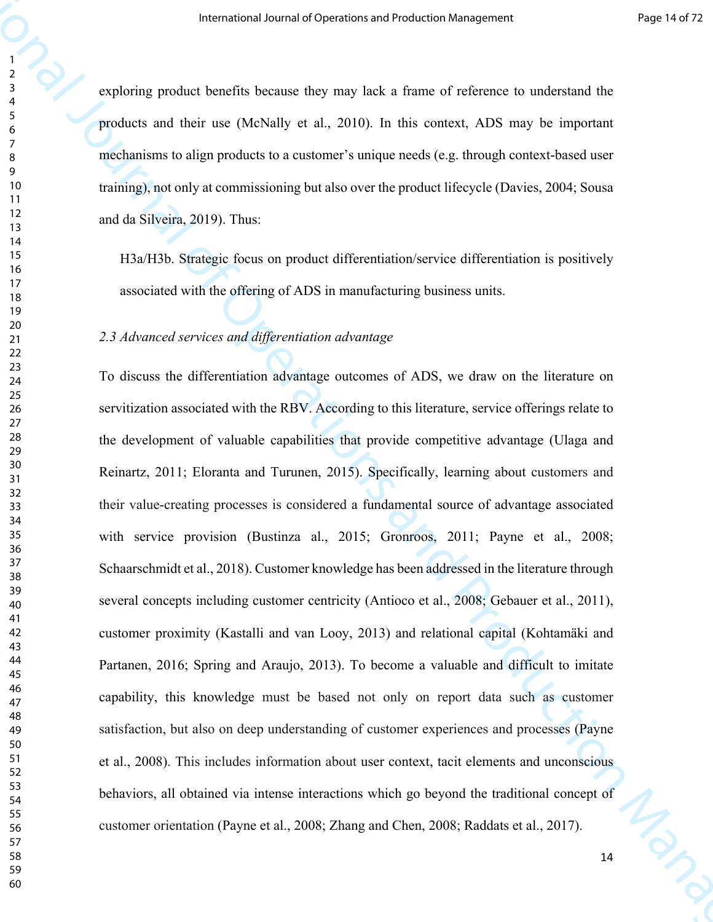exploring product benefits because they may lack a frame of reference to understand the products and their use (McNally et al., 2010). In this context, ADS may be important mechanisms to align products to a customer's unique needs (e.g. through context-based user training), not only at commissioning but also over the product lifecycle (Davies, 2004; Sousa and da Silveira, 2019). Thus:

> H3a/H3b. Strategic focus on product differentiation/service differentiation is positively associated with the offering of ADS in manufacturing business units.

### *2.3 Advanced services and differentiation advantage*

To discuss the differentiation advantage outcomes of ADS, we draw on the literature on servitization associated with the RBV. According to this literature, service offerings relate to the development of valuable capabilities that provide competitive advantage (Ulaga and Reinartz, 2011; Eloranta and Turunen, 2015). Specifically, learning about customers and their value-creating processes is considered a fundamental source of advantage associated with service provision (Bustinza al., 2015; Gronroos, 2011; Payne et al., 2008; Schaarschmidt et al., 2018). Customer knowledge has been addressed in the literature through several concepts including customer centricity (Antioco et al., 2008; Gebauer et al., 2011), customer proximity (Kastalli and van Looy, 2013) and relational capital (Kohtamäki and Partanen, 2016; Spring and Araujo, 2013). To become a valuable and difficult to imitate capability, this knowledge must be based not only on report data such as customer satisfaction, but also on deep understanding of customer experiences and processes (Payne et al., 2008). This includes information about user context, tacit elements and unconscious behaviors, all obtained via intense interactions which go beyond the traditional concept of customer orientation (Payne et al., 2008; Zhang and Chen, 2008; Raddats et al., 2017).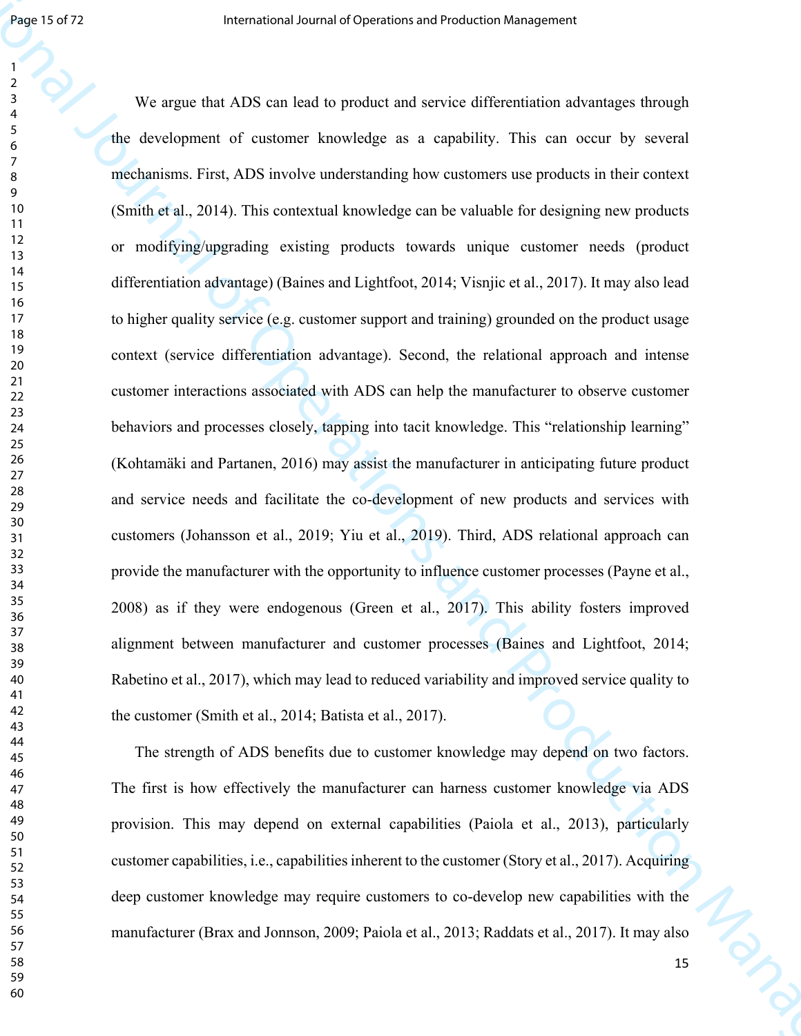We argue that ADS can lead to product and service differentiation advantages through the development of customer knowledge as a capability. This can occur by several mechanisms. First, ADS involve understanding how customers use products in their context (Smith et al., 2014). This contextual knowledge can be valuable for designing new products or modifying/upgrading existing products towards unique customer needs (product differentiation advantage) (Baines and Lightfoot, 2014; Visnjic et al., 2017). It may also lead to higher quality service (e.g. customer support and training) grounded on the product usage context (service differentiation advantage). Second, the relational approach and intense customer interactions associated with ADS can help the manufacturer to observe customer behaviors and processes closely, tapping into tacit knowledge. This "relationship learning" (Kohtamäki and Partanen, 2016) may assist the manufacturer in anticipating future product and service needs and facilitate the co-development of new products and services with customers (Johansson et al., 2019; Yiu et al., 2019). Third, ADS relational approach can provide the manufacturer with the opportunity to influence customer processes (Payne et al., 2008) as if they were endogenous (Green et al., 2017). This ability fosters improved alignment between manufacturer and customer processes (Baines and Lightfoot, 2014; Rabetino et al., 2017), which may lead to reduced variability and improved service quality to the customer (Smith et al., 2014; Batista et al., 2017).

The strength of ADS benefits due to customer knowledge may depend on two factors. The first is how effectively the manufacturer can harness customer knowledge via ADS provision. This may depend on external capabilities (Paiola et al., 2013), particularly customer capabilities, i.e., capabilities inherent to the customer (Story et al., 2017). Acquiring deep customer knowledge may require customers to co-develop new capabilities with the manufacturer (Brax and Jonnson, 2009; Paiola et al., 2013; Raddats et al., 2017). It may also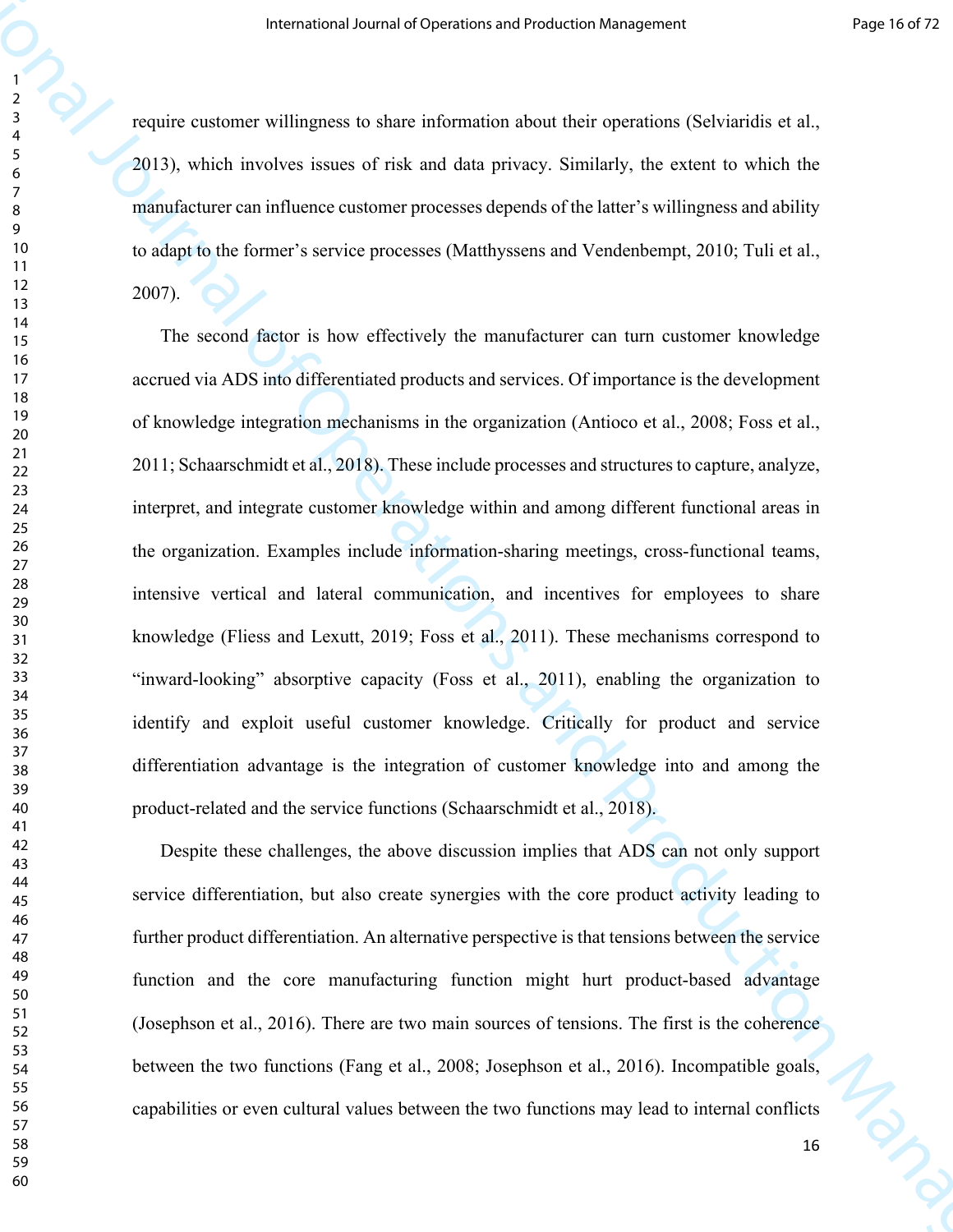require customer willingness to share information about their operations (Selviaridis et al., 2013), which involves issues of risk and data privacy. Similarly, the extent to which the manufacturer can influence customer processes depends of the latter's willingness and ability to adapt to the former's service processes (Matthyssens and Vendenbempt, 2010; Tuli et al., 2007).

The second factor is how effectively the manufacturer can turn customer knowledge accrued via ADS into differentiated products and services. Of importance is the development of knowledge integration mechanisms in the organization (Antioco et al., 2008; Foss et al., 2011; Schaarschmidt et al., 2018). These include processes and structures to capture, analyze, interpret, and integrate customer knowledge within and among different functional areas in the organization. Examples include information-sharing meetings, cross-functional teams, intensive vertical and lateral communication, and incentives for employees to share knowledge (Fliess and Lexutt, 2019; Foss et al., 2011). These mechanisms correspond to "inward-looking" absorptive capacity (Foss et al., 2011), enabling the organization to identify and exploit useful customer knowledge. Critically for product and service differentiation advantage is the integration of customer knowledge into and among the product-related and the service functions (Schaarschmidt et al., 2018).

Despite these challenges, the above discussion implies that ADS can not only support service differentiation, but also create synergies with the core product activity leading to further product differentiation. An alternative perspective is that tensions between the service function and the core manufacturing function might hurt product-based advantage (Josephson et al., 2016). There are two main sources of tensions. The first is the coherence between the two functions (Fang et al., 2008; Josephson et al., 2016). Incompatible goals, capabilities or even cultural values between the two functions may lead to internal conflicts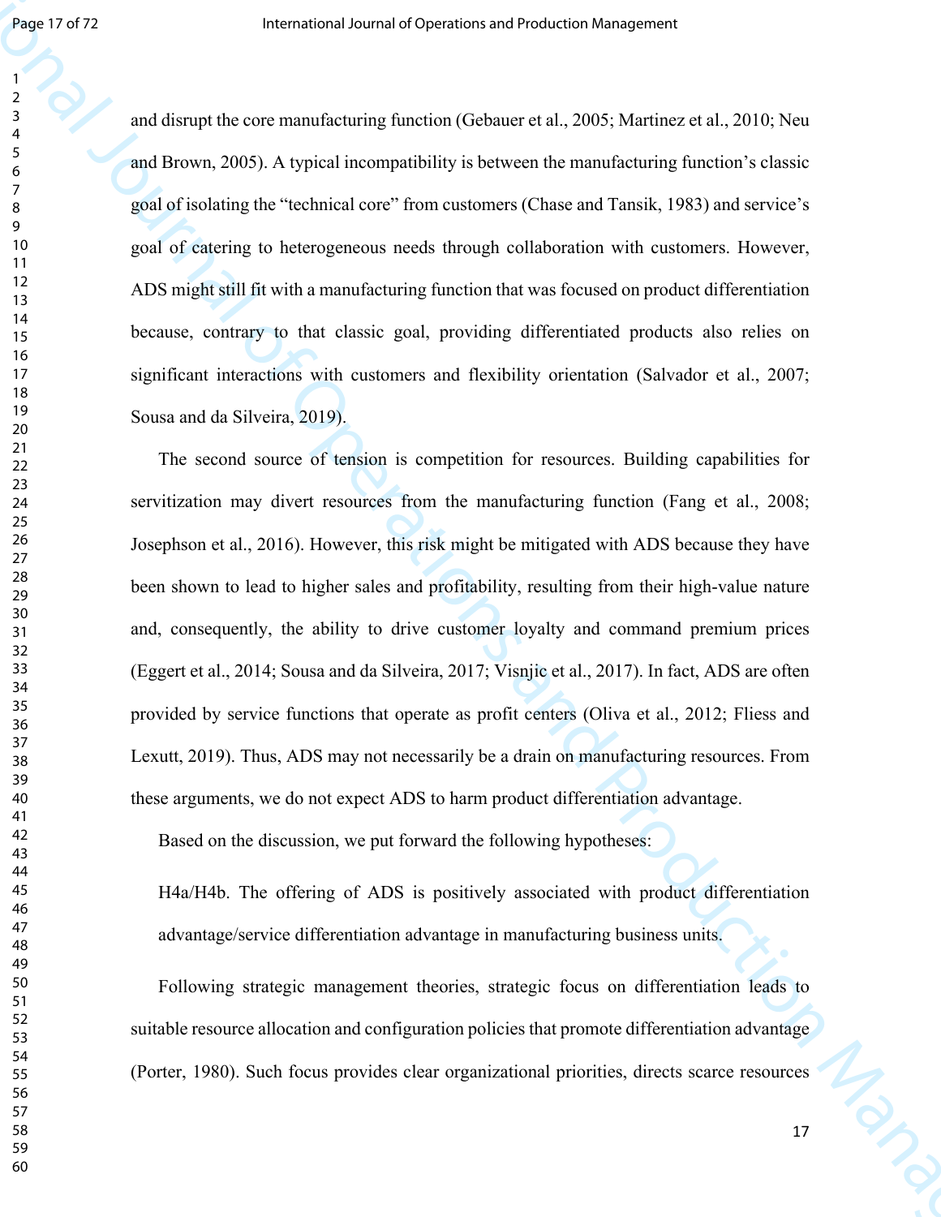and disrupt the core manufacturing function (Gebauer et al., 2005; Martinez et al., 2010; Neu and Brown, 2005). A typical incompatibility is between the manufacturing function's classic goal of isolating the "technical core" from customers (Chase and Tansik, 1983) and service's goal of catering to heterogeneous needs through collaboration with customers. However, ADS might still fit with a manufacturing function that was focused on product differentiation because, contrary to that classic goal, providing differentiated products also relies on significant interactions with customers and flexibility orientation (Salvador et al., 2007; Sousa and da Silveira, 2019).

The second source of tension is competition for resources. Building capabilities for servitization may divert resources from the manufacturing function (Fang et al., 2008; Josephson et al., 2016). However, this risk might be mitigated with ADS because they have been shown to lead to higher sales and profitability, resulting from their high-value nature and, consequently, the ability to drive customer loyalty and command premium prices (Eggert et al., 2014; Sousa and da Silveira, 2017; Visnjic et al., 2017). In fact, ADS are often provided by service functions that operate as profit centers (Oliva et al., 2012; Fliess and Lexutt, 2019). Thus, ADS may not necessarily be a drain on manufacturing resources. From these arguments, we do not expect ADS to harm product differentiation advantage.

Based on the discussion, we put forward the following hypotheses:

H4a/H4b. The offering of ADS is positively associated with product differentiation advantage/service differentiation advantage in manufacturing business units.

Following strategic management theories, strategic focus on differentiation leads to suitable resource allocation and configuration policies that promote differentiation advantage (Porter, 1980). Such focus provides clear organizational priorities, directs scarce resources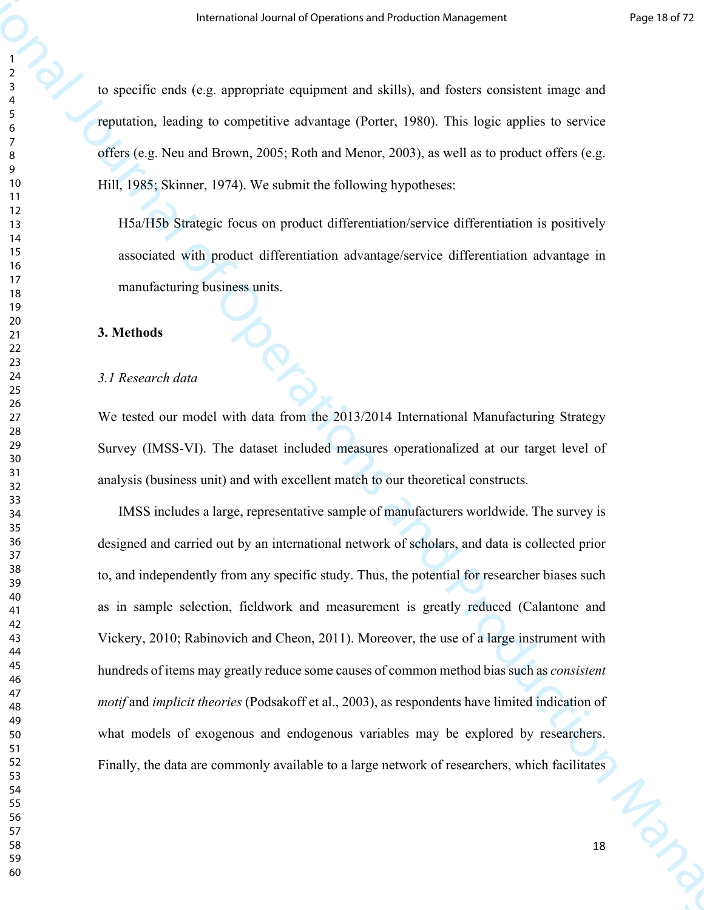to specific ends (e.g. appropriate equipment and skills), and fosters consistent image and reputation, leading to competitive advantage (Porter, 1980). This logic applies to service offers (e.g. Neu and Brown, 2005; Roth and Menor, 2003), as well as to product offers (e.g. Hill, 1985; Skinner, 1974). We submit the following hypotheses:

> H5a/H5b Strategic focus on product differentiation/service differentiation is positively associated with product differentiation advantage/service differentiation advantage in manufacturing business units.

## 3. Methods

### *3.1 Research data*

We tested our model with data from the 2013/2014 International Manufacturing Strategy Survey (IMSS-VI). The dataset included measures operationalized at our target level of analysis (business unit) and with excellent match to our theoretical constructs.

IMSS includes a large, representative sample of manufacturers worldwide. The survey is designed and carried out by an international network of scholars, and data is collected prior to, and independently from any specific study. Thus, the potential for researcher biases such as in sample selection, fieldwork and measurement is greatly reduced (Calantone and Vickery, 2010; Rabinovich and Cheon, 2011). Moreover, the use of a large instrument with hundreds of items may greatly reduce some causes of common method bias such as *consistent motif* and *implicit theories* (Podsakoff et al., 2003), as respondents have limited indication of what models of exogenous and endogenous variables may be explored by researchers. Finally, the data are commonly available to a large network of researchers, which facilitates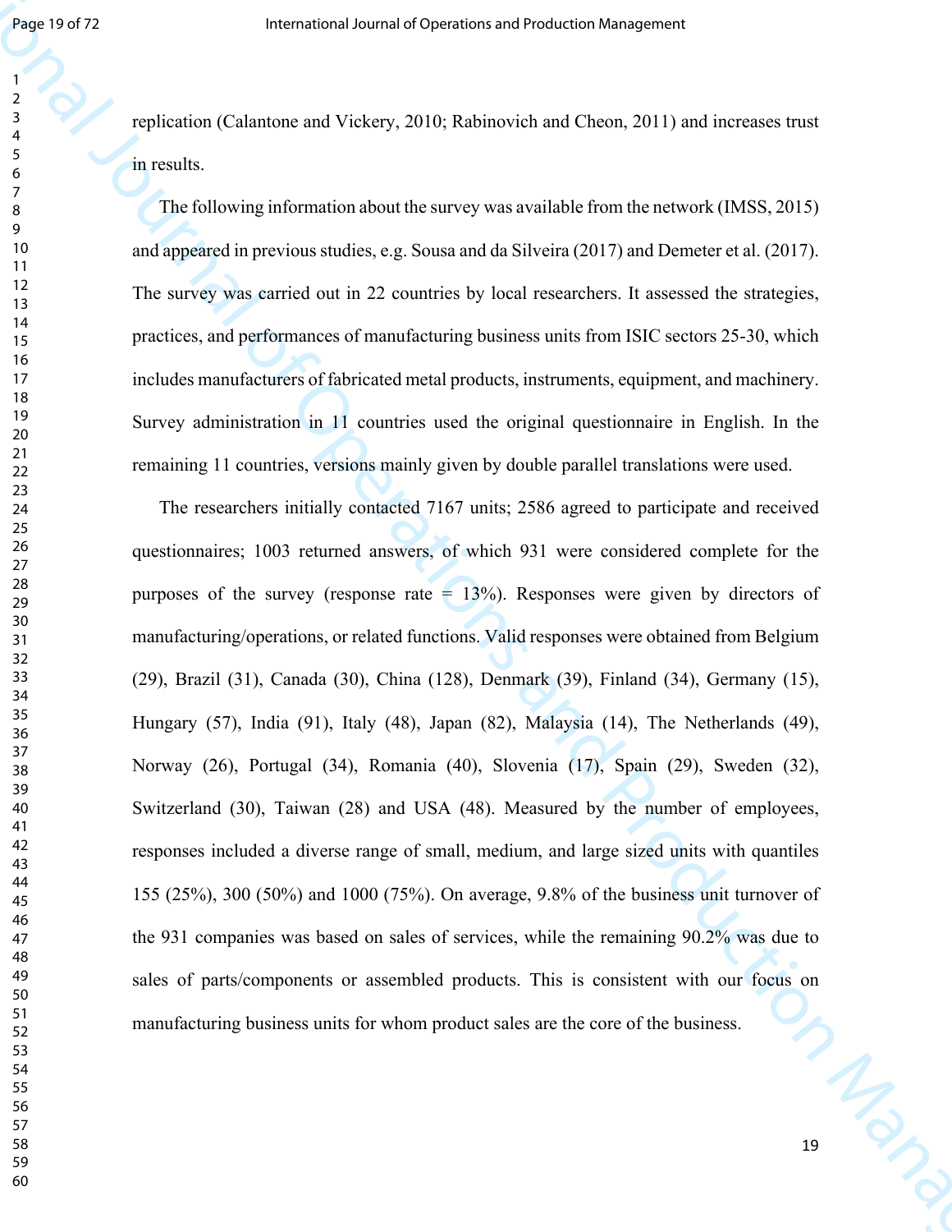replication (Calantone and Vickery, 2010; Rabinovich and Cheon, 2011) and increases trust in results.

The following information about the survey was available from the network (IMSS, 2015) and appeared in previous studies, e.g. Sousa and da Silveira (2017) and Demeter et al. (2017). The survey was carried out in 22 countries by local researchers. It assessed the strategies, practices, and performances of manufacturing business units from ISIC sectors 25-30, which includes manufacturers of fabricated metal products, instruments, equipment, and machinery. Survey administration in 11 countries used the original questionnaire in English. In the remaining 11 countries, versions mainly given by double parallel translations were used.

The researchers initially contacted 7167 units; 2586 agreed to participate and received questionnaires; 1003 returned answers, of which 931 were considered complete for the purposes of the survey (response rate = 13%). Responses were given by directors of manufacturing/operations, or related functions. Valid responses were obtained from Belgium (29), Brazil (31), Canada (30), China (128), Denmark (39), Finland (34), Germany (15), Hungary (57), India (91), Italy (48), Japan (82), Malaysia (14), The Netherlands (49), Norway (26), Portugal (34), Romania (40), Slovenia (17), Spain (29), Sweden (32), Switzerland (30), Taiwan (28) and USA (48). Measured by the number of employees, responses included a diverse range of small, medium, and large sized units with quantiles 155 (25%), 300 (50%) and 1000 (75%). On average, 9.8% of the business unit turnover of the 931 companies was based on sales of services, while the remaining 90.2% was due to sales of parts/components or assembled products. This is consistent with our focus on manufacturing business units for whom product sales are the core of the business.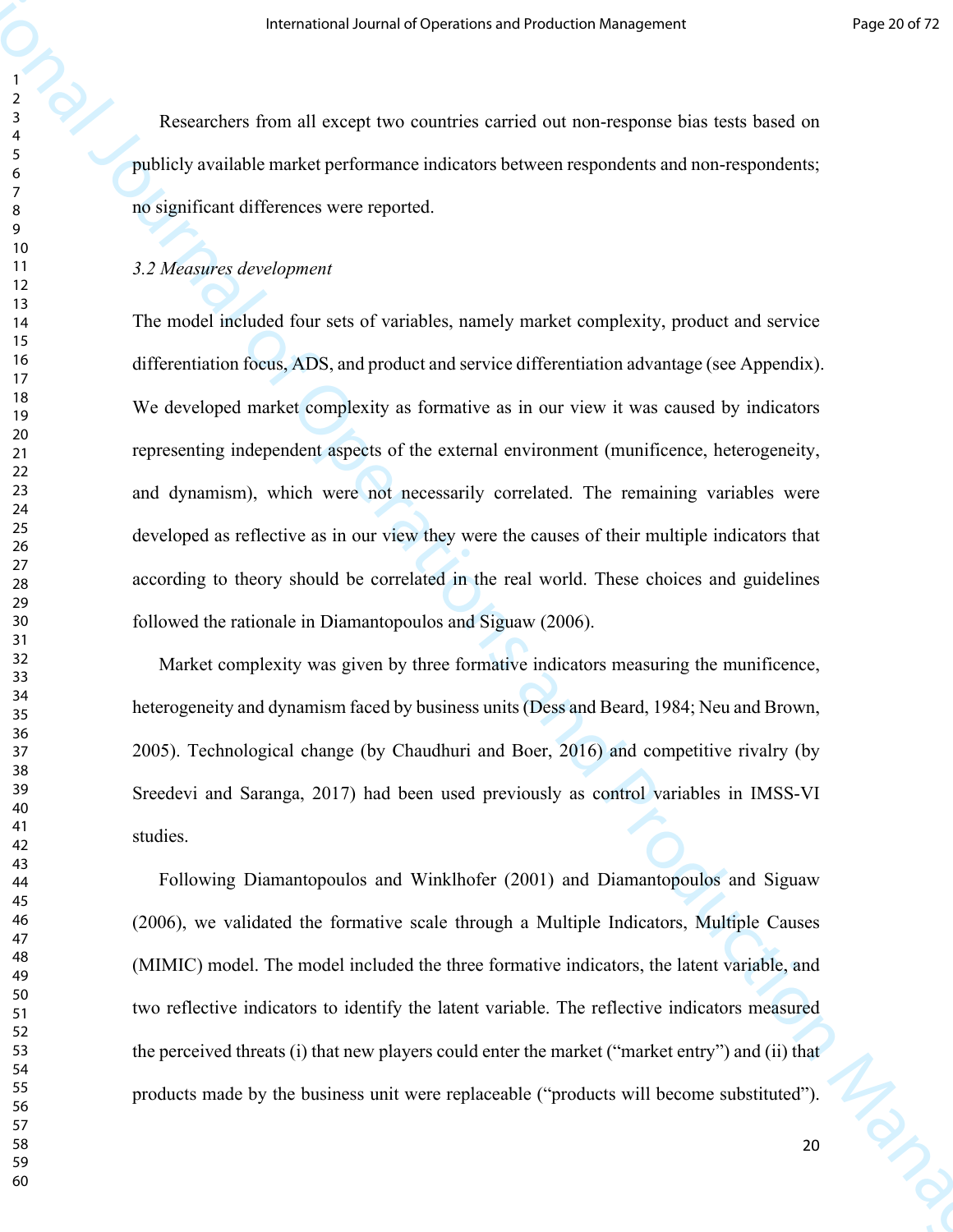Researchers from all except two countries carried out non-response bias tests based on publicly available market performance indicators between respondents and non-respondents; no significant differences were reported.

*3.2 Measures development*

The model included four sets of variables, namely market complexity, product and service differentiation focus, ADS, and product and service differentiation advantage (see Appendix). We developed market complexity as formative as in our view it was caused by indicators representing independent aspects of the external environment (munificence, heterogeneity, and dynamism), which were not necessarily correlated. The remaining variables were developed as reflective as in our view they were the causes of their multiple indicators that according to theory should be correlated in the real world. These choices and guidelines followed the rationale in Diamantopoulos and Siguaw (2006).

Market complexity was given by three formative indicators measuring the munificence, heterogeneity and dynamism faced by business units (Dess and Beard, 1984; Neu and Brown, 2005). Technological change (by Chaudhuri and Boer, 2016) and competitive rivalry (by Sreedevi and Saranga, 2017) had been used previously as control variables in IMSS-VI studies.

Following Diamantopoulos and Winklhofer (2001) and Diamantopoulos and Siguaw (2006), we validated the formative scale through a Multiple Indicators, Multiple Causes (MIMIC) model. The model included the three formative indicators, the latent variable, and two reflective indicators to identify the latent variable. The reflective indicators measured the perceived threats (i) that new players could enter the market ("market entry") and (ii) that products made by the business unit were replaceable ("products will become substituted").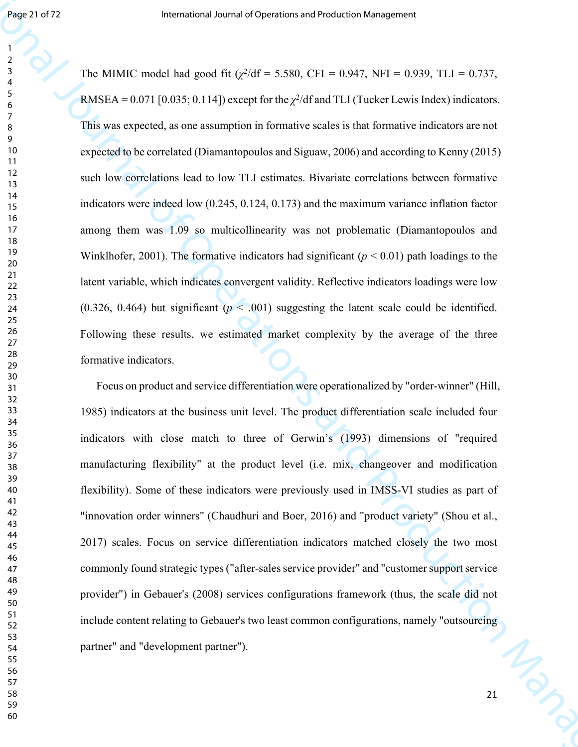The MIMIC model had good fit ($\chi^2$/df = 5.580, CFI = 0.947, NFI = 0.939, TLI = 0.737, RMSEA = 0.071 [0.035; 0.114]) except for the $\chi^2$/df and TLI (Tucker Lewis Index) indicators. This was expected, as one assumption in formative scales is that formative indicators are not expected to be correlated (Diamantopoulos and Siguaw, 2006) and according to Kenny (2015) such low correlations lead to low TLI estimates. Bivariate correlations between formative indicators were indeed low (0.245, 0.124, 0.173) and the maximum variance inflation factor among them was 1.09 so multicollinearity was not problematic (Diamantopoulos and Winklhofer, 2001). The formative indicators had significant ($p < 0.01$) path loadings to the latent variable, which indicates convergent validity. Reflective indicators loadings were low (0.326, 0.464) but significant ($p < .001$) suggesting the latent scale could be identified. Following these results, we estimated market complexity by the average of the three formative indicators.

Focus on product and service differentiation were operationalized by "order-winner" (Hill, 1985) indicators at the business unit level. The product differentiation scale included four indicators with close match to three of Gerwin's (1993) dimensions of "required manufacturing flexibility" at the product level (i.e. mix, changeover and modification flexibility). Some of these indicators were previously used in IMSS-VI studies as part of "innovation order winners" (Chaudhuri and Boer, 2016) and "product variety" (Shou et al., 2017) scales. Focus on service differentiation indicators matched closely the two most commonly found strategic types ("after-sales service provider" and "customer support service provider") in Gebauer's (2008) services configurations framework (thus, the scale did not include content relating to Gebauer's two least common configurations, namely "outsourcing partner" and "development partner").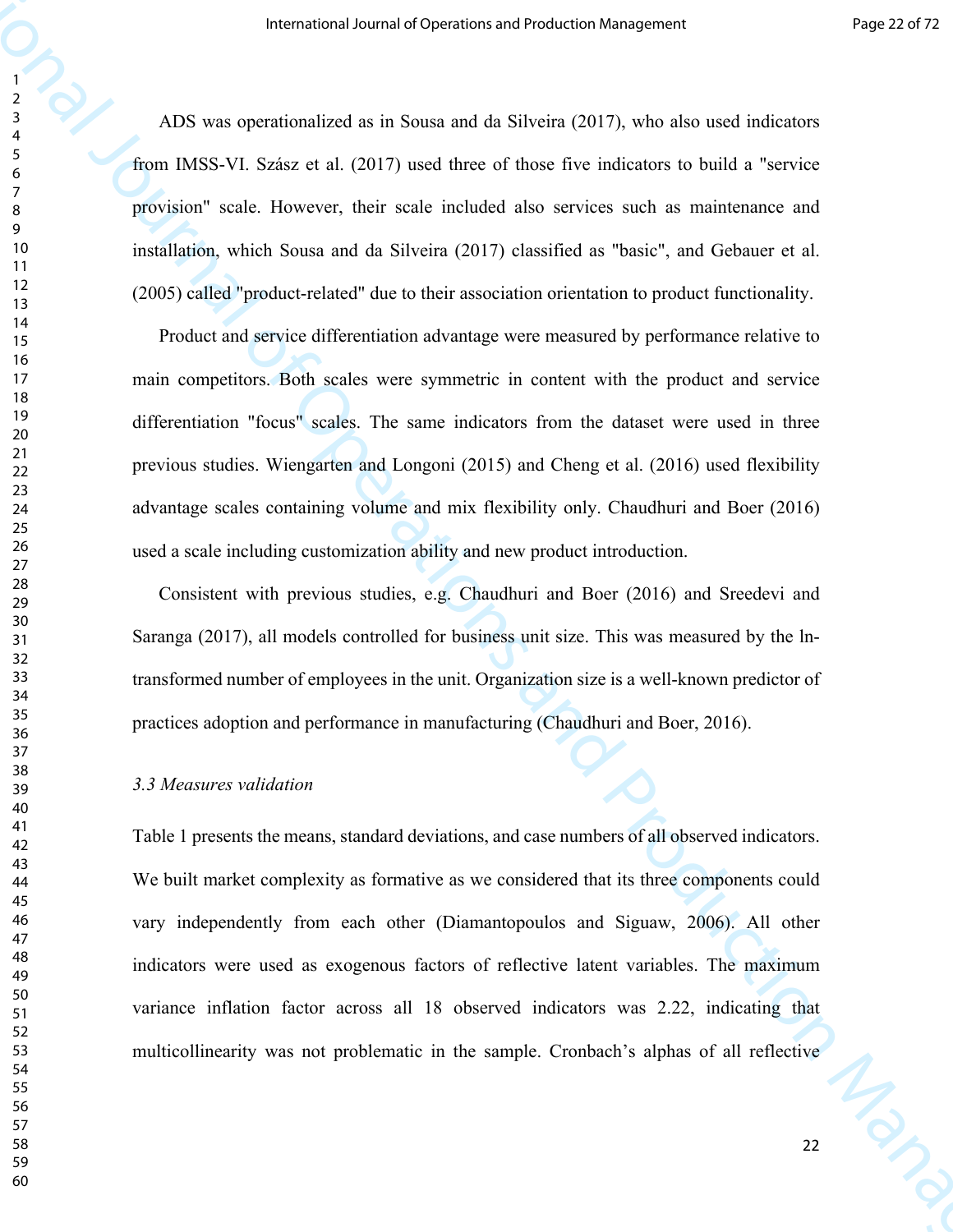ADS was operationalized as in Sousa and da Silveira (2017), who also used indicators from IMSS-VI. Szász et al. (2017) used three of those five indicators to build a "service provision" scale. However, their scale included also services such as maintenance and installation, which Sousa and da Silveira (2017) classified as "basic", and Gebauer et al. (2005) called "product-related" due to their association orientation to product functionality.

Product and service differentiation advantage were measured by performance relative to main competitors. Both scales were symmetric in content with the product and service differentiation "focus" scales. The same indicators from the dataset were used in three previous studies. Wiengarten and Longoni (2015) and Cheng et al. (2016) used flexibility advantage scales containing volume and mix flexibility only. Chaudhuri and Boer (2016) used a scale including customization ability and new product introduction.

Consistent with previous studies, e.g. Chaudhuri and Boer (2016) and Sreedevi and Saranga (2017), all models controlled for business unit size. This was measured by the ln-transformed number of employees in the unit. Organization size is a well-known predictor of practices adoption and performance in manufacturing (Chaudhuri and Boer, 2016).

### *3.3 Measures validation*

Table 1 presents the means, standard deviations, and case numbers of all observed indicators. We built market complexity as formative as we considered that its three components could vary independently from each other (Diamantopoulos and Siguaw, 2006). All other indicators were used as exogenous factors of reflective latent variables. The maximum variance inflation factor across all 18 observed indicators was 2.22, indicating that multicollinearity was not problematic in the sample. Cronbach's alphas of all reflective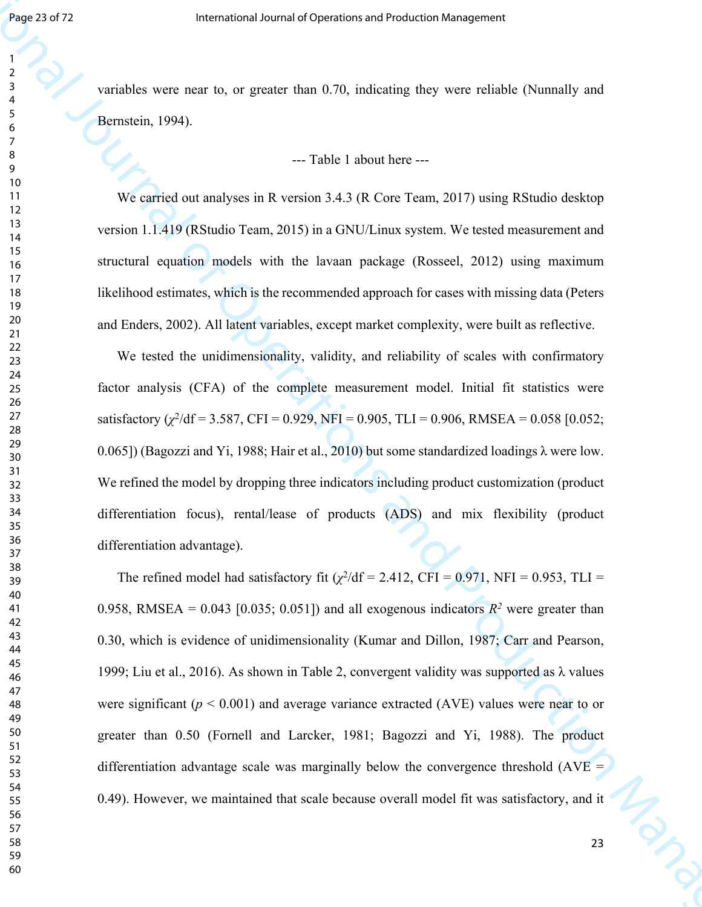variables were near to, or greater than 0.70, indicating they were reliable (Nunnally and Bernstein, 1994).

--- Table 1 about here ---

We carried out analyses in R version 3.4.3 (R Core Team, 2017) using RStudio desktop version 1.1.419 (RStudio Team, 2015) in a GNU/Linux system. We tested measurement and structural equation models with the lavaan package (Rosseel, 2012) using maximum likelihood estimates, which is the recommended approach for cases with missing data (Peters and Enders, 2002). All latent variables, except market complexity, were built as reflective.

We tested the unidimensionality, validity, and reliability of scales with confirmatory factor analysis (CFA) of the complete measurement model. Initial fit statistics were satisfactory ($\chi^2$/df = 3.587, CFI = 0.929, NFI = 0.905, TLI = 0.906, RMSEA = 0.058 [0.052; 0.065]) (Bagozzi and Yi, 1988; Hair et al., 2010) but some standardized loadings $\lambda$ were low. We refined the model by dropping three indicators including product customization (product differentiation focus), rental/lease of products (ADS) and mix flexibility (product differentiation advantage).

The refined model had satisfactory fit ($\chi^2$/df = 2.412, CFI = 0.971, NFI = 0.953, TLI = 0.958, RMSEA = 0.043 [0.035; 0.051]) and all exogenous indicators $R^2$ were greater than 0.30, which is evidence of unidimensionality (Kumar and Dillon, 1987; Carr and Pearson, 1999; Liu et al., 2016). As shown in Table 2, convergent validity was supported as $\lambda$ values were significant ($p < 0.001$) and average variance extracted (AVE) values were near to or greater than 0.50 (Fornell and Larcker, 1981; Bagozzi and Yi, 1988). The product differentiation advantage scale was marginally below the convergence threshold (AVE = 0.49). However, we maintained that scale because overall model fit was satisfactory, and it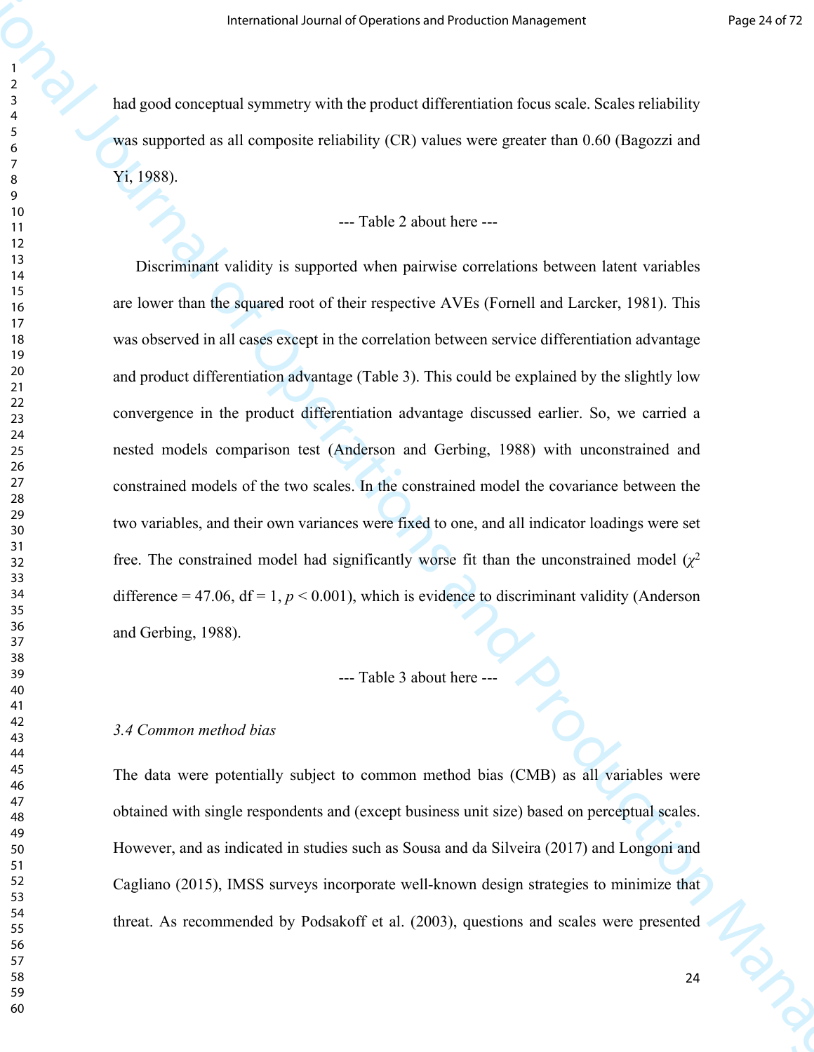had good conceptual symmetry with the product differentiation focus scale. Scales reliability was supported as all composite reliability (CR) values were greater than 0.60 (Bagozzi and Yi, 1988).

--- Table 2 about here ---

Discriminant validity is supported when pairwise correlations between latent variables are lower than the squared root of their respective AVEs (Fornell and Larcker, 1981). This was observed in all cases except in the correlation between service differentiation advantage and product differentiation advantage (Table 3). This could be explained by the slightly low convergence in the product differentiation advantage discussed earlier. So, we carried a nested models comparison test (Anderson and Gerbing, 1988) with unconstrained and constrained models of the two scales. In the constrained model the covariance between the two variables, and their own variances were fixed to one, and all indicator loadings were set free. The constrained model had significantly worse fit than the unconstrained model ($\chi^2$ difference = 47.06, df = 1, $p < 0.001$), which is evidence to discriminant validity (Anderson and Gerbing, 1988).

--- Table 3 about here ---

### *3.4 Common method bias*

The data were potentially subject to common method bias (CMB) as all variables were obtained with single respondents and (except business unit size) based on perceptual scales. However, and as indicated in studies such as Sousa and da Silveira (2017) and Longoni and Cagliano (2015), IMSS surveys incorporate well-known design strategies to minimize that threat. As recommended by Podsakoff et al. (2003), questions and scales were presented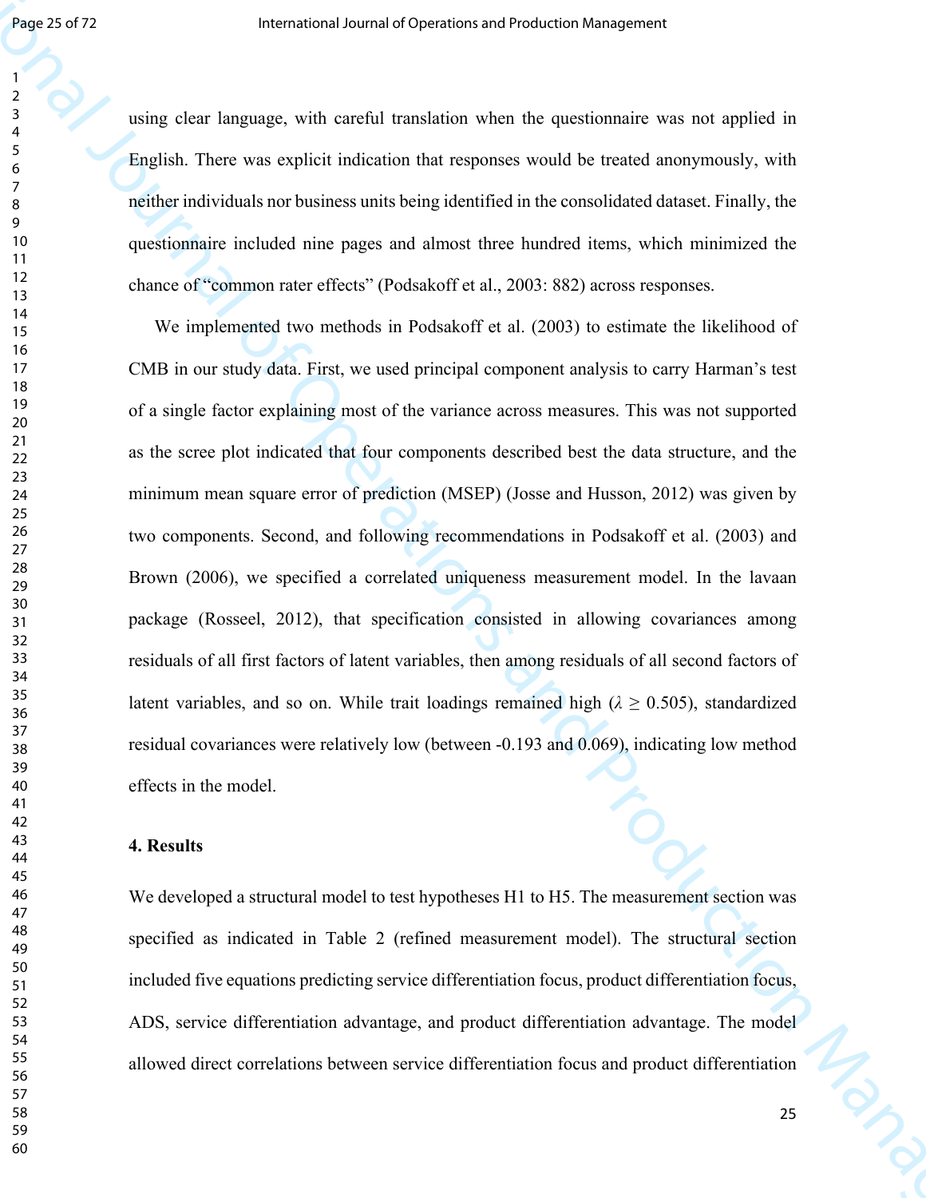using clear language, with careful translation when the questionnaire was not applied in English. There was explicit indication that responses would be treated anonymously, with neither individuals nor business units being identified in the consolidated dataset. Finally, the questionnaire included nine pages and almost three hundred items, which minimized the chance of "common rater effects" (Podsakoff et al., 2003: 882) across responses.

We implemented two methods in Podsakoff et al. (2003) to estimate the likelihood of CMB in our study data. First, we used principal component analysis to carry Harman's test of a single factor explaining most of the variance across measures. This was not supported as the scree plot indicated that four components described best the data structure, and the minimum mean square error of prediction (MSEP) (Josse and Husson, 2012) was given by two components. Second, and following recommendations in Podsakoff et al. (2003) and Brown (2006), we specified a correlated uniqueness measurement model. In the lavaan package (Rosseel, 2012), that specification consisted in allowing covariances among residuals of all first factors of latent variables, then among residuals of all second factors of latent variables, and so on. While trait loadings remained high ($\lambda \geq 0.505$), standardized residual covariances were relatively low (between -0.193 and 0.069), indicating low method effects in the model.

## 4. Results

We developed a structural model to test hypotheses H1 to H5. The measurement section was specified as indicated in Table 2 (refined measurement model). The structural section included five equations predicting service differentiation focus, product differentiation focus, ADS, service differentiation advantage, and product differentiation advantage. The model allowed direct correlations between service differentiation focus and product differentiation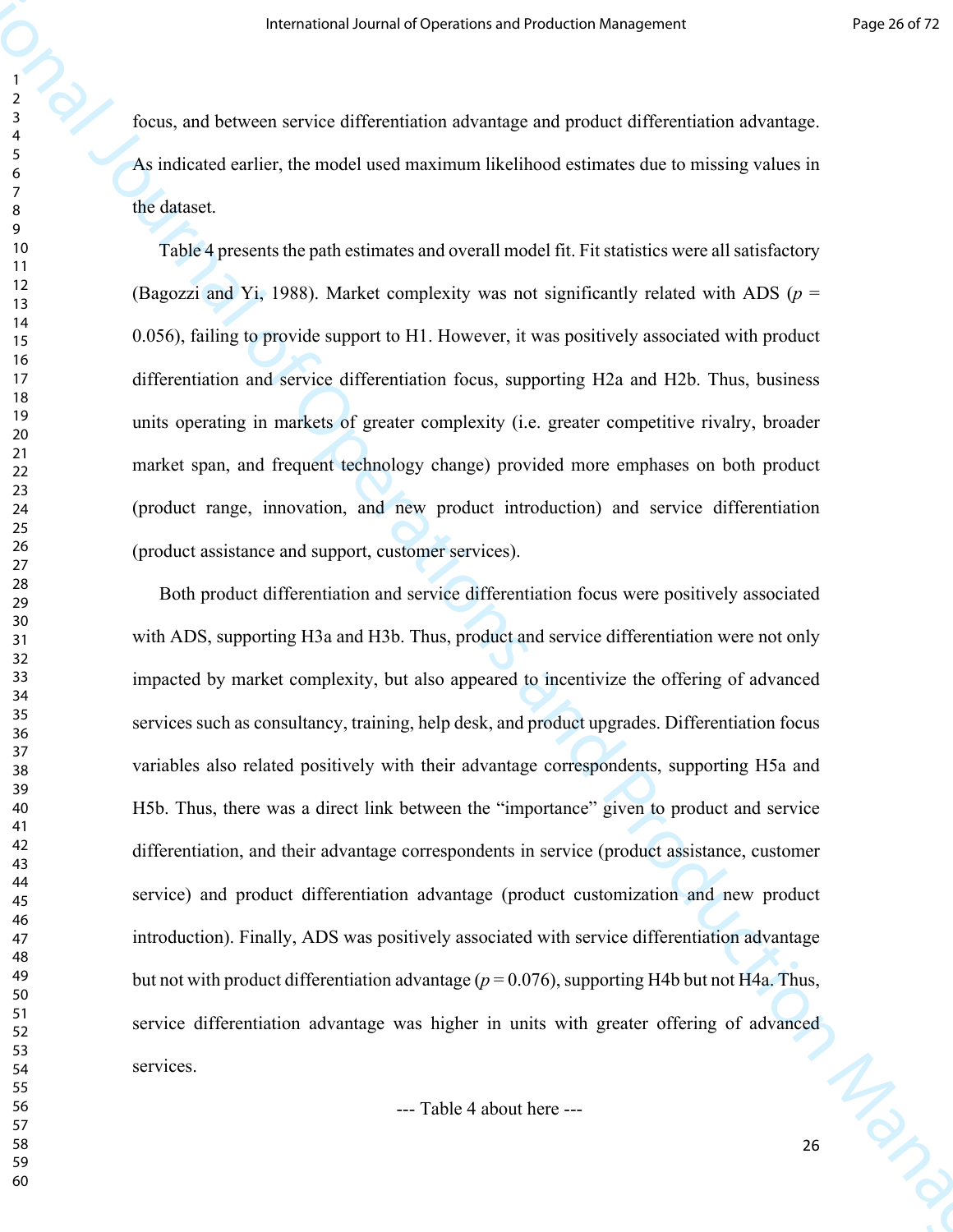focus, and between service differentiation advantage and product differentiation advantage. As indicated earlier, the model used maximum likelihood estimates due to missing values in the dataset.

Table 4 presents the path estimates and overall model fit. Fit statistics were all satisfactory (Bagozzi and Yi, 1988). Market complexity was not significantly related with ADS ($p$ = 0.056), failing to provide support to H1. However, it was positively associated with product differentiation and service differentiation focus, supporting H2a and H2b. Thus, business units operating in markets of greater complexity (i.e. greater competitive rivalry, broader market span, and frequent technology change) provided more emphases on both product (product range, innovation, and new product introduction) and service differentiation (product assistance and support, customer services).

Both product differentiation and service differentiation focus were positively associated with ADS, supporting H3a and H3b. Thus, product and service differentiation were not only impacted by market complexity, but also appeared to incentivize the offering of advanced services such as consultancy, training, help desk, and product upgrades. Differentiation focus variables also related positively with their advantage correspondents, supporting H5a and H5b. Thus, there was a direct link between the "importance" given to product and service differentiation, and their advantage correspondents in service (product assistance, customer service) and product differentiation advantage (product customization and new product introduction). Finally, ADS was positively associated with service differentiation advantage but not with product differentiation advantage ($p$ = 0.076), supporting H4b but not H4a. Thus, service differentiation advantage was higher in units with greater offering of advanced services.

--- Table 4 about here ---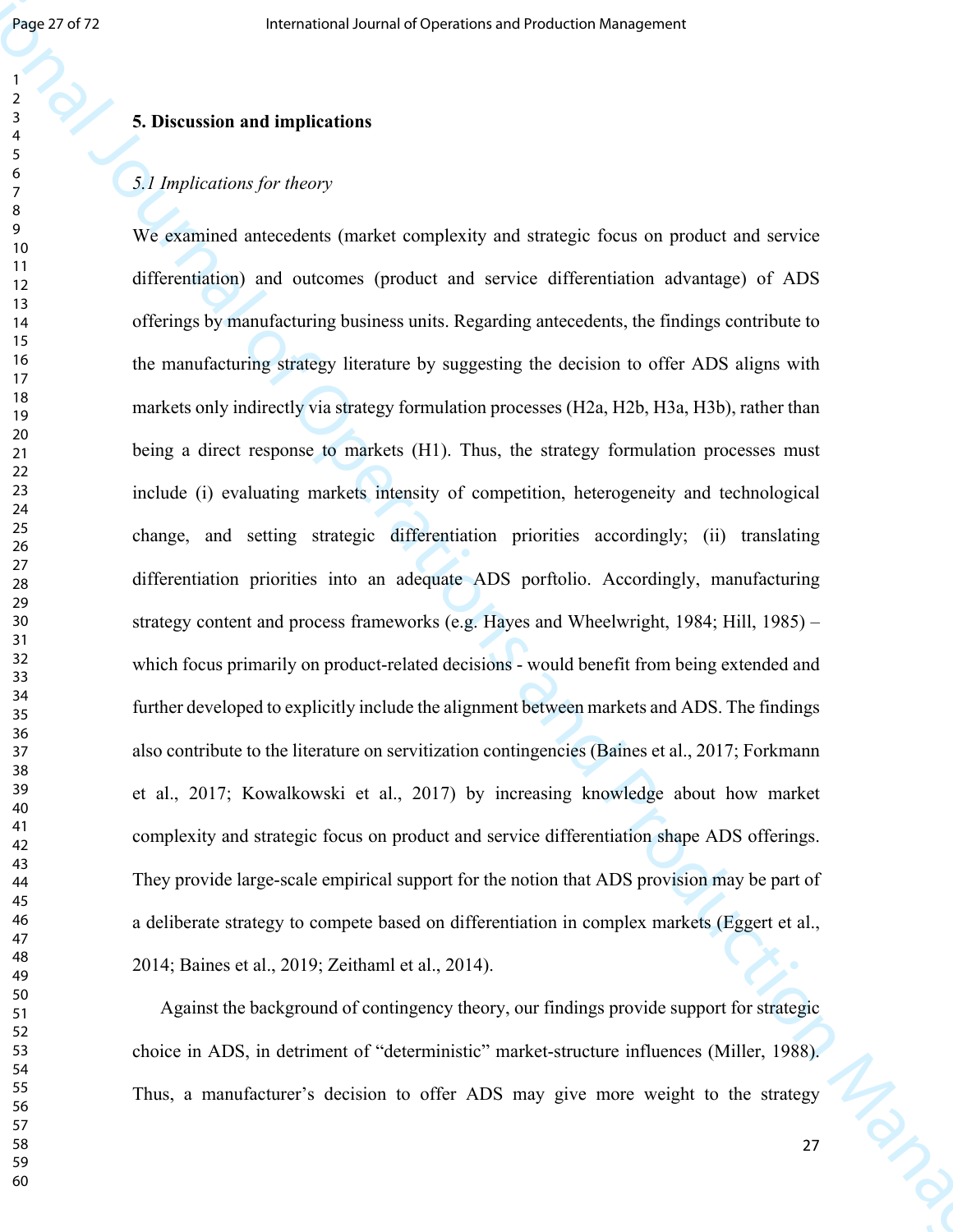## 5. Discussion and implications

### *5.1 Implications for theory*

We examined antecedents (market complexity and strategic focus on product and service differentiation) and outcomes (product and service differentiation advantage) of ADS offerings by manufacturing business units. Regarding antecedents, the findings contribute to the manufacturing strategy literature by suggesting the decision to offer ADS aligns with markets only indirectly via strategy formulation processes (H2a, H2b, H3a, H3b), rather than being a direct response to markets (H1). Thus, the strategy formulation processes must include (i) evaluating markets intensity of competition, heterogeneity and technological change, and setting strategic differentiation priorities accordingly; (ii) translating differentiation priorities into an adequate ADS porftolio. Accordingly, manufacturing strategy content and process frameworks (e.g. Hayes and Wheelwright, 1984; Hill, 1985) – which focus primarily on product-related decisions - would benefit from being extended and further developed to explicitly include the alignment between markets and ADS. The findings also contribute to the literature on servitization contingencies (Baines et al., 2017; Forkmann et al., 2017; Kowalkowski et al., 2017) by increasing knowledge about how market complexity and strategic focus on product and service differentiation shape ADS offerings. They provide large-scale empirical support for the notion that ADS provision may be part of a deliberate strategy to compete based on differentiation in complex markets (Eggert et al., 2014; Baines et al., 2019; Zeithaml et al., 2014).

Against the background of contingency theory, our findings provide support for strategic choice in ADS, in detriment of "deterministic" market-structure influences (Miller, 1988). Thus, a manufacturer's decision to offer ADS may give more weight to the strategy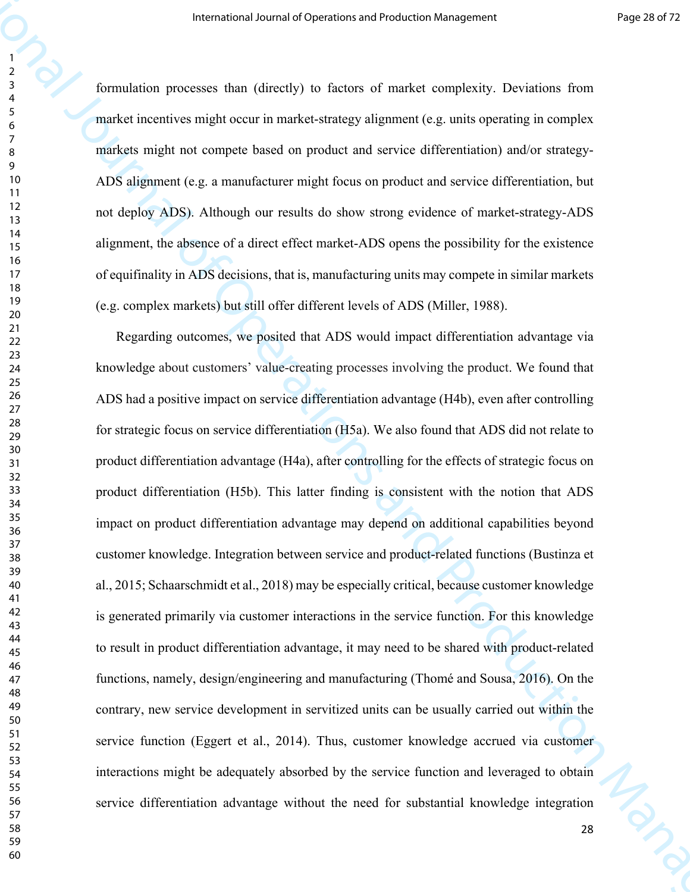formulation processes than (directly) to factors of market complexity. Deviations from market incentives might occur in market-strategy alignment (e.g. units operating in complex markets might not compete based on product and service differentiation) and/or strategy-ADS alignment (e.g. a manufacturer might focus on product and service differentiation, but not deploy ADS). Although our results do show strong evidence of market-strategy-ADS alignment, the absence of a direct effect market-ADS opens the possibility for the existence of equifinality in ADS decisions, that is, manufacturing units may compete in similar markets (e.g. complex markets) but still offer different levels of ADS (Miller, 1988).

Regarding outcomes, we posited that ADS would impact differentiation advantage via knowledge about customers' value-creating processes involving the product. We found that ADS had a positive impact on service differentiation advantage (H4b), even after controlling for strategic focus on service differentiation (H5a). We also found that ADS did not relate to product differentiation advantage (H4a), after controlling for the effects of strategic focus on product differentiation (H5b). This latter finding is consistent with the notion that ADS impact on product differentiation advantage may depend on additional capabilities beyond customer knowledge. Integration between service and product-related functions (Bustinza et al., 2015; Schaarschmidt et al., 2018) may be especially critical, because customer knowledge is generated primarily via customer interactions in the service function. For this knowledge to result in product differentiation advantage, it may need to be shared with product-related functions, namely, design/engineering and manufacturing (Thomé and Sousa, 2016). On the contrary, new service development in servitized units can be usually carried out within the service function (Eggert et al., 2014). Thus, customer knowledge accrued via customer interactions might be adequately absorbed by the service function and leveraged to obtain service differentiation advantage without the need for substantial knowledge integration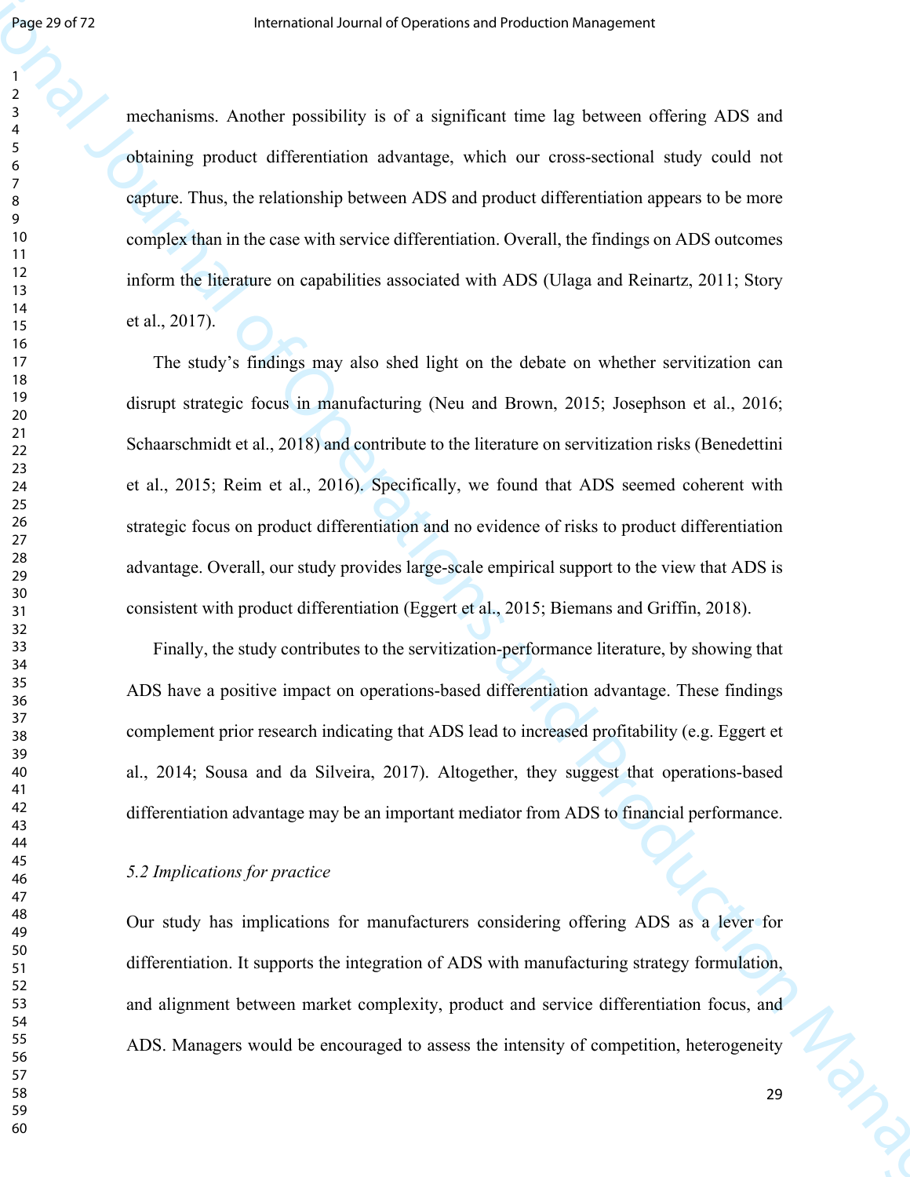mechanisms. Another possibility is of a significant time lag between offering ADS and obtaining product differentiation advantage, which our cross-sectional study could not capture. Thus, the relationship between ADS and product differentiation appears to be more complex than in the case with service differentiation. Overall, the findings on ADS outcomes inform the literature on capabilities associated with ADS (Ulaga and Reinartz, 2011; Story et al., 2017).

The study's findings may also shed light on the debate on whether servitization can disrupt strategic focus in manufacturing (Neu and Brown, 2015; Josephson et al., 2016; Schaarschmidt et al., 2018) and contribute to the literature on servitization risks (Benedettini et al., 2015; Reim et al., 2016). Specifically, we found that ADS seemed coherent with strategic focus on product differentiation and no evidence of risks to product differentiation advantage. Overall, our study provides large-scale empirical support to the view that ADS is consistent with product differentiation (Eggert et al., 2015; Biemans and Griffin, 2018).

Finally, the study contributes to the servitization-performance literature, by showing that ADS have a positive impact on operations-based differentiation advantage. These findings complement prior research indicating that ADS lead to increased profitability (e.g. Eggert et al., 2014; Sousa and da Silveira, 2017). Altogether, they suggest that operations-based differentiation advantage may be an important mediator from ADS to financial performance.

### *5.2 Implications for practice*

Our study has implications for manufacturers considering offering ADS as a lever for differentiation. It supports the integration of ADS with manufacturing strategy formulation, and alignment between market complexity, product and service differentiation focus, and ADS. Managers would be encouraged to assess the intensity of competition, heterogeneity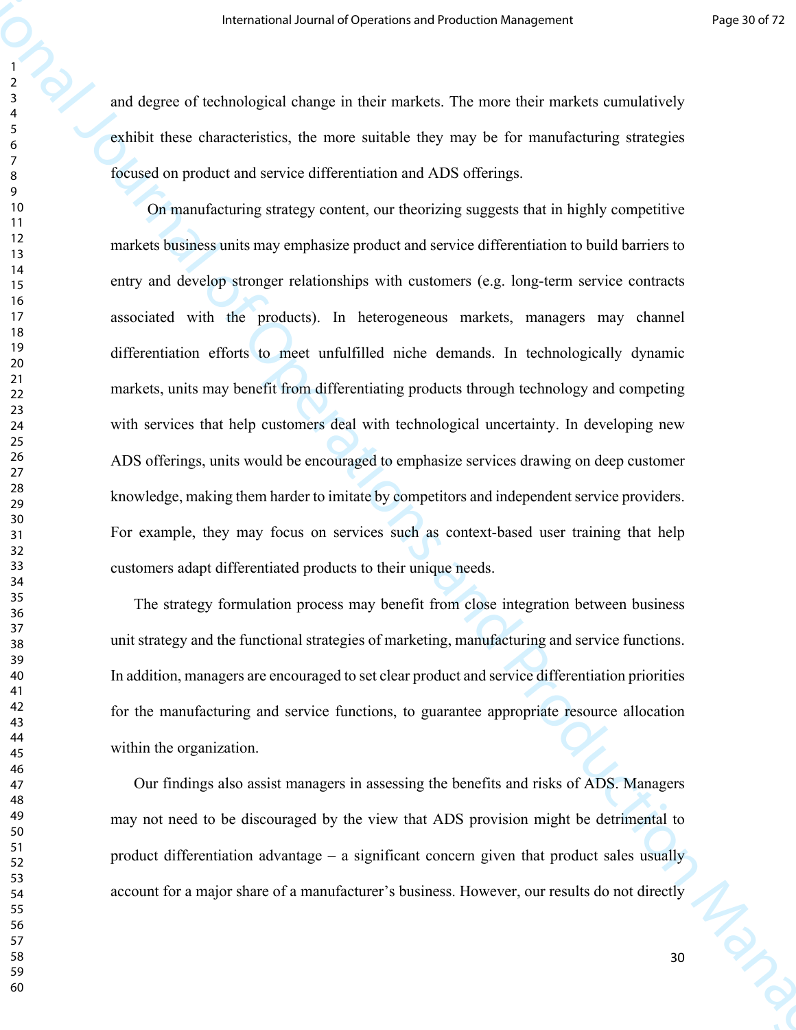and degree of technological change in their markets. The more their markets cumulatively exhibit these characteristics, the more suitable they may be for manufacturing strategies focused on product and service differentiation and ADS offerings.

On manufacturing strategy content, our theorizing suggests that in highly competitive markets business units may emphasize product and service differentiation to build barriers to entry and develop stronger relationships with customers (e.g. long-term service contracts associated with the products). In heterogeneous markets, managers may channel differentiation efforts to meet unfulfilled niche demands. In technologically dynamic markets, units may benefit from differentiating products through technology and competing with services that help customers deal with technological uncertainty. In developing new ADS offerings, units would be encouraged to emphasize services drawing on deep customer knowledge, making them harder to imitate by competitors and independent service providers. For example, they may focus on services such as context-based user training that help customers adapt differentiated products to their unique needs.

The strategy formulation process may benefit from close integration between business unit strategy and the functional strategies of marketing, manufacturing and service functions. In addition, managers are encouraged to set clear product and service differentiation priorities for the manufacturing and service functions, to guarantee appropriate resource allocation within the organization.

Our findings also assist managers in assessing the benefits and risks of ADS. Managers may not need to be discouraged by the view that ADS provision might be detrimental to product differentiation advantage – a significant concern given that product sales usually account for a major share of a manufacturer's business. However, our results do not directly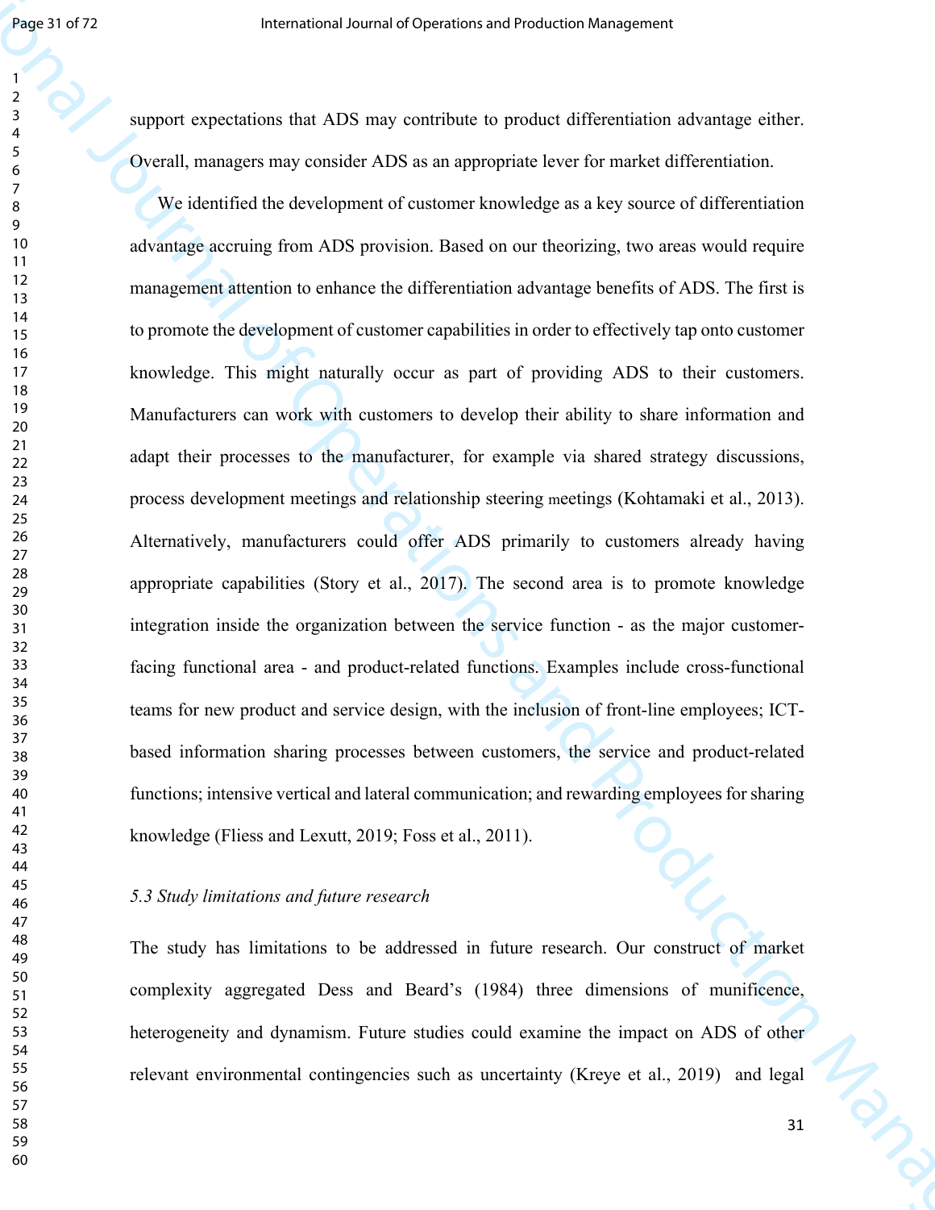support expectations that ADS may contribute to product differentiation advantage either. Overall, managers may consider ADS as an appropriate lever for market differentiation.

We identified the development of customer knowledge as a key source of differentiation advantage accruing from ADS provision. Based on our theorizing, two areas would require management attention to enhance the differentiation advantage benefits of ADS. The first is to promote the development of customer capabilities in order to effectively tap onto customer knowledge. This might naturally occur as part of providing ADS to their customers. Manufacturers can work with customers to develop their ability to share information and adapt their processes to the manufacturer, for example via shared strategy discussions, process development meetings and relationship steering meetings (Kohtamaki et al., 2013). Alternatively, manufacturers could offer ADS primarily to customers already having appropriate capabilities (Story et al., 2017). The second area is to promote knowledge integration inside the organization between the service function - as the major customer-facing functional area - and product-related functions. Examples include cross-functional teams for new product and service design, with the inclusion of front-line employees; ICT-based information sharing processes between customers, the service and product-related functions; intensive vertical and lateral communication; and rewarding employees for sharing knowledge (Fliess and Lexutt, 2019; Foss et al., 2011).

### *5.3 Study limitations and future research*

The study has limitations to be addressed in future research. Our construct of market complexity aggregated Dess and Beard's (1984) three dimensions of munificence, heterogeneity and dynamism. Future studies could examine the impact on ADS of other relevant environmental contingencies such as uncertainty (Kreye et al., 2019) and legal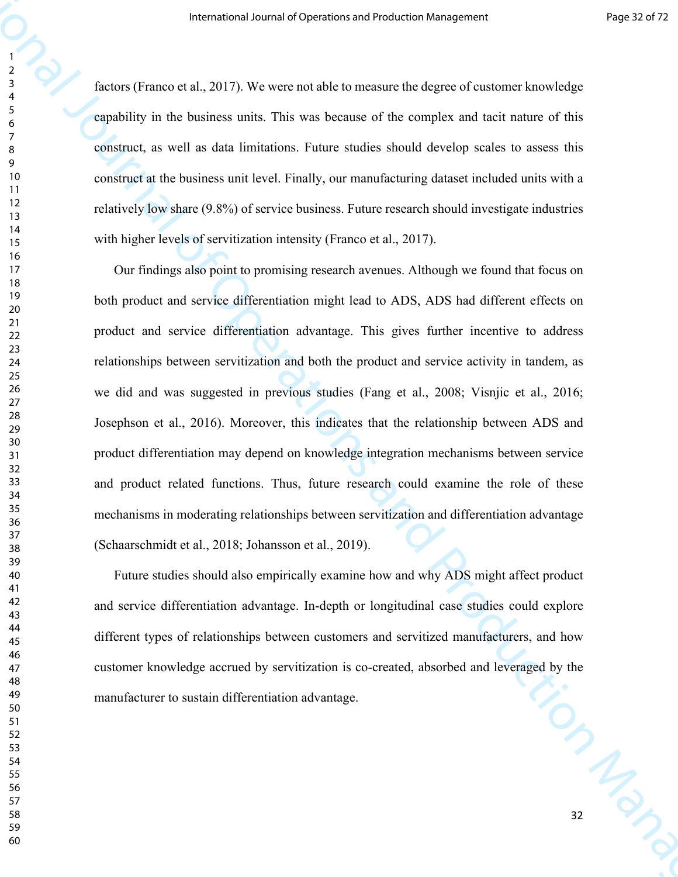factors (Franco et al., 2017). We were not able to measure the degree of customer knowledge capability in the business units. This was because of the complex and tacit nature of this construct, as well as data limitations. Future studies should develop scales to assess this construct at the business unit level. Finally, our manufacturing dataset included units with a relatively low share (9.8%) of service business. Future research should investigate industries with higher levels of servitization intensity (Franco et al., 2017).

Our findings also point to promising research avenues. Although we found that focus on both product and service differentiation might lead to ADS, ADS had different effects on product and service differentiation advantage. This gives further incentive to address relationships between servitization and both the product and service activity in tandem, as we did and was suggested in previous studies (Fang et al., 2008; Visnjic et al., 2016; Josephson et al., 2016). Moreover, this indicates that the relationship between ADS and product differentiation may depend on knowledge integration mechanisms between service and product related functions. Thus, future research could examine the role of these mechanisms in moderating relationships between servitization and differentiation advantage (Schaarschmidt et al., 2018; Johansson et al., 2019).

Future studies should also empirically examine how and why ADS might affect product and service differentiation advantage. In-depth or longitudinal case studies could explore different types of relationships between customers and servitized manufacturers, and how customer knowledge accrued by servitization is co-created, absorbed and leveraged by the manufacturer to sustain differentiation advantage.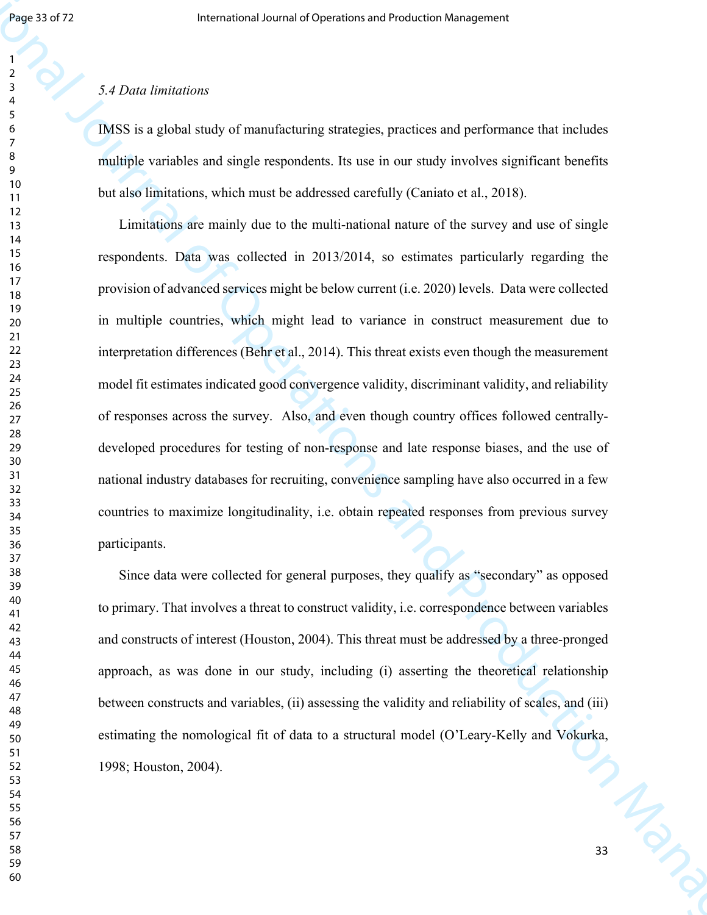### *5.4 Data limitations*

IMSS is a global study of manufacturing strategies, practices and performance that includes multiple variables and single respondents. Its use in our study involves significant benefits but also limitations, which must be addressed carefully (Caniato et al., 2018).

Limitations are mainly due to the multi-national nature of the survey and use of single respondents. Data was collected in 2013/2014, so estimates particularly regarding the provision of advanced services might be below current (i.e. 2020) levels. Data were collected in multiple countries, which might lead to variance in construct measurement due to interpretation differences (Behr et al., 2014). This threat exists even though the measurement model fit estimates indicated good convergence validity, discriminant validity, and reliability of responses across the survey. Also, and even though country offices followed centrally-developed procedures for testing of non-response and late response biases, and the use of national industry databases for recruiting, convenience sampling have also occurred in a few countries to maximize longitudinality, i.e. obtain repeated responses from previous survey participants.

Since data were collected for general purposes, they qualify as "secondary" as opposed to primary. That involves a threat to construct validity, i.e. correspondence between variables and constructs of interest (Houston, 2004). This threat must be addressed by a three-pronged approach, as was done in our study, including (i) asserting the theoretical relationship between constructs and variables, (ii) assessing the validity and reliability of scales, and (iii) estimating the nomological fit of data to a structural model (O'Leary-Kelly and Vokurka, 1998; Houston, 2004).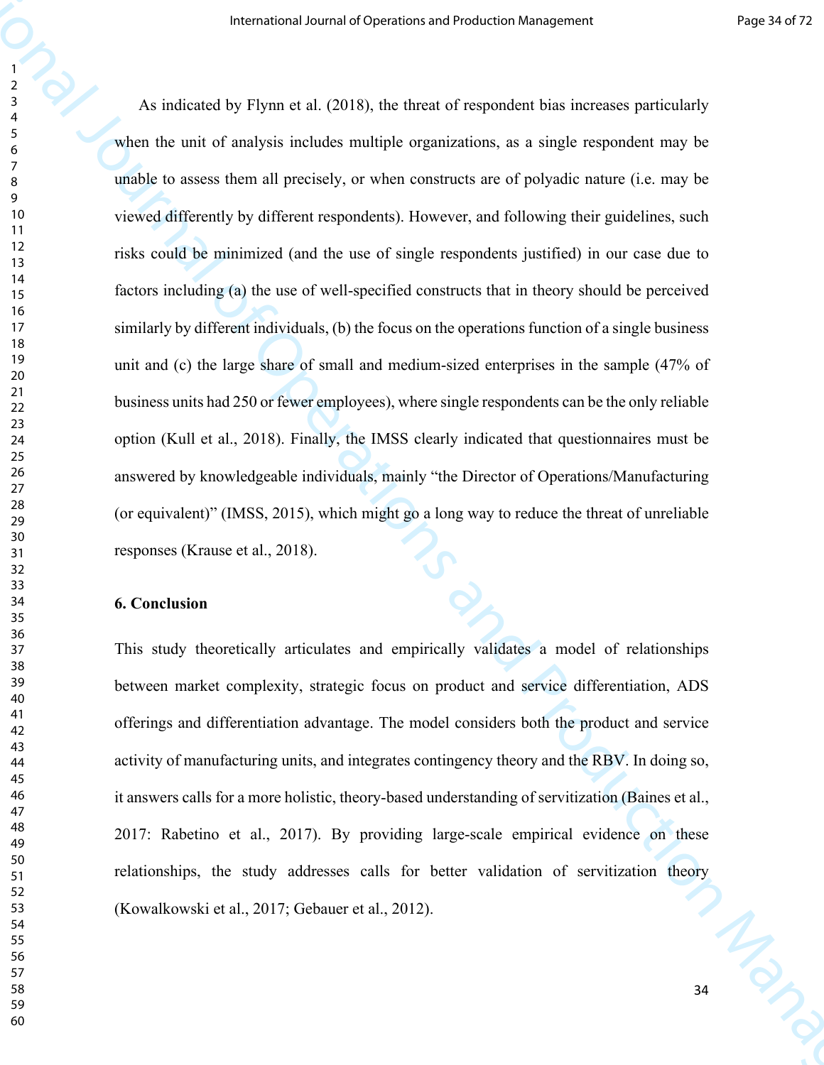As indicated by Flynn et al. (2018), the threat of respondent bias increases particularly when the unit of analysis includes multiple organizations, as a single respondent may be unable to assess them all precisely, or when constructs are of polyadic nature (i.e. may be viewed differently by different respondents). However, and following their guidelines, such risks could be minimized (and the use of single respondents justified) in our case due to factors including (a) the use of well-specified constructs that in theory should be perceived similarly by different individuals, (b) the focus on the operations function of a single business unit and (c) the large share of small and medium-sized enterprises in the sample (47% of business units had 250 or fewer employees), where single respondents can be the only reliable option (Kull et al., 2018). Finally, the IMSS clearly indicated that questionnaires must be answered by knowledgeable individuals, mainly "the Director of Operations/Manufacturing (or equivalent)" (IMSS, 2015), which might go a long way to reduce the threat of unreliable responses (Krause et al., 2018).

## 6. Conclusion

This study theoretically articulates and empirically validates a model of relationships between market complexity, strategic focus on product and service differentiation, ADS offerings and differentiation advantage. The model considers both the product and service activity of manufacturing units, and integrates contingency theory and the RBV. In doing so, it answers calls for a more holistic, theory-based understanding of servitization (Baines et al., 2017: Rabetino et al., 2017). By providing large-scale empirical evidence on these relationships, the study addresses calls for better validation of servitization theory (Kowalkowski et al., 2017; Gebauer et al., 2012).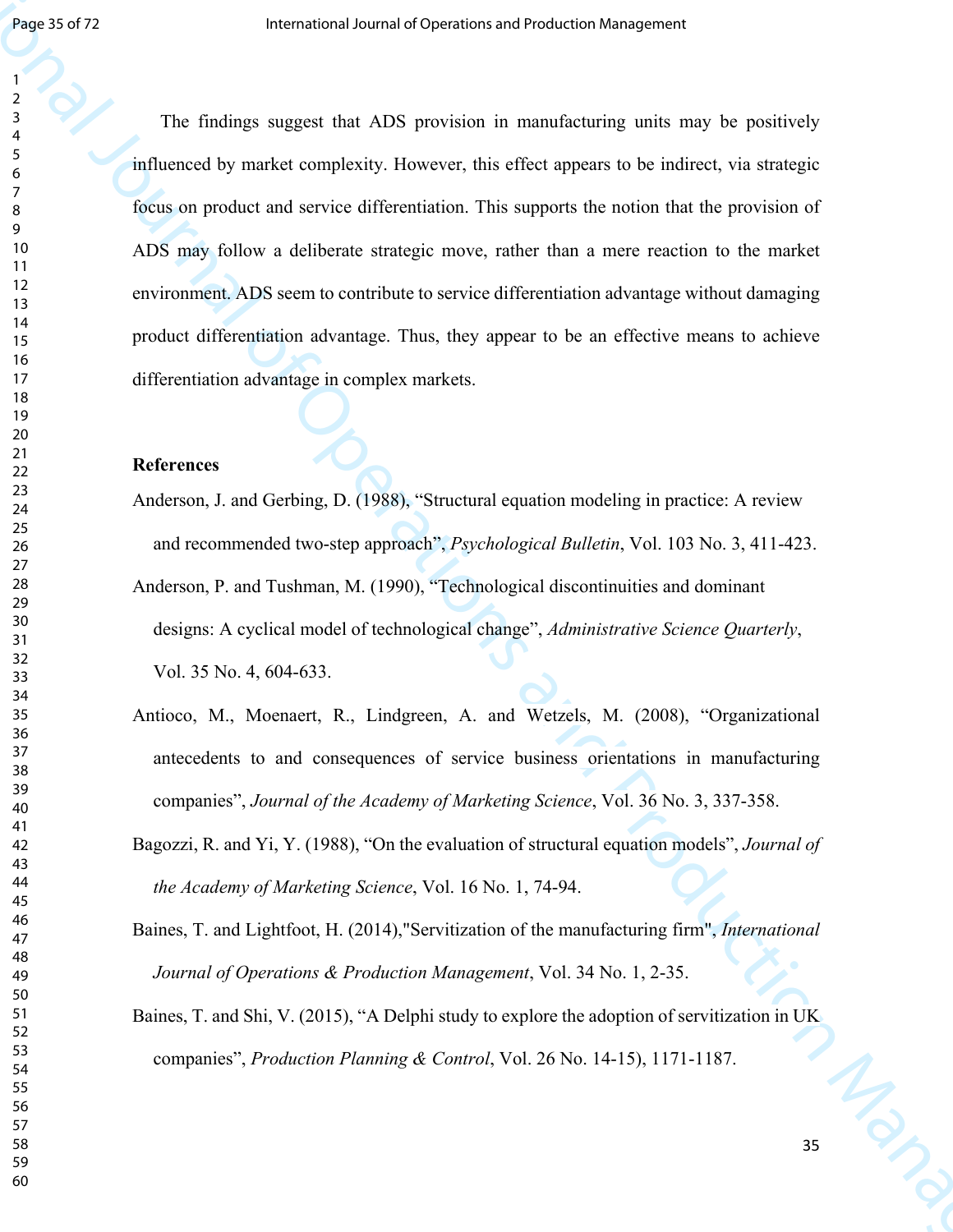The findings suggest that ADS provision in manufacturing units may be positively influenced by market complexity. However, this effect appears to be indirect, via strategic focus on product and service differentiation. This supports the notion that the provision of ADS may follow a deliberate strategic move, rather than a mere reaction to the market environment. ADS seem to contribute to service differentiation advantage without damaging product differentiation advantage. Thus, they appear to be an effective means to achieve differentiation advantage in complex markets.

**References**

Anderson, J. and Gerbing, D. (1988), "Structural equation modeling in practice: A review and recommended two-step approach", *Psychological Bulletin*, Vol. 103 No. 3, 411-423.

Anderson, P. and Tushman, M. (1990), "Technological discontinuities and dominant designs: A cyclical model of technological change", *Administrative Science Quarterly*, Vol. 35 No. 4, 604-633.

Antioco, M., Moenaert, R., Lindgreen, A. and Wetzels, M. (2008), "Organizational antecedents to and consequences of service business orientations in manufacturing companies", *Journal of the Academy of Marketing Science*, Vol. 36 No. 3, 337-358.

Bagozzi, R. and Yi, Y. (1988), "On the evaluation of structural equation models", *Journal of the Academy of Marketing Science*, Vol. 16 No. 1, 74-94.

Baines, T. and Lightfoot, H. (2014),"Servitization of the manufacturing firm", *International Journal of Operations & Production Management*, Vol. 34 No. 1, 2-35.

Baines, T. and Shi, V. (2015), "A Delphi study to explore the adoption of servitization in UK companies", *Production Planning & Control*, Vol. 26 No. 14-15), 1171-1187.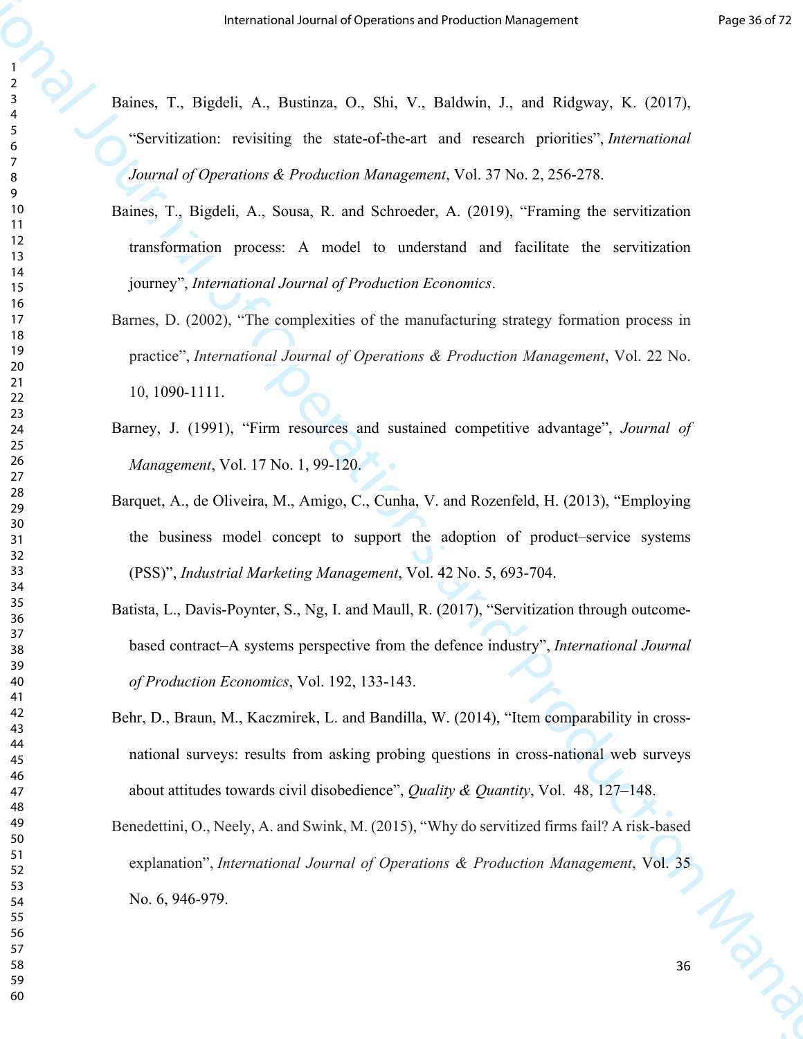Baines, T., Bigdeli, A., Bustinza, O., Shi, V., Baldwin, J., and Ridgway, K. (2017), "Servitization: revisiting the state-of-the-art and research priorities", *International Journal of Operations & Production Management*, Vol. 37 No. 2, 256-278.

Baines, T., Bigdeli, A., Sousa, R. and Schroeder, A. (2019), "Framing the servitization transformation process: A model to understand and facilitate the servitization journey", *International Journal of Production Economics*.

Barnes, D. (2002), "The complexities of the manufacturing strategy formation process in practice", *International Journal of Operations & Production Management*, Vol. 22 No. 10, 1090-1111.

Barney, J. (1991), "Firm resources and sustained competitive advantage", *Journal of Management*, Vol. 17 No. 1, 99-120.

Barquet, A., de Oliveira, M., Amigo, C., Cunha, V. and Rozenfeld, H. (2013), "Employing the business model concept to support the adoption of product–service systems (PSS)", *Industrial Marketing Management*, Vol. 42 No. 5, 693-704.

Batista, L., Davis-Poynter, S., Ng, I. and Maull, R. (2017), "Servitization through outcome-based contract–A systems perspective from the defence industry", *International Journal of Production Economics*, Vol. 192, 133-143.

Behr, D., Braun, M., Kaczmirek, L. and Bandilla, W. (2014), "Item comparability in cross-national surveys: results from asking probing questions in cross-national web surveys about attitudes towards civil disobedience", *Quality & Quantity*, Vol. 48, 127–148.

Benedettini, O., Neely, A. and Swink, M. (2015), "Why do servitized firms fail? A risk-based explanation", *International Journal of Operations & Production Management*, Vol. 35 No. 6, 946-979.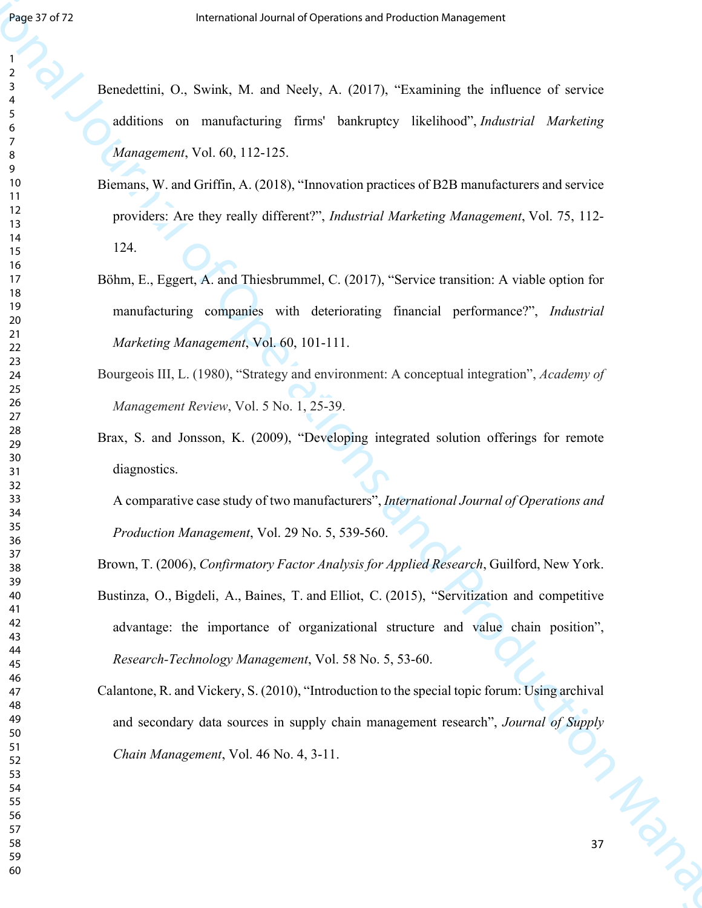Benedettini, O., Swink, M. and Neely, A. (2017), "Examining the influence of service additions on manufacturing firms' bankruptcy likelihood", *Industrial Marketing Management*, Vol. 60, 112-125.

Biemans, W. and Griffin, A. (2018), "Innovation practices of B2B manufacturers and service providers: Are they really different?", *Industrial Marketing Management*, Vol. 75, 112-124.

Böhm, E., Eggert, A. and Thiesbrummel, C. (2017), "Service transition: A viable option for manufacturing companies with deteriorating financial performance?", *Industrial Marketing Management*, Vol. 60, 101-111.

Bourgeois III, L. (1980), "Strategy and environment: A conceptual integration", *Academy of Management Review*, Vol. 5 No. 1, 25-39.

Brax, S. and Jonsson, K. (2009), "Developing integrated solution offerings for remote diagnostics.
A comparative case study of two manufacturers", *International Journal of Operations and Production Management*, Vol. 29 No. 5, 539-560.

Brown, T. (2006), *Confirmatory Factor Analysis for Applied Research*, Guilford, New York.

Bustinza, O., Bigdeli, A., Baines, T. and Elliot, C. (2015), "Servitization and competitive advantage: the importance of organizational structure and value chain position", *Research-Technology Management*, Vol. 58 No. 5, 53-60.

Calantone, R. and Vickery, S. (2010), "Introduction to the special topic forum: Using archival and secondary data sources in supply chain management research", *Journal of Supply Chain Management*, Vol. 46 No. 4, 3-11.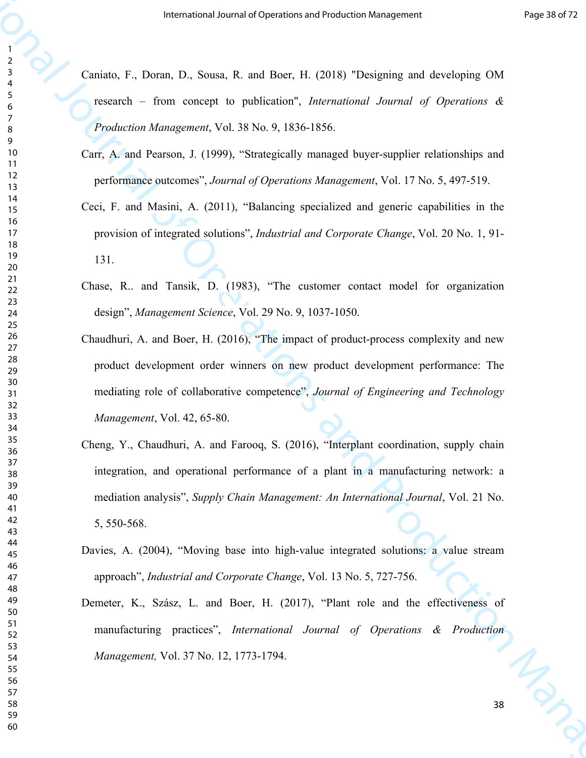Caniato, F., Doran, D., Sousa, R. and Boer, H. (2018) "Designing and developing OM research – from concept to publication", *International Journal of Operations & Production Management*, Vol. 38 No. 9, 1836-1856.

Carr, A. and Pearson, J. (1999), "Strategically managed buyer-supplier relationships and performance outcomes", *Journal of Operations Management*, Vol. 17 No. 5, 497-519.

Ceci, F. and Masini, A. (2011), "Balancing specialized and generic capabilities in the provision of integrated solutions", *Industrial and Corporate Change*, Vol. 20 No. 1, 91-131.

Chase, R.. and Tansik, D. (1983), "The customer contact model for organization design", *Management Science*, Vol. 29 No. 9, 1037-1050.

Chaudhuri, A. and Boer, H. (2016), "The impact of product-process complexity and new product development order winners on new product development performance: The mediating role of collaborative competence", *Journal of Engineering and Technology Management*, Vol. 42, 65-80.

Cheng, Y., Chaudhuri, A. and Farooq, S. (2016), "Interplant coordination, supply chain integration, and operational performance of a plant in a manufacturing network: a mediation analysis", *Supply Chain Management: An International Journal*, Vol. 21 No. 5, 550-568.

Davies, A. (2004), "Moving base into high-value integrated solutions: a value stream approach", *Industrial and Corporate Change*, Vol. 13 No. 5, 727-756.

Demeter, K., Szász, L. and Boer, H. (2017), "Plant role and the effectiveness of manufacturing practices", *International Journal of Operations & Production Management,* Vol. 37 No. 12, 1773-1794.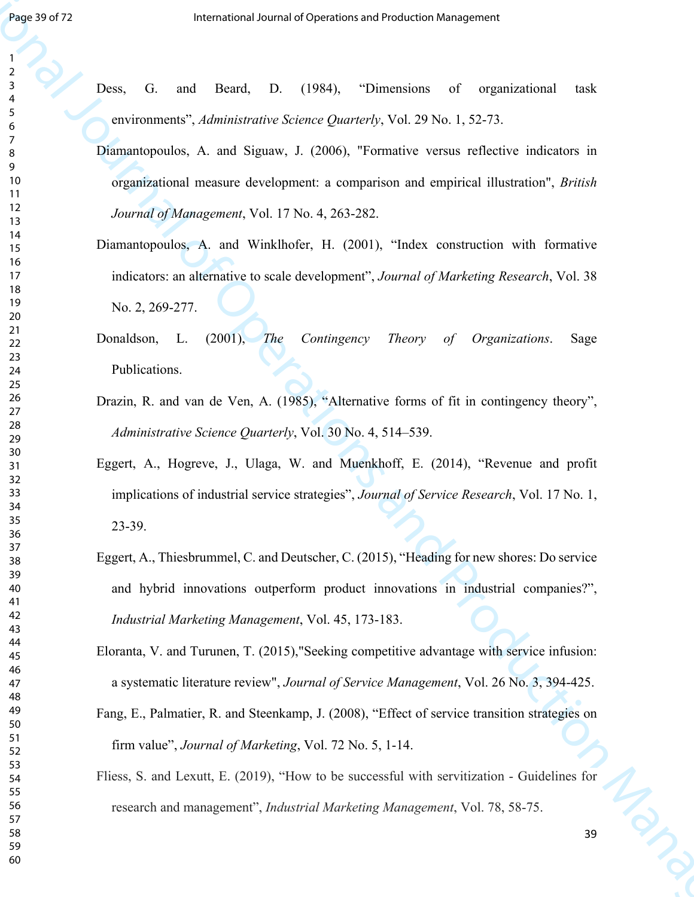Dess, G. and Beard, D. (1984), "Dimensions of organizational task environments", *Administrative Science Quarterly*, Vol. 29 No. 1, 52-73.

Diamantopoulos, A. and Siguaw, J. (2006), "Formative versus reflective indicators in organizational measure development: a comparison and empirical illustration", *British Journal of Management*, Vol. 17 No. 4, 263-282.

Diamantopoulos, A. and Winklhofer, H. (2001), "Index construction with formative indicators: an alternative to scale development", *Journal of Marketing Research*, Vol. 38 No. 2, 269-277.

Donaldson, L. (2001), *The Contingency Theory of Organizations*. Sage Publications.

Drazin, R. and van de Ven, A. (1985), "Alternative forms of fit in contingency theory", *Administrative Science Quarterly*, Vol. 30 No. 4, 514–539.

Eggert, A., Hogreve, J., Ulaga, W. and Muenkhoff, E. (2014), "Revenue and profit implications of industrial service strategies", *Journal of Service Research*, Vol. 17 No. 1, 23-39.

Eggert, A., Thiesbrummel, C. and Deutscher, C. (2015), "Heading for new shores: Do service and hybrid innovations outperform product innovations in industrial companies?", *Industrial Marketing Management*, Vol. 45, 173-183.

Eloranta, V. and Turunen, T. (2015),"Seeking competitive advantage with service infusion: a systematic literature review", *Journal of Service Management*, Vol. 26 No. 3, 394-425.

Fang, E., Palmatier, R. and Steenkamp, J. (2008), "Effect of service transition strategies on firm value", *Journal of Marketing*, Vol. 72 No. 5, 1-14.

Fliess, S. and Lexutt, E. (2019), "How to be successful with servitization - Guidelines for research and management", *Industrial Marketing Management*, Vol. 78, 58-75.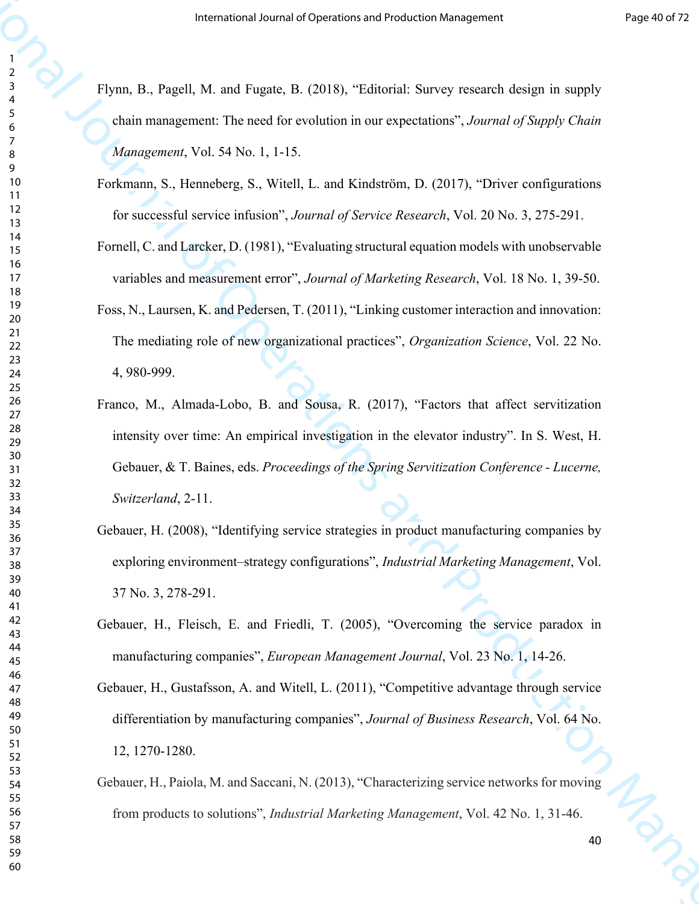Flynn, B., Pagell, M. and Fugate, B. (2018), "Editorial: Survey research design in supply chain management: The need for evolution in our expectations", *Journal of Supply Chain Management*, Vol. 54 No. 1, 1-15.

Forkmann, S., Henneberg, S., Witell, L. and Kindström, D. (2017), "Driver configurations for successful service infusion", *Journal of Service Research*, Vol. 20 No. 3, 275-291.

Fornell, C. and Larcker, D. (1981), "Evaluating structural equation models with unobservable variables and measurement error", *Journal of Marketing Research*, Vol. 18 No. 1, 39-50.

Foss, N., Laursen, K. and Pedersen, T. (2011), "Linking customer interaction and innovation: The mediating role of new organizational practices", *Organization Science*, Vol. 22 No. 4, 980-999.

Franco, M., Almada-Lobo, B. and Sousa, R. (2017), "Factors that affect servitization intensity over time: An empirical investigation in the elevator industry". In S. West, H. Gebauer, & T. Baines, eds. *Proceedings of the Spring Servitization Conference - Lucerne, Switzerland*, 2-11.

Gebauer, H. (2008), "Identifying service strategies in product manufacturing companies by exploring environment–strategy configurations", *Industrial Marketing Management*, Vol. 37 No. 3, 278-291.

Gebauer, H., Fleisch, E. and Friedli, T. (2005), "Overcoming the service paradox in manufacturing companies", *European Management Journal*, Vol. 23 No. 1, 14-26.

Gebauer, H., Gustafsson, A. and Witell, L. (2011), "Competitive advantage through service differentiation by manufacturing companies", *Journal of Business Research*, Vol. 64 No. 12, 1270-1280.

Gebauer, H., Paiola, M. and Saccani, N. (2013), "Characterizing service networks for moving from products to solutions", *Industrial Marketing Management*, Vol. 42 No. 1, 31-46.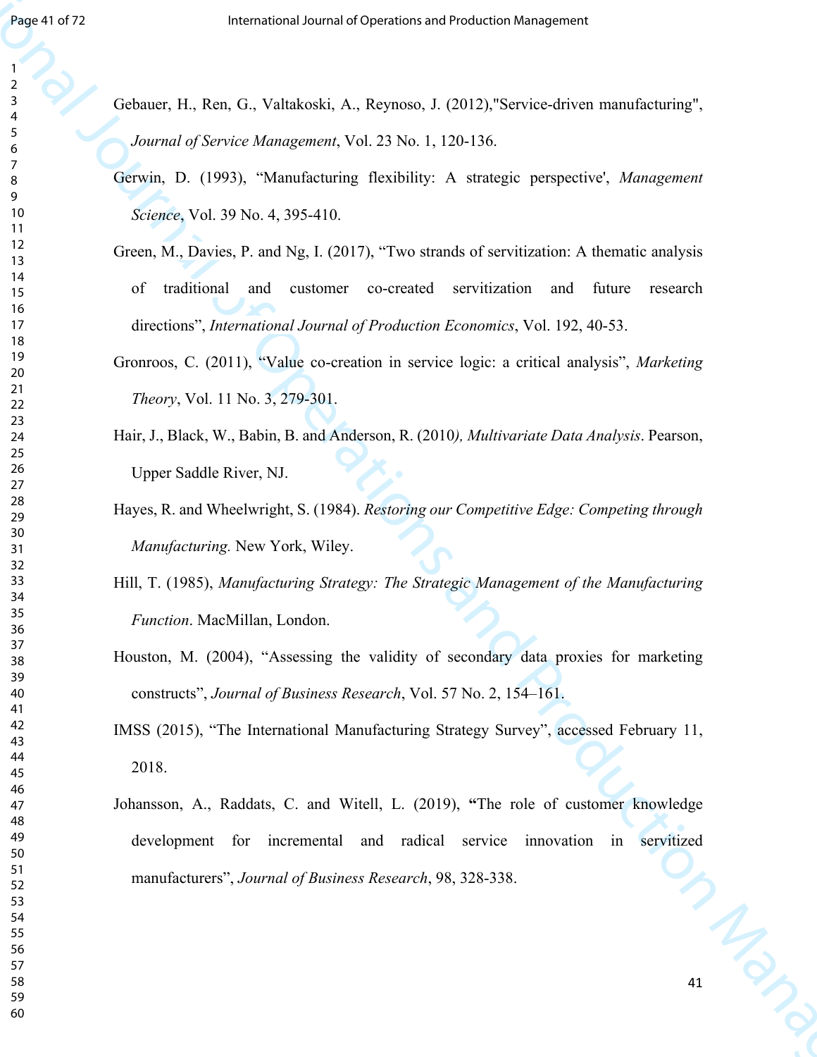Gebauer, H., Ren, G., Valtakoski, A., Reynoso, J. (2012),"Service-driven manufacturing", *Journal of Service Management*, Vol. 23 No. 1, 120-136.

Gerwin, D. (1993), "Manufacturing flexibility: A strategic perspective', *Management Science*, Vol. 39 No. 4, 395-410.

Green, M., Davies, P. and Ng, I. (2017), "Two strands of servitization: A thematic analysis of traditional and customer co-created servitization and future research directions", *International Journal of Production Economics*, Vol. 192, 40-53.

Gronroos, C. (2011), "Value co-creation in service logic: a critical analysis", *Marketing Theory*, Vol. 11 No. 3, 279-301.

Hair, J., Black, W., Babin, B. and Anderson, R. (2010*), Multivariate Data Analysis*. Pearson, Upper Saddle River, NJ.

Hayes, R. and Wheelwright, S. (1984). *Restoring our Competitive Edge: Competing through Manufacturing.* New York, Wiley.

Hill, T. (1985), *Manufacturing Strategy: The Strategic Management of the Manufacturing Function*. MacMillan, London.

Houston, M. (2004), "Assessing the validity of secondary data proxies for marketing constructs", *Journal of Business Research*, Vol. 57 No. 2, 154–161.

IMSS (2015), "The International Manufacturing Strategy Survey", accessed February 11, 2018.

Johansson, A., Raddats, C. and Witell, L. (2019), **"**The role of customer knowledge development for incremental and radical service innovation in servitized manufacturers", *Journal of Business Research*, 98, 328-338.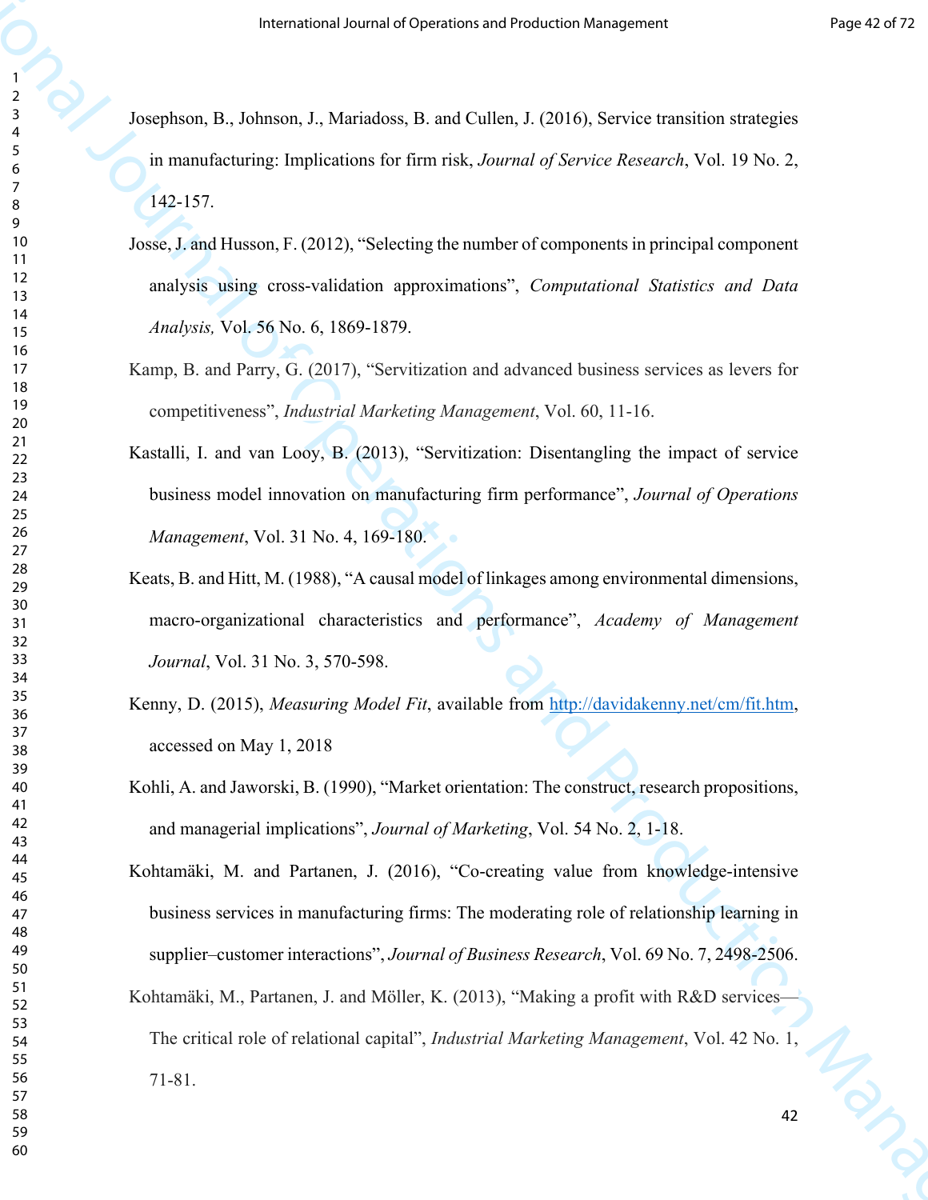Josephson, B., Johnson, J., Mariadoss, B. and Cullen, J. (2016), Service transition strategies in manufacturing: Implications for firm risk, *Journal of Service Research*, Vol. 19 No. 2, 142-157.

Josse, J. and Husson, F. (2012), "Selecting the number of components in principal component analysis using cross-validation approximations", *Computational Statistics and Data Analysis,* Vol. 56 No. 6, 1869-1879.

Kamp, B. and Parry, G. (2017), "Servitization and advanced business services as levers for competitiveness", *Industrial Marketing Management*, Vol. 60, 11-16.

Kastalli, I. and van Looy, B. (2013), "Servitization: Disentangling the impact of service business model innovation on manufacturing firm performance", *Journal of Operations Management*, Vol. 31 No. 4, 169-180.

Keats, B. and Hitt, M. (1988), "A causal model of linkages among environmental dimensions, macro-organizational characteristics and performance", *Academy of Management Journal*, Vol. 31 No. 3, 570-598.

Kenny, D. (2015), *Measuring Model Fit*, available from http://davidakenny.net/cm/fit.htm, accessed on May 1, 2018

Kohli, A. and Jaworski, B. (1990), "Market orientation: The construct, research propositions, and managerial implications", *Journal of Marketing*, Vol. 54 No. 2, 1-18.

Kohtamäki, M. and Partanen, J. (2016), "Co-creating value from knowledge-intensive business services in manufacturing firms: The moderating role of relationship learning in supplier–customer interactions", *Journal of Business Research*, Vol. 69 No. 7, 2498-2506.

Kohtamäki, M., Partanen, J. and Möller, K. (2013), "Making a profit with R&D services—The critical role of relational capital", *Industrial Marketing Management*, Vol. 42 No. 1, 71-81.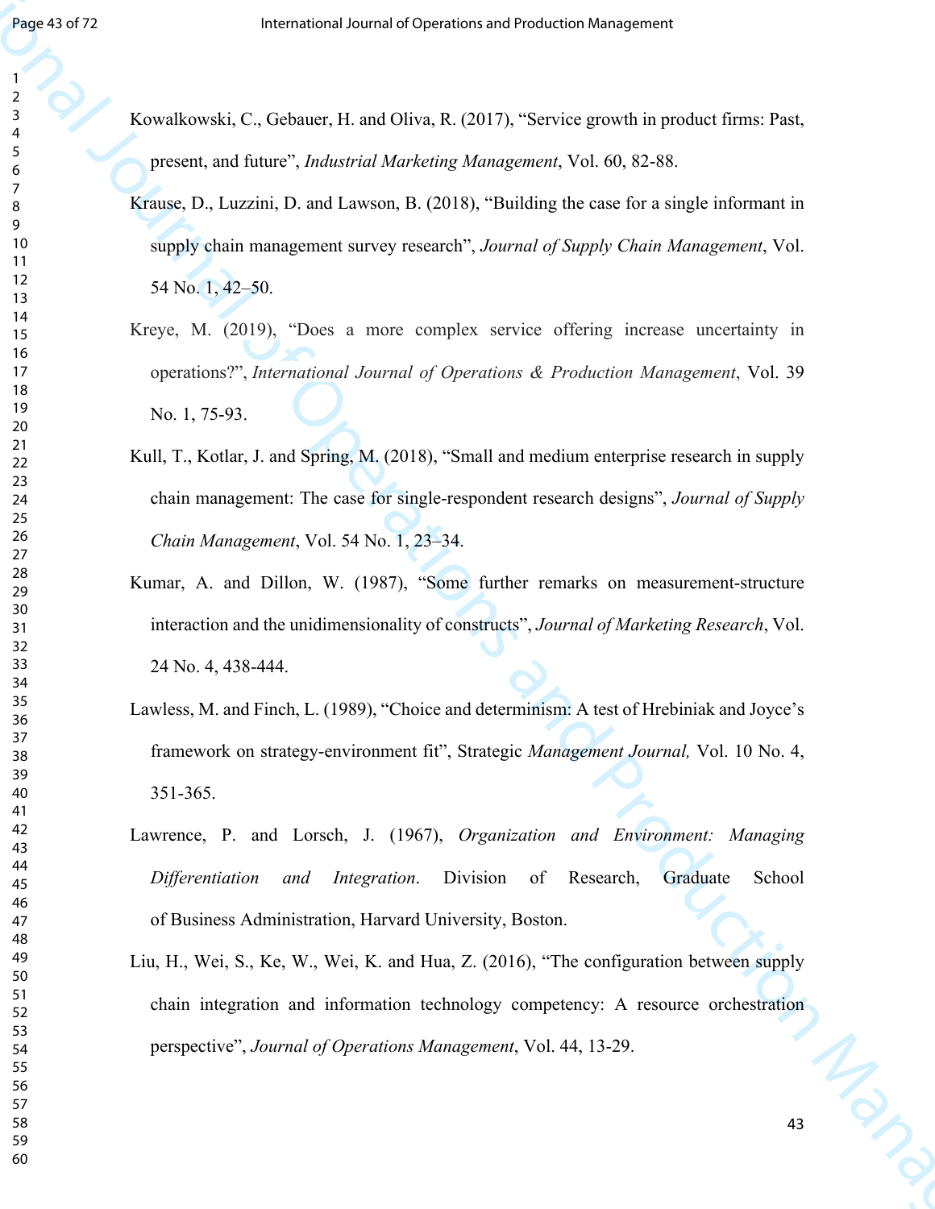Kowalkowski, C., Gebauer, H. and Oliva, R. (2017), "Service growth in product firms: Past, present, and future", *Industrial Marketing Management*, Vol. 60, 82-88.

Krause, D., Luzzini, D. and Lawson, B. (2018), "Building the case for a single informant in supply chain management survey research", *Journal of Supply Chain Management*, Vol. 54 No. 1, 42–50.

Kreye, M. (2019), "Does a more complex service offering increase uncertainty in operations?", *International Journal of Operations & Production Management*, Vol. 39 No. 1, 75-93.

Kull, T., Kotlar, J. and Spring, M. (2018), "Small and medium enterprise research in supply chain management: The case for single-respondent research designs", *Journal of Supply Chain Management*, Vol. 54 No. 1, 23–34.

Kumar, A. and Dillon, W. (1987), "Some further remarks on measurement-structure interaction and the unidimensionality of constructs", *Journal of Marketing Research*, Vol. 24 No. 4, 438-444.

Lawless, M. and Finch, L. (1989), "Choice and determinism: A test of Hrebiniak and Joyce's framework on strategy-environment fit", Strategic *Management Journal,* Vol. 10 No. 4, 351-365.

Lawrence, P. and Lorsch, J. (1967), *Organization and Environment: Managing Differentiation and Integration*. Division of Research, Graduate School of Business Administration, Harvard University, Boston.

Liu, H., Wei, S., Ke, W., Wei, K. and Hua, Z. (2016), "The configuration between supply chain integration and information technology competency: A resource orchestration perspective", *Journal of Operations Management*, Vol. 44, 13-29.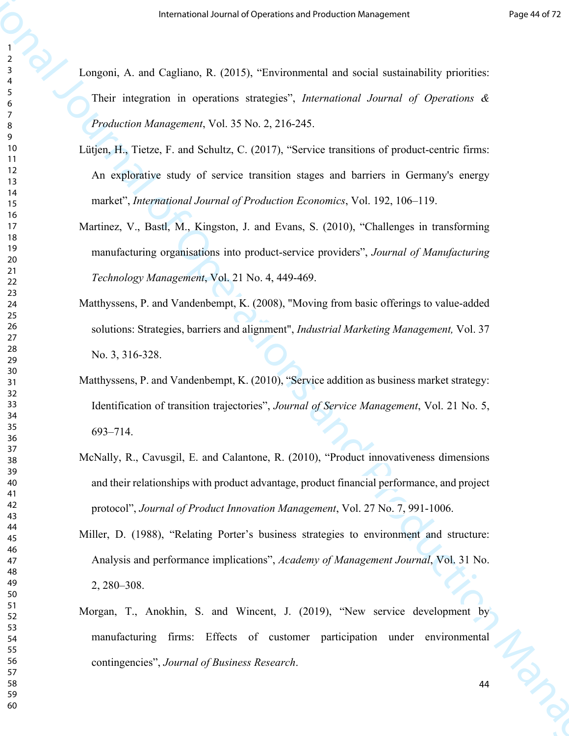Longoni, A. and Cagliano, R. (2015), "Environmental and social sustainability priorities: Their integration in operations strategies", *International Journal of Operations & Production Management*, Vol. 35 No. 2, 216-245.

Lütjen, H., Tietze, F. and Schultz, C. (2017), "Service transitions of product-centric firms: An explorative study of service transition stages and barriers in Germany's energy market", *International Journal of Production Economics*, Vol. 192, 106–119.

Martinez, V., Bastl, M., Kingston, J. and Evans, S. (2010), "Challenges in transforming manufacturing organisations into product-service providers", *Journal of Manufacturing Technology Management*, Vol. 21 No. 4, 449-469.

Matthyssens, P. and Vandenbempt, K. (2008), "Moving from basic offerings to value-added solutions: Strategies, barriers and alignment", *Industrial Marketing Management,* Vol. 37 No. 3, 316-328.

Matthyssens, P. and Vandenbempt, K. (2010), "Service addition as business market strategy: Identification of transition trajectories", *Journal of Service Management*, Vol. 21 No. 5, 693–714.

McNally, R., Cavusgil, E. and Calantone, R. (2010), "Product innovativeness dimensions and their relationships with product advantage, product financial performance, and project protocol", *Journal of Product Innovation Management*, Vol. 27 No. 7, 991-1006.

Miller, D. (1988), "Relating Porter's business strategies to environment and structure: Analysis and performance implications", *Academy of Management Journal*, Vol. 31 No. 2, 280–308.

Morgan, T., Anokhin, S. and Wincent, J. (2019), "New service development by manufacturing firms: Effects of customer participation under environmental contingencies", *Journal of Business Research*.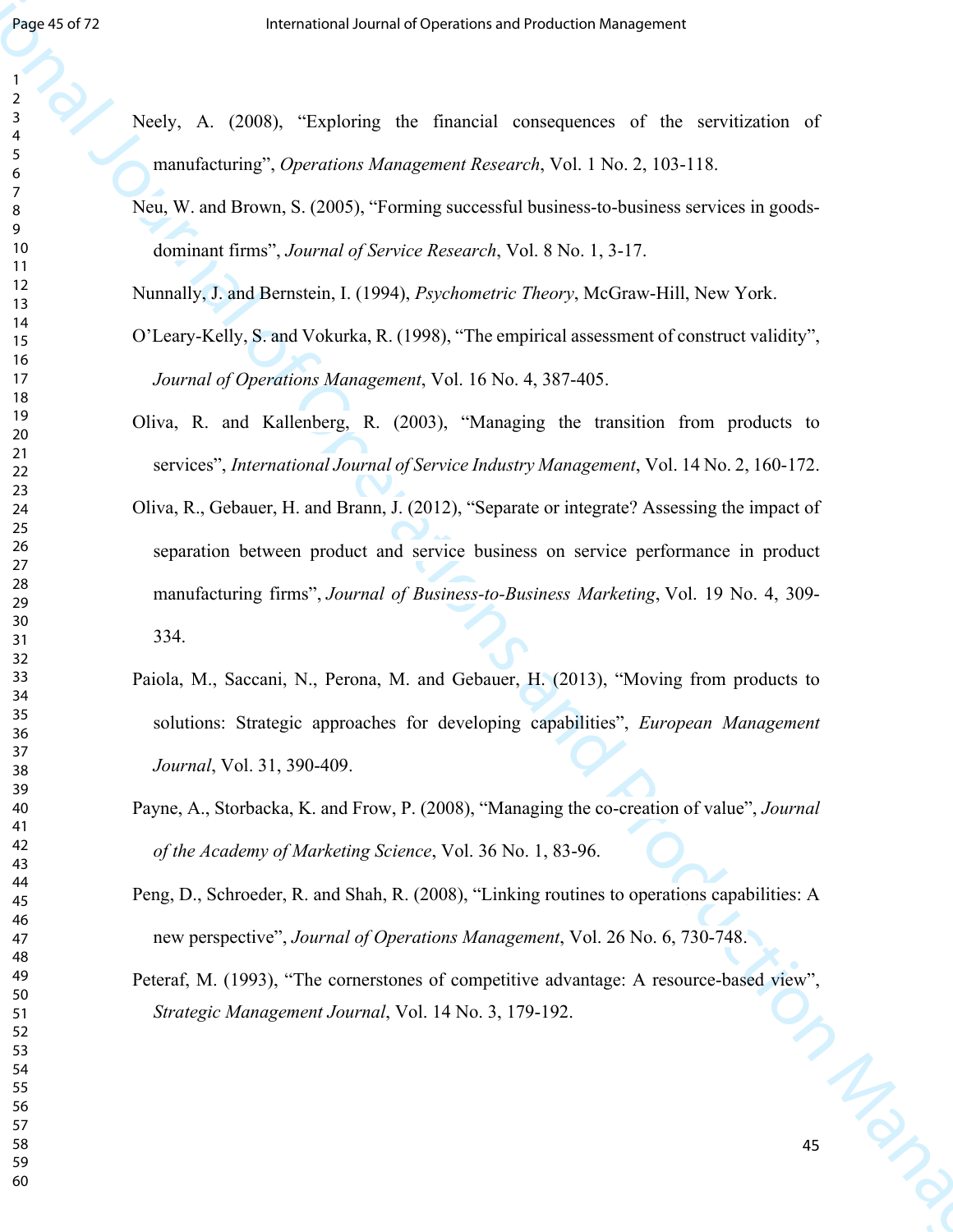Neely, A. (2008), "Exploring the financial consequences of the servitization of manufacturing", *Operations Management Research*, Vol. 1 No. 2, 103-118.

Neu, W. and Brown, S. (2005), "Forming successful business-to-business services in goods-dominant firms", *Journal of Service Research*, Vol. 8 No. 1, 3-17.

Nunnally, J. and Bernstein, I. (1994), *Psychometric Theory*, McGraw-Hill, New York.

O'Leary-Kelly, S. and Vokurka, R. (1998), "The empirical assessment of construct validity", *Journal of Operations Management*, Vol. 16 No. 4, 387-405.

Oliva, R. and Kallenberg, R. (2003), "Managing the transition from products to services", *International Journal of Service Industry Management*, Vol. 14 No. 2, 160-172.

Oliva, R., Gebauer, H. and Brann, J. (2012), "Separate or integrate? Assessing the impact of separation between product and service business on service performance in product manufacturing firms", *Journal of Business-to-Business Marketing*, Vol. 19 No. 4, 309-334.

Paiola, M., Saccani, N., Perona, M. and Gebauer, H. (2013), "Moving from products to solutions: Strategic approaches for developing capabilities", *European Management Journal*, Vol. 31, 390-409.

Payne, A., Storbacka, K. and Frow, P. (2008), "Managing the co-creation of value", *Journal of the Academy of Marketing Science*, Vol. 36 No. 1, 83-96.

Peng, D., Schroeder, R. and Shah, R. (2008), "Linking routines to operations capabilities: A new perspective", *Journal of Operations Management*, Vol. 26 No. 6, 730-748.

Peteraf, M. (1993), "The cornerstones of competitive advantage: A resource-based view", *Strategic Management Journal*, Vol. 14 No. 3, 179-192.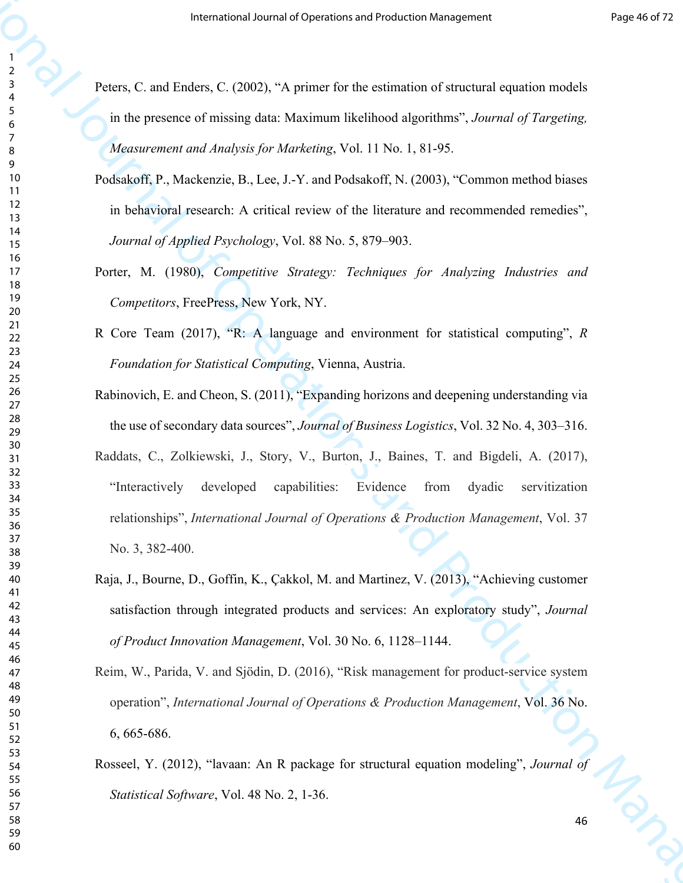Peters, C. and Enders, C. (2002), "A primer for the estimation of structural equation models in the presence of missing data: Maximum likelihood algorithms", *Journal of Targeting, Measurement and Analysis for Marketing*, Vol. 11 No. 1, 81-95.

Podsakoff, P., Mackenzie, B., Lee, J.-Y. and Podsakoff, N. (2003), "Common method biases in behavioral research: A critical review of the literature and recommended remedies", *Journal of Applied Psychology*, Vol. 88 No. 5, 879–903.

Porter, M. (1980), *Competitive Strategy: Techniques for Analyzing Industries and Competitors*, FreePress, New York, NY.

R Core Team (2017), "R: A language and environment for statistical computing", *R Foundation for Statistical Computing*, Vienna, Austria.

Rabinovich, E. and Cheon, S. (2011), "Expanding horizons and deepening understanding via the use of secondary data sources", *Journal of Business Logistics*, Vol. 32 No. 4, 303–316.

Raddats, C., Zolkiewski, J., Story, V., Burton, J., Baines, T. and Bigdeli, A. (2017), "Interactively developed capabilities: Evidence from dyadic servitization relationships", *International Journal of Operations & Production Management*, Vol. 37 No. 3, 382-400.

Raja, J., Bourne, D., Goffin, K., Çakkol, M. and Martinez, V. (2013), "Achieving customer satisfaction through integrated products and services: An exploratory study", *Journal of Product Innovation Management*, Vol. 30 No. 6, 1128–1144.

Reim, W., Parida, V. and Sjödin, D. (2016), "Risk management for product-service system operation", *International Journal of Operations & Production Management*, Vol. 36 No. 6, 665-686.

Rosseel, Y. (2012), "lavaan: An R package for structural equation modeling", *Journal of Statistical Software*, Vol. 48 No. 2, 1-36.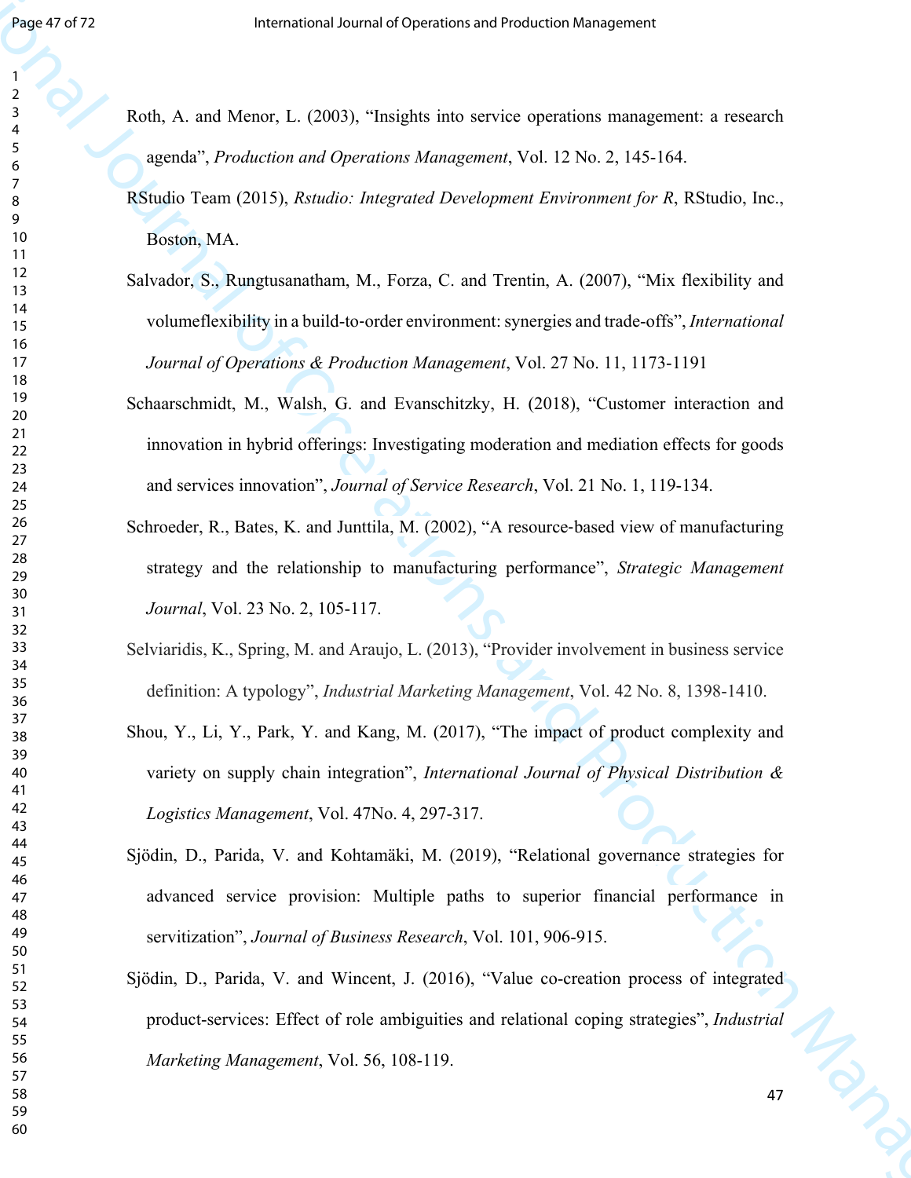Roth, A. and Menor, L. (2003), "Insights into service operations management: a research agenda", *Production and Operations Management*, Vol. 12 No. 2, 145-164.

RStudio Team (2015), *Rstudio: Integrated Development Environment for R*, RStudio, Inc., Boston, MA.

Salvador, S., Rungtusanatham, M., Forza, C. and Trentin, A. (2007), "Mix flexibility and volumeflexibility in a build-to-order environment: synergies and trade-offs", *International Journal of Operations & Production Management*, Vol. 27 No. 11, 1173-1191

Schaarschmidt, M., Walsh, G. and Evanschitzky, H. (2018), "Customer interaction and innovation in hybrid offerings: Investigating moderation and mediation effects for goods and services innovation", *Journal of Service Research*, Vol. 21 No. 1, 119-134.

Schroeder, R., Bates, K. and Junttila, M. (2002), "A resource-based view of manufacturing strategy and the relationship to manufacturing performance", *Strategic Management Journal*, Vol. 23 No. 2, 105-117.

Selviaridis, K., Spring, M. and Araujo, L. (2013), "Provider involvement in business service definition: A typology", *Industrial Marketing Management*, Vol. 42 No. 8, 1398-1410.

Shou, Y., Li, Y., Park, Y. and Kang, M. (2017), "The impact of product complexity and variety on supply chain integration", *International Journal of Physical Distribution & Logistics Management*, Vol. 47No. 4, 297-317.

Sjödin, D., Parida, V. and Kohtamäki, M. (2019), "Relational governance strategies for advanced service provision: Multiple paths to superior financial performance in servitization", *Journal of Business Research*, Vol. 101, 906-915.

Sjödin, D., Parida, V. and Wincent, J. (2016), "Value co-creation process of integrated product-services: Effect of role ambiguities and relational coping strategies", *Industrial Marketing Management*, Vol. 56, 108-119.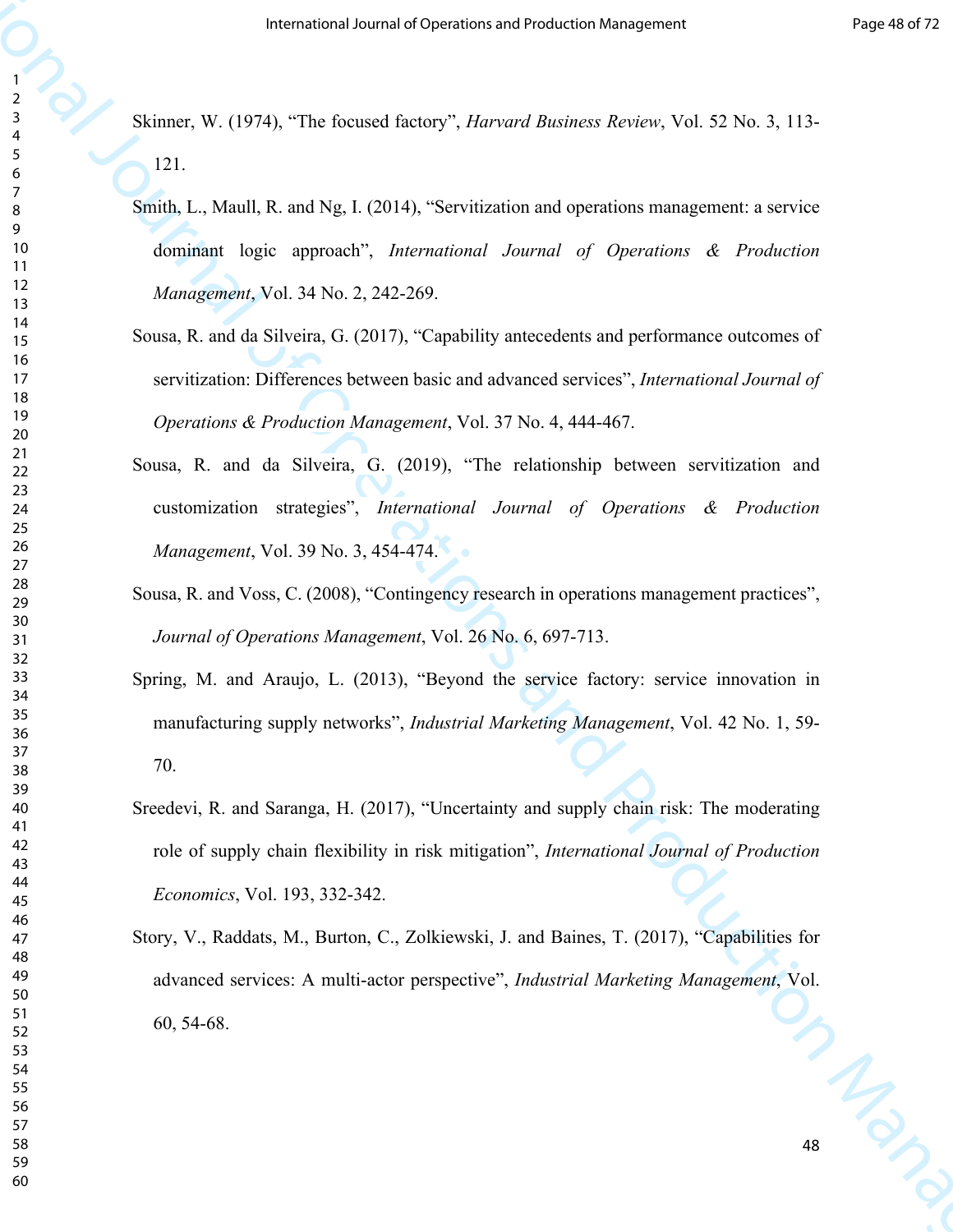Skinner, W. (1974), "The focused factory", *Harvard Business Review*, Vol. 52 No. 3, 113-121.

Smith, L., Maull, R. and Ng, I. (2014), "Servitization and operations management: a service dominant logic approach", *International Journal of Operations & Production Management*, Vol. 34 No. 2, 242-269.

Sousa, R. and da Silveira, G. (2017), "Capability antecedents and performance outcomes of servitization: Differences between basic and advanced services", *International Journal of Operations & Production Management*, Vol. 37 No. 4, 444-467.

Sousa, R. and da Silveira, G. (2019), "The relationship between servitization and customization strategies", *International Journal of Operations & Production Management*, Vol. 39 No. 3, 454-474.

Sousa, R. and Voss, C. (2008), "Contingency research in operations management practices", *Journal of Operations Management*, Vol. 26 No. 6, 697-713.

Spring, M. and Araujo, L. (2013), "Beyond the service factory: service innovation in manufacturing supply networks", *Industrial Marketing Management*, Vol. 42 No. 1, 59-70.

Sreedevi, R. and Saranga, H. (2017), "Uncertainty and supply chain risk: The moderating role of supply chain flexibility in risk mitigation", *International Journal of Production Economics*, Vol. 193, 332-342.

Story, V., Raddats, M., Burton, C., Zolkiewski, J. and Baines, T. (2017), "Capabilities for advanced services: A multi-actor perspective", *Industrial Marketing Management*, Vol. 60, 54-68.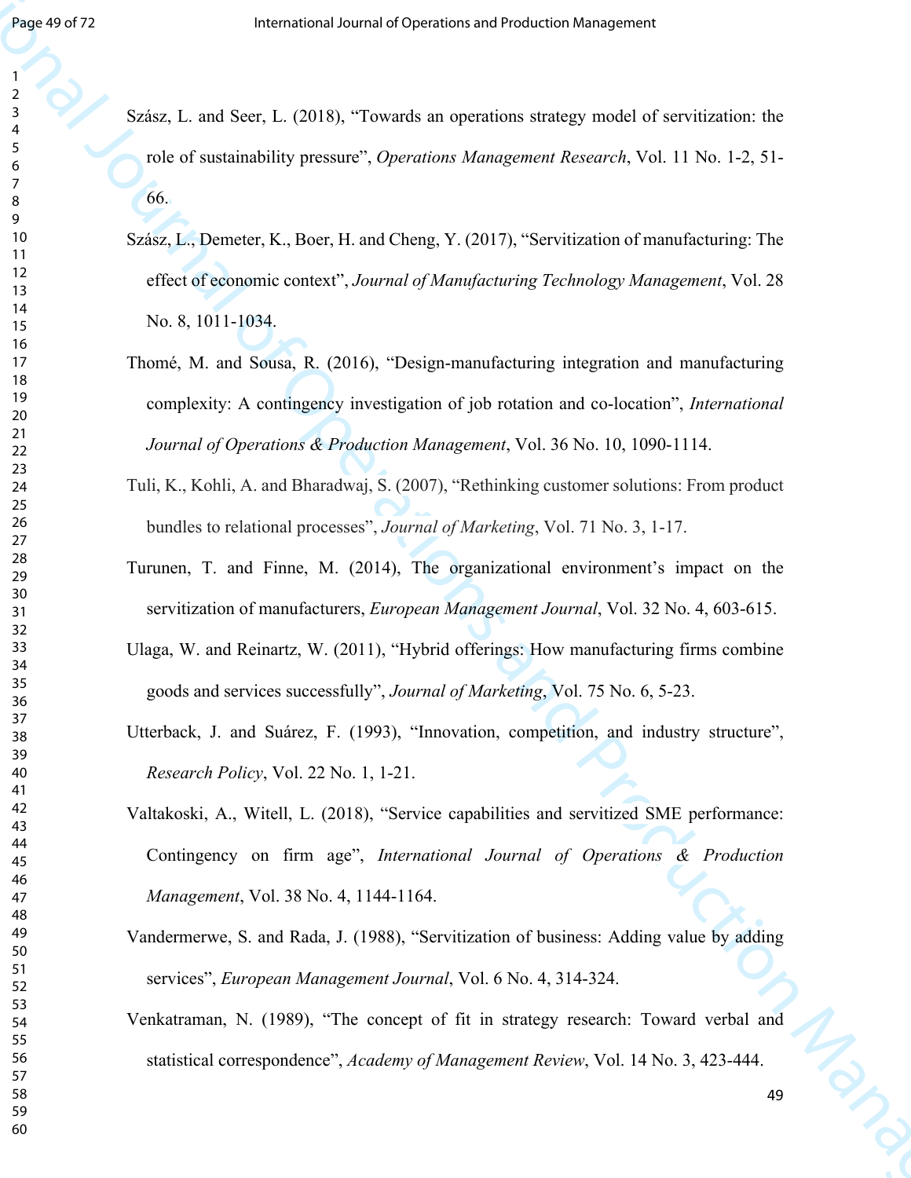Szász, L. and Seer, L. (2018), "Towards an operations strategy model of servitization: the role of sustainability pressure", *Operations Management Research*, Vol. 11 No. 1-2, 51-66.

Szász, L., Demeter, K., Boer, H. and Cheng, Y. (2017), "Servitization of manufacturing: The effect of economic context", *Journal of Manufacturing Technology Management*, Vol. 28 No. 8, 1011-1034.

Thomé, M. and Sousa, R. (2016), "Design-manufacturing integration and manufacturing complexity: A contingency investigation of job rotation and co-location", *International Journal of Operations & Production Management*, Vol. 36 No. 10, 1090-1114.

Tuli, K., Kohli, A. and Bharadwaj, S. (2007), "Rethinking customer solutions: From product bundles to relational processes", *Journal of Marketing*, Vol. 71 No. 3, 1-17.

Turunen, T. and Finne, M. (2014), The organizational environment's impact on the servitization of manufacturers, *European Management Journal*, Vol. 32 No. 4, 603-615.

Ulaga, W. and Reinartz, W. (2011), "Hybrid offerings: How manufacturing firms combine goods and services successfully", *Journal of Marketing*, Vol. 75 No. 6, 5-23.

Utterback, J. and Suárez, F. (1993), "Innovation, competition, and industry structure", *Research Policy*, Vol. 22 No. 1, 1-21.

Valtakoski, A., Witell, L. (2018), "Service capabilities and servitized SME performance: Contingency on firm age", *International Journal of Operations & Production Management*, Vol. 38 No. 4, 1144-1164.

Vandermerwe, S. and Rada, J. (1988), "Servitization of business: Adding value by adding services", *European Management Journal*, Vol. 6 No. 4, 314-324.

Venkatraman, N. (1989), "The concept of fit in strategy research: Toward verbal and statistical correspondence", *Academy of Management Review*, Vol. 14 No. 3, 423-444.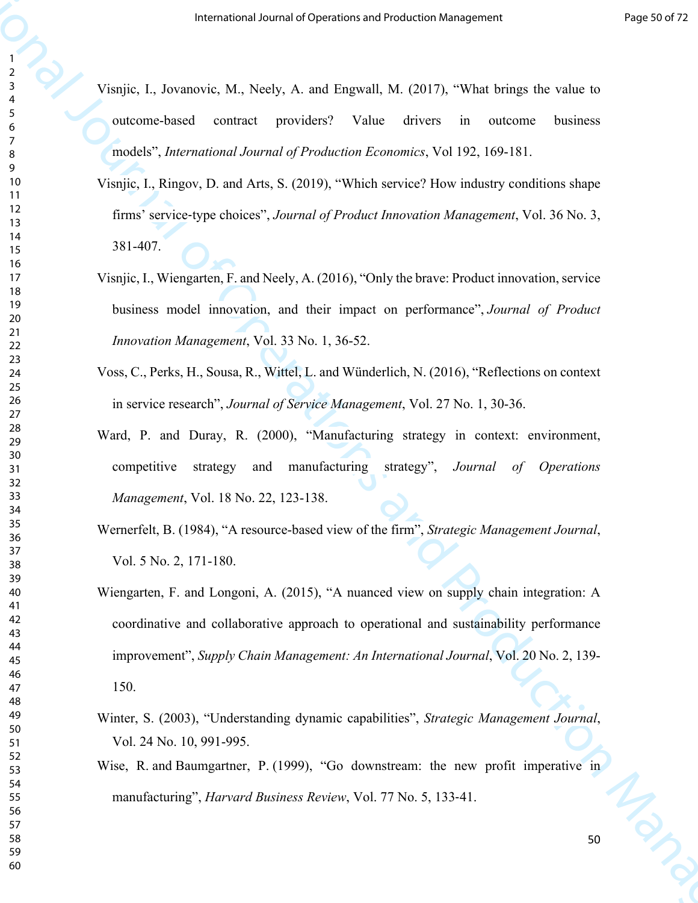Visnjic, I., Jovanovic, M., Neely, A. and Engwall, M. (2017), "What brings the value to outcome-based contract providers? Value drivers in outcome business models", *International Journal of Production Economics*, Vol 192, 169-181.

Visnjic, I., Ringov, D. and Arts, S. (2019), "Which service? How industry conditions shape firms' service-type choices", *Journal of Product Innovation Management*, Vol. 36 No. 3, 381-407.

Visnjic, I., Wiengarten, F. and Neely, A. (2016), "Only the brave: Product innovation, service business model innovation, and their impact on performance", *Journal of Product Innovation Management*, Vol. 33 No. 1, 36-52.

Voss, C., Perks, H., Sousa, R., Wittel, L. and Wünderlich, N. (2016), "Reflections on context in service research", *Journal of Service Management*, Vol. 27 No. 1, 30-36.

Ward, P. and Duray, R. (2000), "Manufacturing strategy in context: environment, competitive strategy and manufacturing strategy", *Journal of Operations Management*, Vol. 18 No. 22, 123-138.

Wernerfelt, B. (1984), "A resource-based view of the firm", *Strategic Management Journal*, Vol. 5 No. 2, 171-180.

Wiengarten, F. and Longoni, A. (2015), "A nuanced view on supply chain integration: A coordinative and collaborative approach to operational and sustainability performance improvement", *Supply Chain Management: An International Journal*, Vol. 20 No. 2, 139-150.

Winter, S. (2003), "Understanding dynamic capabilities", *Strategic Management Journal*, Vol. 24 No. 10, 991-995.

Wise, R. and Baumgartner, P. (1999), "Go downstream: the new profit imperative in manufacturing", *Harvard Business Review*, Vol. 77 No. 5, 133-41.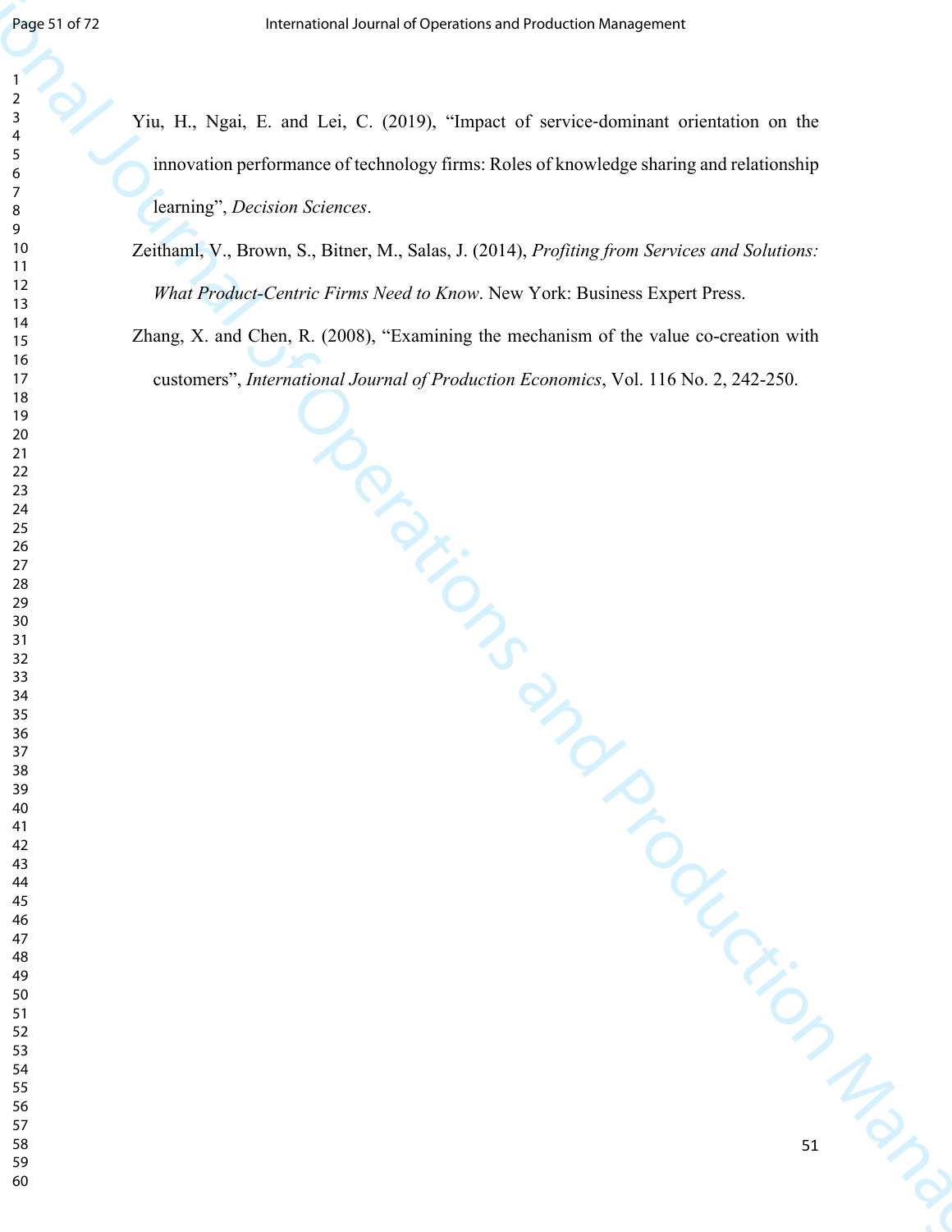Yiu, H., Ngai, E. and Lei, C. (2019), "Impact of service-dominant orientation on the innovation performance of technology firms: Roles of knowledge sharing and relationship learning", *Decision Sciences*.

Zeithaml, V., Brown, S., Bitner, M., Salas, J. (2014), *Profiting from Services and Solutions: What Product-Centric Firms Need to Know*. New York: Business Expert Press.

Zhang, X. and Chen, R. (2008), "Examining the mechanism of the value co-creation with customers", *International Journal of Production Economics*, Vol. 116 No. 2, 242-250.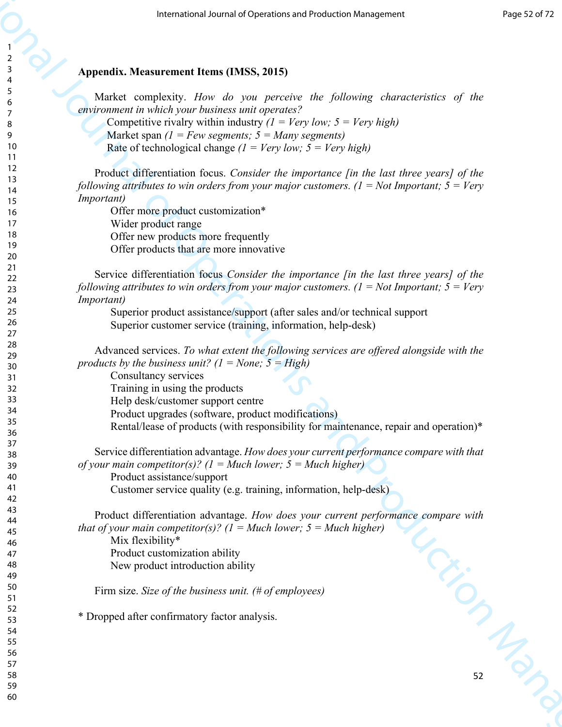**Appendix. Measurement Items (IMSS, 2015)**

Market complexity. *How do you perceive the following characteristics of the environment in which your business unit operates?*

Competitive rivalry within industry *(1 = Very low; 5 = Very high)*
Market span *(1 = Few segments; 5 = Many segments)*
Rate of technological change *(1 = Very low; 5 = Very high)*

Product differentiation focus. *Consider the importance [in the last three years] of the following attributes to win orders from your major customers. (1 = Not Important; 5 = Very Important)*

Offer more product customization*
Wider product range
Offer new products more frequently
Offer products that are more innovative

Service differentiation focus *Consider the importance [in the last three years] of the following attributes to win orders from your major customers. (1 = Not Important; 5 = Very Important)*

Superior product assistance/support (after sales and/or technical support
Superior customer service (training, information, help-desk)

Advanced services. *To what extent the following services are offered alongside with the products by the business unit? (1 = None; 5 = High)*

Consultancy services
Training in using the products
Help desk/customer support centre
Product upgrades (software, product modifications)
Rental/lease of products (with responsibility for maintenance, repair and operation)*

Service differentiation advantage. *How does your current performance compare with that of your main competitor(s)? (1 = Much lower; 5 = Much higher)*

Product assistance/support
Customer service quality (e.g. training, information, help-desk)

Product differentiation advantage. *How does your current performance compare with that of your main competitor(s)? (1 = Much lower; 5 = Much higher)*

Mix flexibility*
Product customization ability
New product introduction ability

Firm size. *Size of the business unit. (# of employees)*

\* Dropped after confirmatory factor analysis.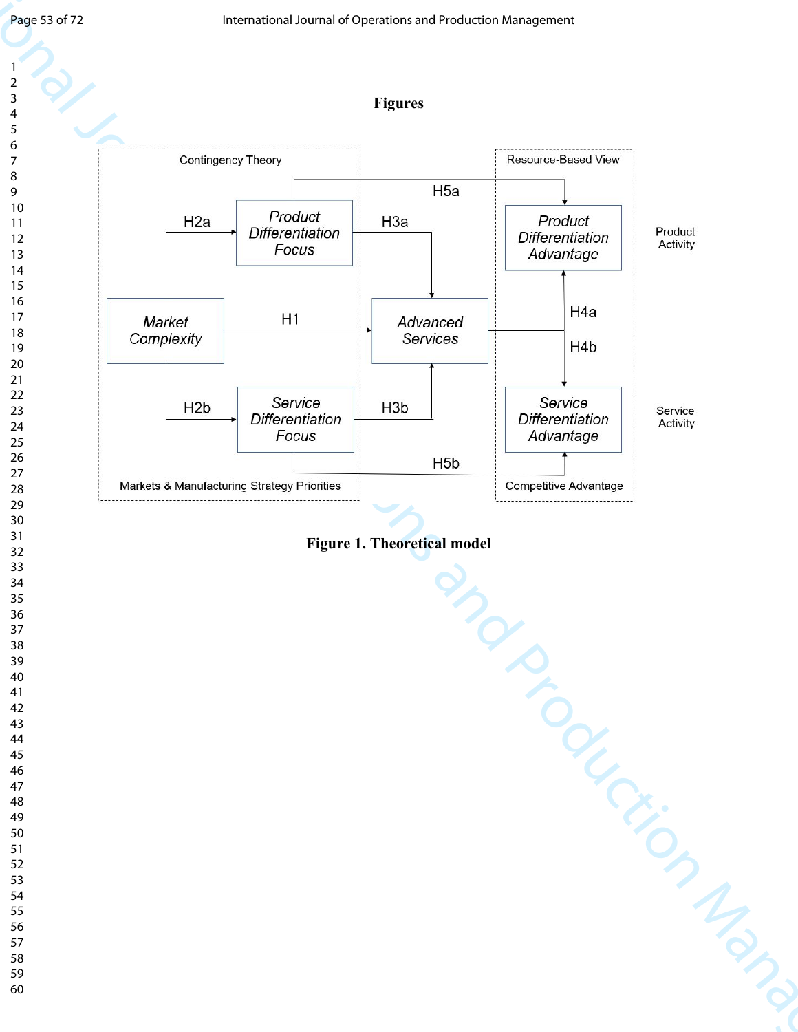# Figures

**Figure 1. Theoretical model**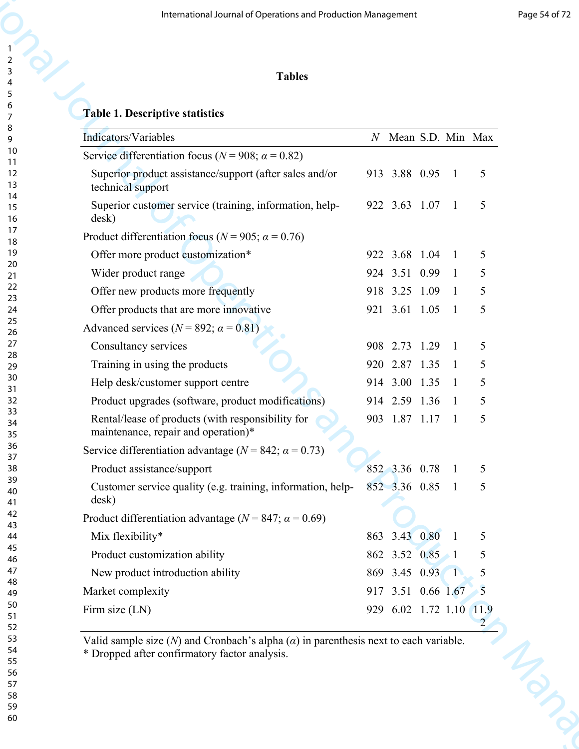## Tables

**Table 1. Descriptive statistics**

| Indicators/Variables | $N$ | Mean | S.D. | Min | Max |
|---|---|---|---|---|---|
| Service differentiation focus ($N = 908$; $\alpha = 0.82$) | | | | | |
| Superior product assistance/support (after sales and/or technical support | 913 | 3.88 | 0.95 | 1 | 5 |
| Superior customer service (training, information, help-desk) | 922 | 3.63 | 1.07 | 1 | 5 |
| Product differentiation focus ($N = 905$; $\alpha = 0.76$) | | | | | |
| Offer more product customization* | 922 | 3.68 | 1.04 | 1 | 5 |
| Wider product range | 924 | 3.51 | 0.99 | 1 | 5 |
| Offer new products more frequently | 918 | 3.25 | 1.09 | 1 | 5 |
| Offer products that are more innovative | 921 | 3.61 | 1.05 | 1 | 5 |
| Advanced services ($N = 892$; $\alpha = 0.81$) | | | | | |
| Consultancy services | 908 | 2.73 | 1.29 | 1 | 5 |
| Training in using the products | 920 | 2.87 | 1.35 | 1 | 5 |
| Help desk/customer support centre | 914 | 3.00 | 1.35 | 1 | 5 |
| Product upgrades (software, product modifications) | 914 | 2.59 | 1.36 | 1 | 5 |
| Rental/lease of products (with responsibility for maintenance, repair and operation)* | 903 | 1.87 | 1.17 | 1 | 5 |
| Service differentiation advantage ($N = 842$; $\alpha = 0.73$) | | | | | |
| Product assistance/support | 852 | 3.36 | 0.78 | 1 | 5 |
| Customer service quality (e.g. training, information, help-desk) | 852 | 3.36 | 0.85 | 1 | 5 |
| Product differentiation advantage ($N = 847$; $\alpha = 0.69$) | | | | | |
| Mix flexibility* | 863 | 3.43 | 0.80 | 1 | 5 |
| Product customization ability | 862 | 3.52 | 0.85 | 1 | 5 |
| New product introduction ability | 869 | 3.45 | 0.93 | 1 | 5 |
| Market complexity | 917 | 3.51 | 0.66 | 1.67 | 5 |
| Firm size (LN) | 929 | 6.02 | 1.72 | 1.10 | 11.92 |

Valid sample size ($N$) and Cronbach's alpha ($\alpha$) in parenthesis next to each variable.
* Dropped after confirmatory factor analysis.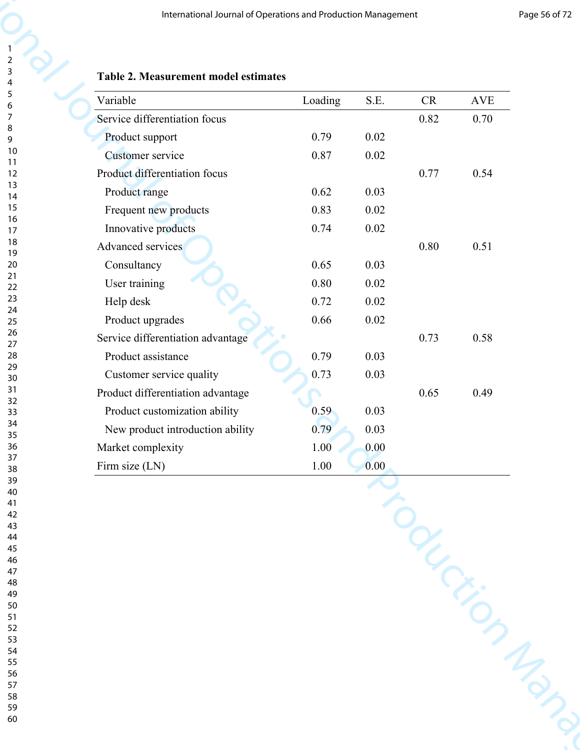**Table 2. Measurement model estimates**

| Variable | Loading | S.E. | CR | AVE |
|---|---|---|---|---|
| Service differentiation focus | | | 0.82 | 0.70 |
| Product support | 0.79 | 0.02 | | |
| Customer service | 0.87 | 0.02 | | |
| Product differentiation focus | | | 0.77 | 0.54 |
| Product range | 0.62 | 0.03 | | |
| Frequent new products | 0.83 | 0.02 | | |
| Innovative products | 0.74 | 0.02 | | |
| Advanced services | | | 0.80 | 0.51 |
| Consultancy | 0.65 | 0.03 | | |
| User training | 0.80 | 0.02 | | |
| Help desk | 0.72 | 0.02 | | |
| Product upgrades | 0.66 | 0.02 | | |
| Service differentiation advantage | | | 0.73 | 0.58 |
| Product assistance | 0.79 | 0.03 | | |
| Customer service quality | 0.73 | 0.03 | | |
| Product differentiation advantage | | | 0.65 | 0.49 |
| Product customization ability | 0.59 | 0.03 | | |
| New product introduction ability | 0.79 | 0.03 | | |
| Market complexity | 1.00 | 0.00 | | |
| Firm size (LN) | 1.00 | 0.00 | | |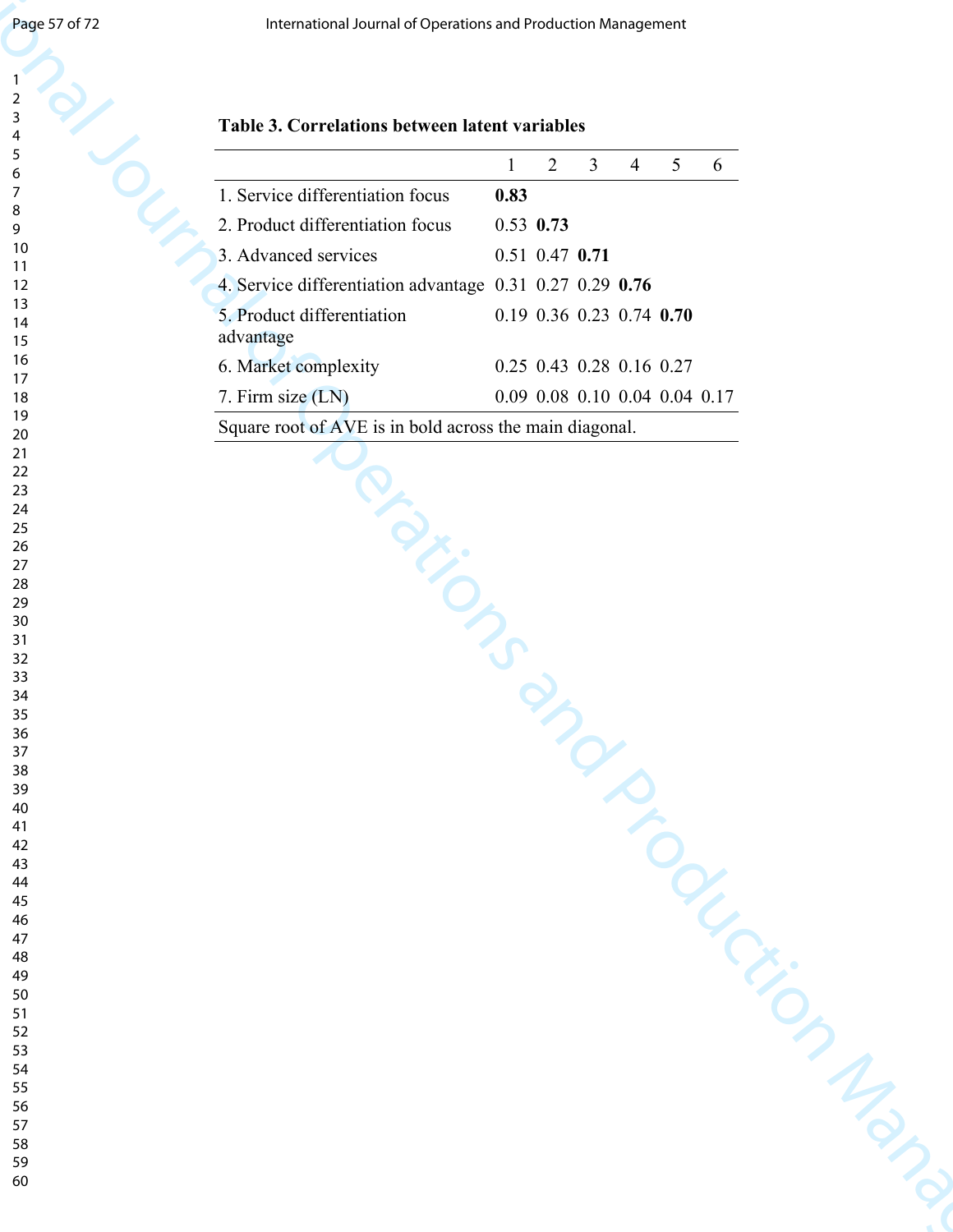**Table 3. Correlations between latent variables**

| | 1 | 2 | 3 | 4 | 5 | 6 |
|---|---|---|---|---|---|---|
| 1. Service differentiation focus | **0.83** | | | | | |
| 2. Product differentiation focus | 0.53 | **0.73** | | | | |
| 3. Advanced services | 0.51 | 0.47 | **0.71** | | | |
| 4. Service differentiation advantage | 0.31 | 0.27 | 0.29 | **0.76** | | |
| 5. Product differentiation advantage | 0.19 | 0.36 | 0.23 | 0.74 | **0.70** | |
| 6. Market complexity | 0.25 | 0.43 | 0.28 | 0.16 | 0.27 | |
| 7. Firm size (LN) | 0.09 | 0.08 | 0.10 | 0.04 | 0.04 | 0.17 |

Square root of AVE is in bold across the main diagonal.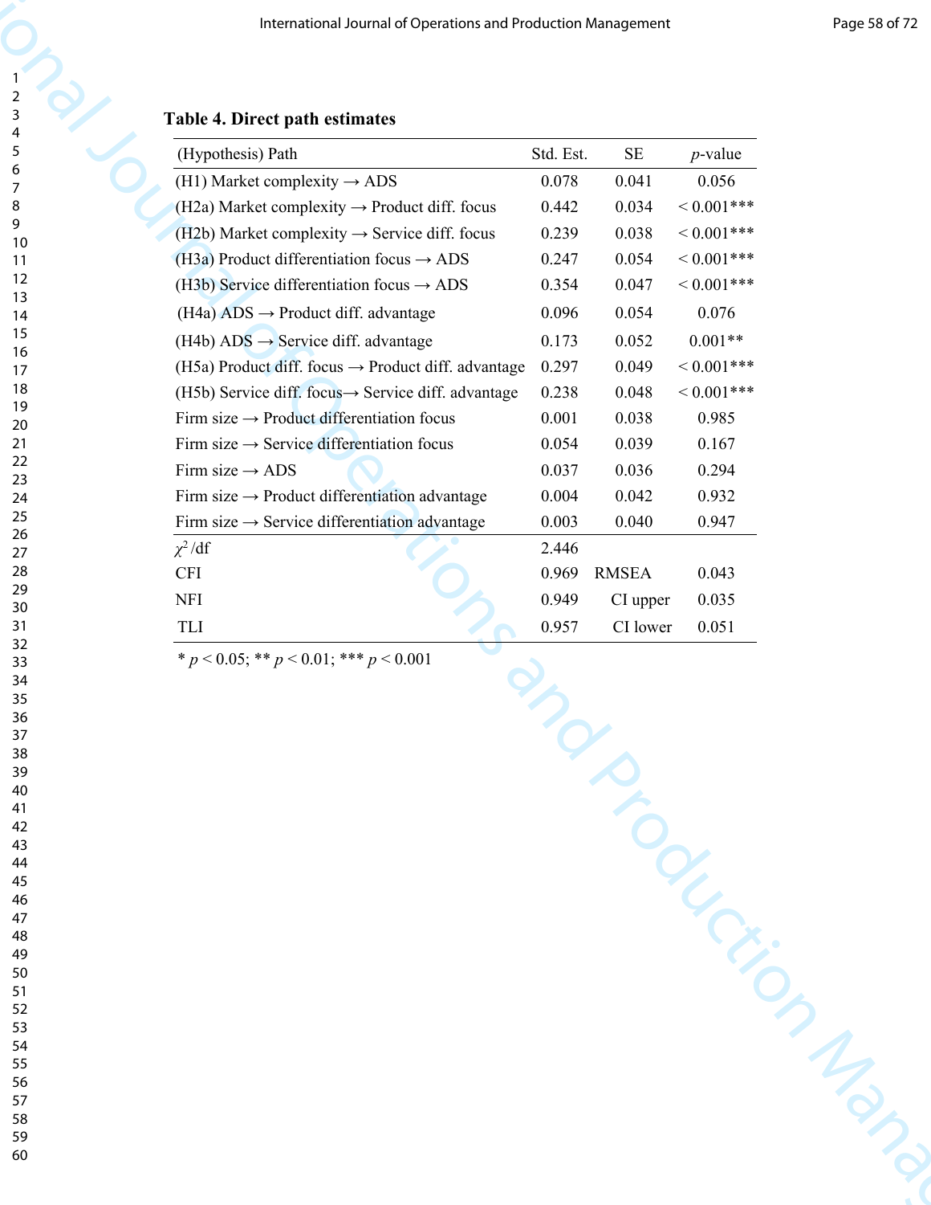**Table 4. Direct path estimates**

| (Hypothesis) Path | Std. Est. | SE | *p*-value |
| --- | --- | --- | --- |
| (H1) Market complexity → ADS | 0.078 | 0.041 | 0.056 |
| (H2a) Market complexity → Product diff. focus | 0.442 | 0.034 | < 0.001*** |
| (H2b) Market complexity → Service diff. focus | 0.239 | 0.038 | < 0.001*** |
| (H3a) Product differentiation focus → ADS | 0.247 | 0.054 | < 0.001*** |
| (H3b) Service differentiation focus → ADS | 0.354 | 0.047 | < 0.001*** |
| (H4a) ADS → Product diff. advantage | 0.096 | 0.054 | 0.076 |
| (H4b) ADS → Service diff. advantage | 0.173 | 0.052 | 0.001** |
| (H5a) Product diff. focus → Product diff. advantage | 0.297 | 0.049 | < 0.001*** |
| (H5b) Service diff. focus→ Service diff. advantage | 0.238 | 0.048 | < 0.001*** |
| Firm size → Product differentiation focus | 0.001 | 0.038 | 0.985 |
| Firm size → Service differentiation focus | 0.054 | 0.039 | 0.167 |
| Firm size → ADS | 0.037 | 0.036 | 0.294 |
| Firm size → Product differentiation advantage | 0.004 | 0.042 | 0.932 |
| Firm size → Service differentiation advantage | 0.003 | 0.040 | 0.947 |
| $\chi^2$ /df | 2.446 | | |
| CFI | 0.969 | RMSEA | 0.043 |
| NFI | 0.949 | CI upper | 0.035 |
| TLI | 0.957 | CI lower | 0.051 |

\* $p < 0.05$; \*\* $p < 0.01$; \*\*\* $p < 0.001$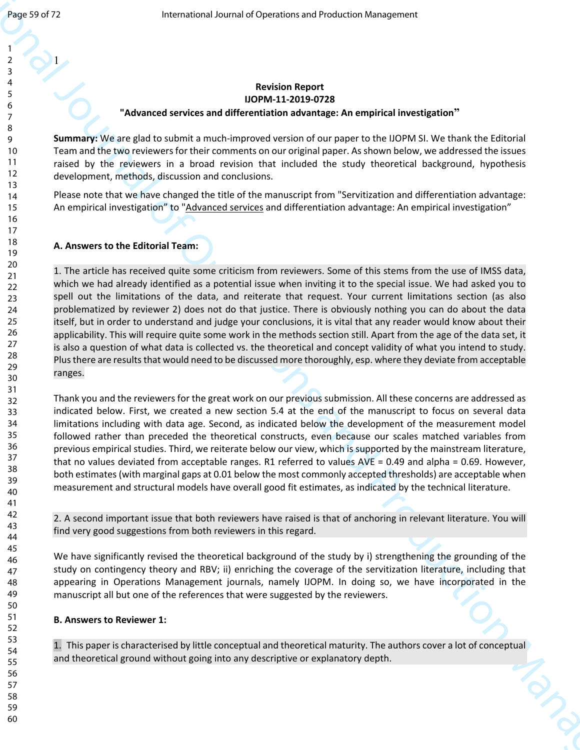1

**Revision Report**
**IJOPM-11-2019-0728**
**"Advanced services and differentiation advantage: An empirical investigation"**

**Summary:** We are glad to submit a much-improved version of our paper to the IJOPM SI. We thank the Editorial Team and the two reviewers for their comments on our original paper. As shown below, we addressed the issues raised by the reviewers in a broad revision that included the study theoretical background, hypothesis development, methods, discussion and conclusions.

Please note that we have changed the title of the manuscript from "Servitization and differentiation advantage: An empirical investigation" to "Advanced services and differentiation advantage: An empirical investigation"

**A. Answers to the Editorial Team:**

1. The article has received quite some criticism from reviewers. Some of this stems from the use of IMSS data, which we had already identified as a potential issue when inviting it to the special issue. We had asked you to spell out the limitations of the data, and reiterate that request. Your current limitations section (as also problematized by reviewer 2) does not do that justice. There is obviously nothing you can do about the data itself, but in order to understand and judge your conclusions, it is vital that any reader would know about their applicability. This will require quite some work in the methods section still. Apart from the age of the data set, it is also a question of what data is collected vs. the theoretical and concept validity of what you intend to study. Plus there are results that would need to be discussed more thoroughly, esp. where they deviate from acceptable ranges.

Thank you and the reviewers for the great work on our previous submission. All these concerns are addressed as indicated below. First, we created a new section 5.4 at the end of the manuscript to focus on several data limitations including with data age. Second, as indicated below the development of the measurement model followed rather than preceded the theoretical constructs, even because our scales matched variables from previous empirical studies. Third, we reiterate below our view, which is supported by the mainstream literature, that no values deviated from acceptable ranges. R1 referred to values AVE = 0.49 and alpha = 0.69. However, both estimates (with marginal gaps at 0.01 below the most commonly accepted thresholds) are acceptable when measurement and structural models have overall good fit estimates, as indicated by the technical literature.

2. A second important issue that both reviewers have raised is that of anchoring in relevant literature. You will find very good suggestions from both reviewers in this regard.

We have significantly revised the theoretical background of the study by i) strengthening the grounding of the study on contingency theory and RBV; ii) enriching the coverage of the servitization literature, including that appearing in Operations Management journals, namely IJOPM. In doing so, we have incorporated in the manuscript all but one of the references that were suggested by the reviewers.

**B. Answers to Reviewer 1:**

1. This paper is characterised by little conceptual and theoretical maturity. The authors cover a lot of conceptual and theoretical ground without going into any descriptive or explanatory depth.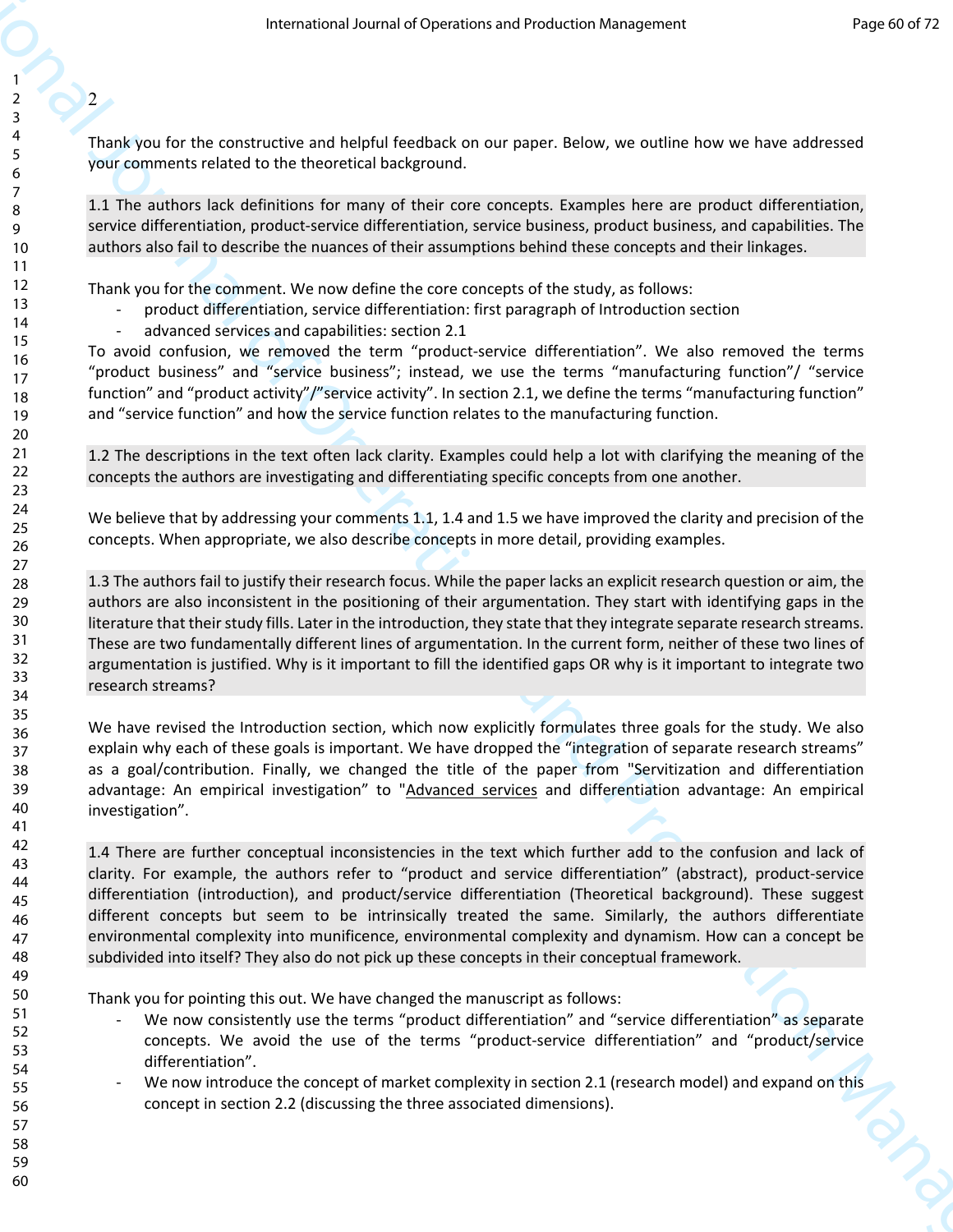2

Thank you for the constructive and helpful feedback on our paper. Below, we outline how we have addressed your comments related to the theoretical background.

1.1 The authors lack definitions for many of their core concepts. Examples here are product differentiation, service differentiation, product-service differentiation, service business, product business, and capabilities. The authors also fail to describe the nuances of their assumptions behind these concepts and their linkages.

Thank you for the comment. We now define the core concepts of the study, as follows:

- product differentiation, service differentiation: first paragraph of Introduction section
- advanced services and capabilities: section 2.1

To avoid confusion, we removed the term "product-service differentiation". We also removed the terms "product business" and "service business"; instead, we use the terms "manufacturing function"/ "service function" and "product activity"/"service activity". In section 2.1, we define the terms "manufacturing function" and "service function" and how the service function relates to the manufacturing function.

1.2 The descriptions in the text often lack clarity. Examples could help a lot with clarifying the meaning of the concepts the authors are investigating and differentiating specific concepts from one another.

We believe that by addressing your comments 1.1, 1.4 and 1.5 we have improved the clarity and precision of the concepts. When appropriate, we also describe concepts in more detail, providing examples.

1.3 The authors fail to justify their research focus. While the paper lacks an explicit research question or aim, the authors are also inconsistent in the positioning of their argumentation. They start with identifying gaps in the literature that their study fills. Later in the introduction, they state that they integrate separate research streams. These are two fundamentally different lines of argumentation. In the current form, neither of these two lines of argumentation is justified. Why is it important to fill the identified gaps OR why is it important to integrate two research streams?

We have revised the Introduction section, which now explicitly formulates three goals for the study. We also explain why each of these goals is important. We have dropped the "integration of separate research streams" as a goal/contribution. Finally, we changed the title of the paper from "Servitization and differentiation advantage: An empirical investigation" to "Advanced services and differentiation advantage: An empirical investigation".

1.4 There are further conceptual inconsistencies in the text which further add to the confusion and lack of clarity. For example, the authors refer to "product and service differentiation" (abstract), product-service differentiation (introduction), and product/service differentiation (Theoretical background). These suggest different concepts but seem to be intrinsically treated the same. Similarly, the authors differentiate environmental complexity into munificence, environmental complexity and dynamism. How can a concept be subdivided into itself? They also do not pick up these concepts in their conceptual framework.

Thank you for pointing this out. We have changed the manuscript as follows:

- We now consistently use the terms "product differentiation" and "service differentiation" as separate concepts. We avoid the use of the terms "product-service differentiation" and "product/service differentiation".
- We now introduce the concept of market complexity in section 2.1 (research model) and expand on this concept in section 2.2 (discussing the three associated dimensions).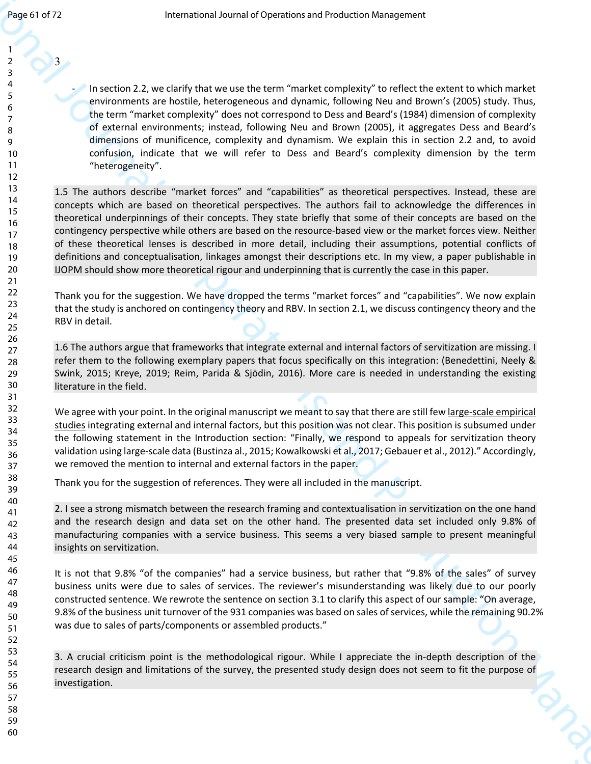3

- In section 2.2, we clarify that we use the term "market complexity" to reflect the extent to which market environments are hostile, heterogeneous and dynamic, following Neu and Brown's (2005) study. Thus, the term "market complexity" does not correspond to Dess and Beard's (1984) dimension of complexity of external environments; instead, following Neu and Brown (2005), it aggregates Dess and Beard's dimensions of munificence, complexity and dynamism. We explain this in section 2.2 and, to avoid confusion, indicate that we will refer to Dess and Beard's complexity dimension by the term "heterogeneity".

1.5 The authors describe "market forces" and "capabilities" as theoretical perspectives. Instead, these are concepts which are based on theoretical perspectives. The authors fail to acknowledge the differences in theoretical underpinnings of their concepts. They state briefly that some of their concepts are based on the contingency perspective while others are based on the resource-based view or the market forces view. Neither of these theoretical lenses is described in more detail, including their assumptions, potential conflicts of definitions and conceptualisation, linkages amongst their descriptions etc. In my view, a paper publishable in IJOPM should show more theoretical rigour and underpinning that is currently the case in this paper.

Thank you for the suggestion. We have dropped the terms "market forces" and "capabilities". We now explain that the study is anchored on contingency theory and RBV. In section 2.1, we discuss contingency theory and the RBV in detail.

1.6 The authors argue that frameworks that integrate external and internal factors of servitization are missing. I refer them to the following exemplary papers that focus specifically on this integration: (Benedettini, Neely & Swink, 2015; Kreye, 2019; Reim, Parida & Sjödin, 2016). More care is needed in understanding the existing literature in the field.

We agree with your point. In the original manuscript we meant to say that there are still few large-scale empirical studies integrating external and internal factors, but this position was not clear. This position is subsumed under the following statement in the Introduction section: "Finally, we respond to appeals for servitization theory validation using large-scale data (Bustinza al., 2015; Kowalkowski et al., 2017; Gebauer et al., 2012)." Accordingly, we removed the mention to internal and external factors in the paper.

Thank you for the suggestion of references. They were all included in the manuscript.

2. I see a strong mismatch between the research framing and contextualisation in servitization on the one hand and the research design and data set on the other hand. The presented data set included only 9.8% of manufacturing companies with a service business. This seems a very biased sample to present meaningful insights on servitization.

It is not that 9.8% "of the companies" had a service business, but rather that "9.8% of the sales" of survey business units were due to sales of services. The reviewer's misunderstanding was likely due to our poorly constructed sentence. We rewrote the sentence on section 3.1 to clarify this aspect of our sample: "On average, 9.8% of the business unit turnover of the 931 companies was based on sales of services, while the remaining 90.2% was due to sales of parts/components or assembled products."

3. A crucial criticism point is the methodological rigour. While I appreciate the in-depth description of the research design and limitations of the survey, the presented study design does not seem to fit the purpose of investigation.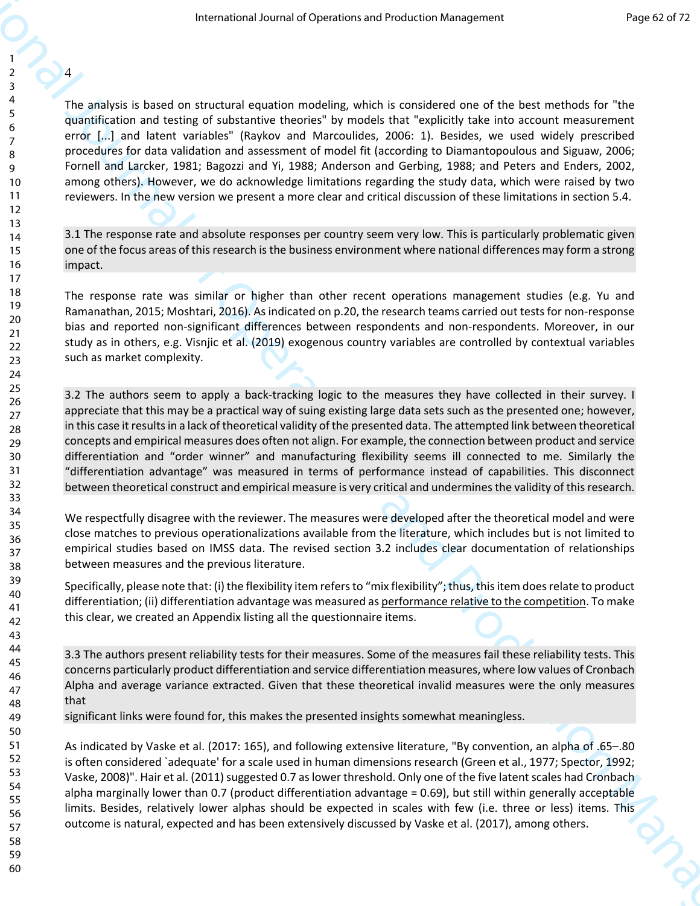4

The analysis is based on structural equation modeling, which is considered one of the best methods for "the quantification and testing of substantive theories" by models that "explicitly take into account measurement error [...] and latent variables" (Raykov and Marcoulides, 2006: 1). Besides, we used widely prescribed procedures for data validation and assessment of model fit (according to Diamantopoulous and Siguaw, 2006; Fornell and Larcker, 1981; Bagozzi and Yi, 1988; Anderson and Gerbing, 1988; and Peters and Enders, 2002, among others). However, we do acknowledge limitations regarding the study data, which were raised by two reviewers. In the new version we present a more clear and critical discussion of these limitations in section 5.4.

3.1 The response rate and absolute responses per country seem very low. This is particularly problematic given one of the focus areas of this research is the business environment where national differences may form a strong impact.

The response rate was similar or higher than other recent operations management studies (e.g. Yu and Ramanathan, 2015; Moshtari, 2016). As indicated on p.20, the research teams carried out tests for non-response bias and reported non-significant differences between respondents and non-respondents. Moreover, in our study as in others, e.g. Visnjic et al. (2019) exogenous country variables are controlled by contextual variables such as market complexity.

3.2 The authors seem to apply a back-tracking logic to the measures they have collected in their survey. I appreciate that this may be a practical way of suing existing large data sets such as the presented one; however, in this case it results in a lack of theoretical validity of the presented data. The attempted link between theoretical concepts and empirical measures does often not align. For example, the connection between product and service differentiation and "order winner" and manufacturing flexibility seems ill connected to me. Similarly the "differentiation advantage" was measured in terms of performance instead of capabilities. This disconnect between theoretical construct and empirical measure is very critical and undermines the validity of this research.

We respectfully disagree with the reviewer. The measures were developed after the theoretical model and were close matches to previous operationalizations available from the literature, which includes but is not limited to empirical studies based on IMSS data. The revised section 3.2 includes clear documentation of relationships between measures and the previous literature.

Specifically, please note that: (i) the flexibility item refers to "mix flexibility"; thus, this item does relate to product differentiation; (ii) differentiation advantage was measured as <u>performance relative to the competition</u>. To make this clear, we created an Appendix listing all the questionnaire items.

3.3 The authors present reliability tests for their measures. Some of the measures fail these reliability tests. This concerns particularly product differentiation and service differentiation measures, where low values of Cronbach Alpha and average variance extracted. Given that these theoretical invalid measures were the only measures that
significant links were found for, this makes the presented insights somewhat meaningless.

As indicated by Vaske et al. (2017: 165), and following extensive literature, "By convention, an alpha of .65–.80 is often considered `adequate' for a scale used in human dimensions research (Green et al., 1977; Spector, 1992; Vaske, 2008)". Hair et al. (2011) suggested 0.7 as lower threshold. Only one of the five latent scales had Cronbach alpha marginally lower than 0.7 (product differentiation advantage = 0.69), but still within generally acceptable limits. Besides, relatively lower alphas should be expected in scales with few (i.e. three or less) items. This outcome is natural, expected and has been extensively discussed by Vaske et al. (2017), among others.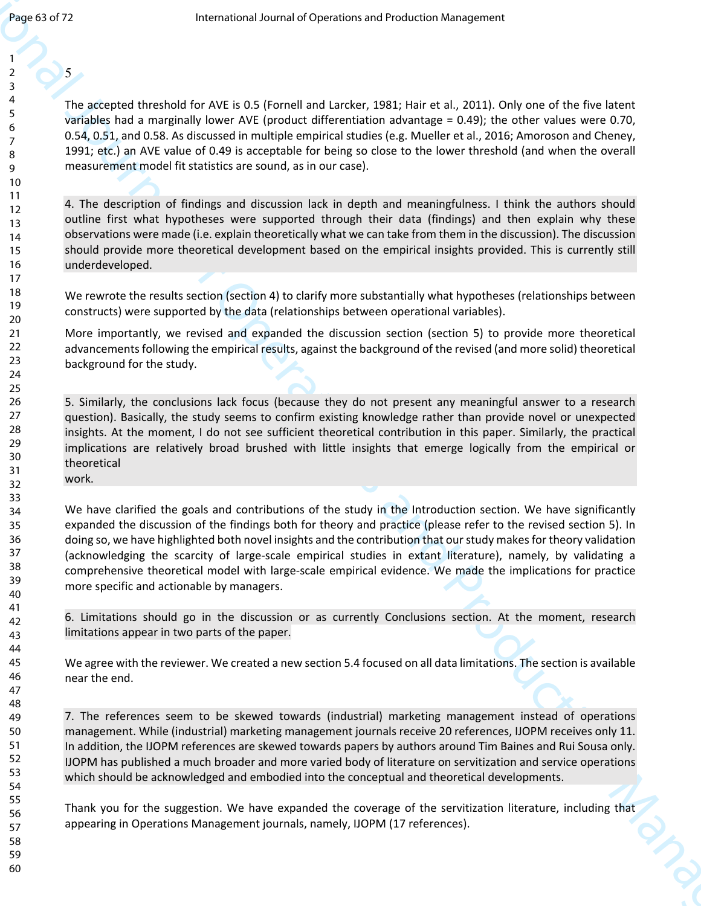5

The accepted threshold for AVE is 0.5 (Fornell and Larcker, 1981; Hair et al., 2011). Only one of the five latent variables had a marginally lower AVE (product differentiation advantage = 0.49); the other values were 0.70, 0.54, 0.51, and 0.58. As discussed in multiple empirical studies (e.g. Mueller et al., 2016; Amoroson and Cheney, 1991; etc.) an AVE value of 0.49 is acceptable for being so close to the lower threshold (and when the overall measurement model fit statistics are sound, as in our case).

4. The description of findings and discussion lack in depth and meaningfulness. I think the authors should outline first what hypotheses were supported through their data (findings) and then explain why these observations were made (i.e. explain theoretically what we can take from them in the discussion). The discussion should provide more theoretical development based on the empirical insights provided. This is currently still underdeveloped.

We rewrote the results section (section 4) to clarify more substantially what hypotheses (relationships between constructs) were supported by the data (relationships between operational variables).

More importantly, we revised and expanded the discussion section (section 5) to provide more theoretical advancements following the empirical results, against the background of the revised (and more solid) theoretical background for the study.

5. Similarly, the conclusions lack focus (because they do not present any meaningful answer to a research question). Basically, the study seems to confirm existing knowledge rather than provide novel or unexpected insights. At the moment, I do not see sufficient theoretical contribution in this paper. Similarly, the practical implications are relatively broad brushed with little insights that emerge logically from the empirical or theoretical work.

We have clarified the goals and contributions of the study in the Introduction section. We have significantly expanded the discussion of the findings both for theory and practice (please refer to the revised section 5). In doing so, we have highlighted both novel insights and the contribution that our study makes for theory validation (acknowledging the scarcity of large-scale empirical studies in extant literature), namely, by validating a comprehensive theoretical model with large-scale empirical evidence. We made the implications for practice more specific and actionable by managers.

6. Limitations should go in the discussion or as currently Conclusions section. At the moment, research limitations appear in two parts of the paper.

We agree with the reviewer. We created a new section 5.4 focused on all data limitations. The section is available near the end.

7. The references seem to be skewed towards (industrial) marketing management instead of operations management. While (industrial) marketing management journals receive 20 references, IJOPM receives only 11. In addition, the IJOPM references are skewed towards papers by authors around Tim Baines and Rui Sousa only. IJOPM has published a much broader and more varied body of literature on servitization and service operations which should be acknowledged and embodied into the conceptual and theoretical developments.

Thank you for the suggestion. We have expanded the coverage of the servitization literature, including that appearing in Operations Management journals, namely, IJOPM (17 references).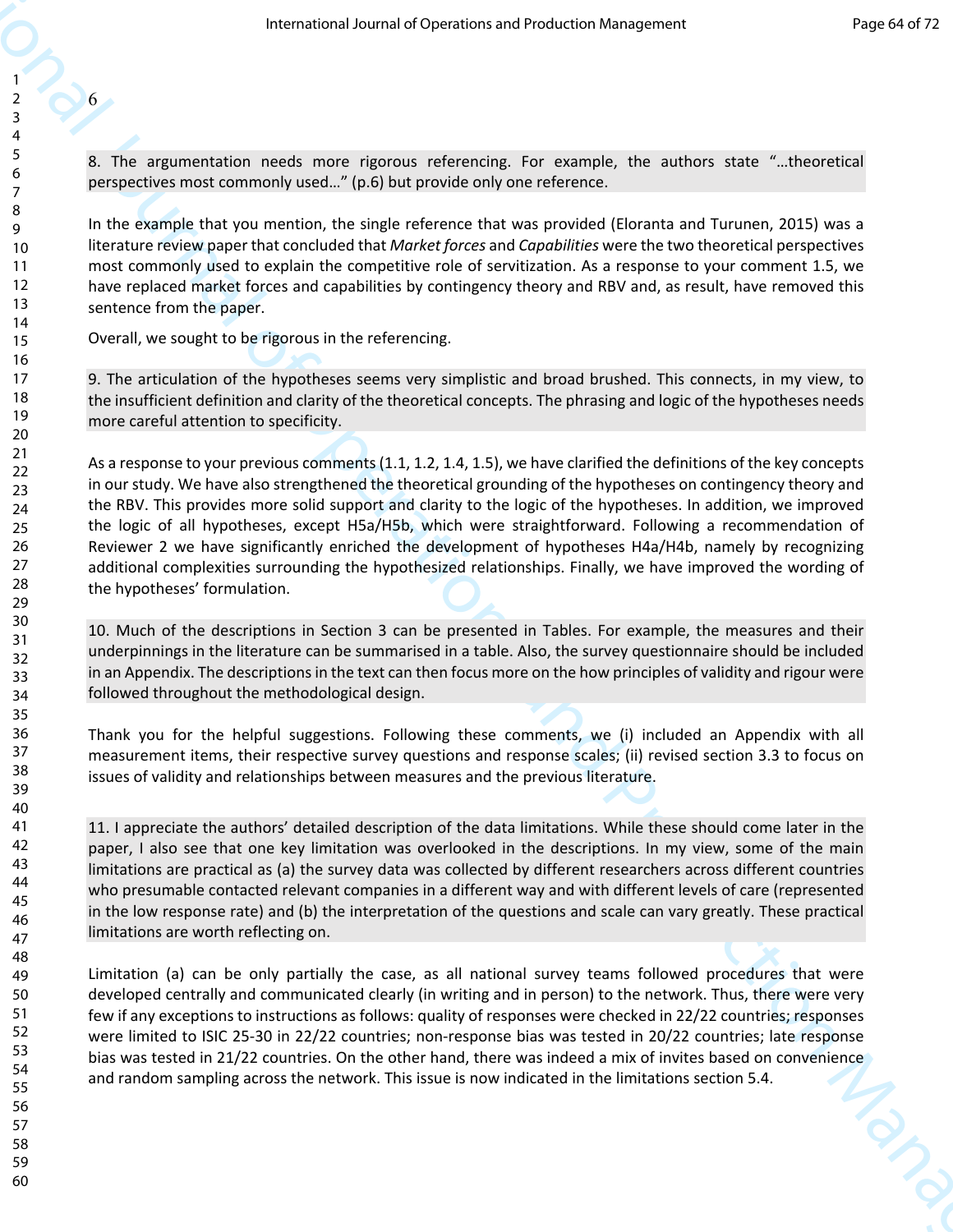6

8. The argumentation needs more rigorous referencing. For example, the authors state "…theoretical perspectives most commonly used…" (p.6) but provide only one reference.

In the example that you mention, the single reference that was provided (Eloranta and Turunen, 2015) was a literature review paper that concluded that *Market forces* and *Capabilities* were the two theoretical perspectives most commonly used to explain the competitive role of servitization. As a response to your comment 1.5, we have replaced market forces and capabilities by contingency theory and RBV and, as result, have removed this sentence from the paper.

Overall, we sought to be rigorous in the referencing.

9. The articulation of the hypotheses seems very simplistic and broad brushed. This connects, in my view, to the insufficient definition and clarity of the theoretical concepts. The phrasing and logic of the hypotheses needs more careful attention to specificity.

As a response to your previous comments (1.1, 1.2, 1.4, 1.5), we have clarified the definitions of the key concepts in our study. We have also strengthened the theoretical grounding of the hypotheses on contingency theory and the RBV. This provides more solid support and clarity to the logic of the hypotheses. In addition, we improved the logic of all hypotheses, except H5a/H5b, which were straightforward. Following a recommendation of Reviewer 2 we have significantly enriched the development of hypotheses H4a/H4b, namely by recognizing additional complexities surrounding the hypothesized relationships. Finally, we have improved the wording of the hypotheses' formulation.

10. Much of the descriptions in Section 3 can be presented in Tables. For example, the measures and their underpinnings in the literature can be summarised in a table. Also, the survey questionnaire should be included in an Appendix. The descriptions in the text can then focus more on the how principles of validity and rigour were followed throughout the methodological design.

Thank you for the helpful suggestions. Following these comments, we (i) included an Appendix with all measurement items, their respective survey questions and response scales; (ii) revised section 3.3 to focus on issues of validity and relationships between measures and the previous literature.

11. I appreciate the authors' detailed description of the data limitations. While these should come later in the paper, I also see that one key limitation was overlooked in the descriptions. In my view, some of the main limitations are practical as (a) the survey data was collected by different researchers across different countries who presumable contacted relevant companies in a different way and with different levels of care (represented in the low response rate) and (b) the interpretation of the questions and scale can vary greatly. These practical limitations are worth reflecting on.

Limitation (a) can be only partially the case, as all national survey teams followed procedures that were developed centrally and communicated clearly (in writing and in person) to the network. Thus, there were very few if any exceptions to instructions as follows: quality of responses were checked in 22/22 countries; responses were limited to ISIC 25-30 in 22/22 countries; non-response bias was tested in 20/22 countries; late response bias was tested in 21/22 countries. On the other hand, there was indeed a mix of invites based on convenience and random sampling across the network. This issue is now indicated in the limitations section 5.4.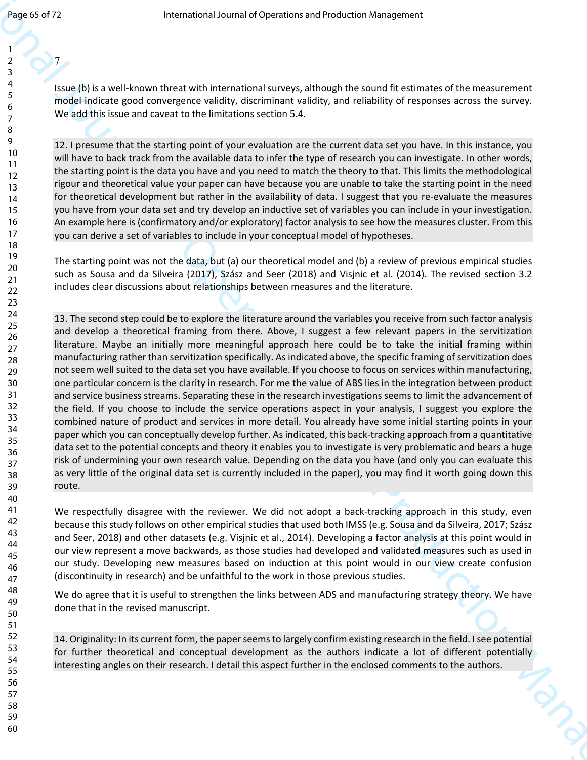7

Issue (b) is a well-known threat with international surveys, although the sound fit estimates of the measurement model indicate good convergence validity, discriminant validity, and reliability of responses across the survey. We add this issue and caveat to the limitations section 5.4.

12. I presume that the starting point of your evaluation are the current data set you have. In this instance, you will have to back track from the available data to infer the type of research you can investigate. In other words, the starting point is the data you have and you need to match the theory to that. This limits the methodological rigour and theoretical value your paper can have because you are unable to take the starting point in the need for theoretical development but rather in the availability of data. I suggest that you re-evaluate the measures you have from your data set and try develop an inductive set of variables you can include in your investigation. An example here is (confirmatory and/or exploratory) factor analysis to see how the measures cluster. From this you can derive a set of variables to include in your conceptual model of hypotheses.

The starting point was not the data, but (a) our theoretical model and (b) a review of previous empirical studies such as Sousa and da Silveira (2017), Szász and Seer (2018) and Visjnic et al. (2014). The revised section 3.2 includes clear discussions about relationships between measures and the literature.

13. The second step could be to explore the literature around the variables you receive from such factor analysis and develop a theoretical framing from there. Above, I suggest a few relevant papers in the servitization literature. Maybe an initially more meaningful approach here could be to take the initial framing within manufacturing rather than servitization specifically. As indicated above, the specific framing of servitization does not seem well suited to the data set you have available. If you choose to focus on services within manufacturing, one particular concern is the clarity in research. For me the value of ABS lies in the integration between product and service business streams. Separating these in the research investigations seems to limit the advancement of the field. If you choose to include the service operations aspect in your analysis, I suggest you explore the combined nature of product and services in more detail. You already have some initial starting points in your paper which you can conceptually develop further. As indicated, this back-tracking approach from a quantitative data set to the potential concepts and theory it enables you to investigate is very problematic and bears a huge risk of undermining your own research value. Depending on the data you have (and only you can evaluate this as very little of the original data set is currently included in the paper), you may find it worth going down this route.

We respectfully disagree with the reviewer. We did not adopt a back-tracking approach in this study, even because this study follows on other empirical studies that used both IMSS (e.g. Sousa and da Silveira, 2017; Szász and Seer, 2018) and other datasets (e.g. Visjnic et al., 2014). Developing a factor analysis at this point would in our view represent a move backwards, as those studies had developed and validated measures such as used in our study. Developing new measures based on induction at this point would in our view create confusion (discontinuity in research) and be unfaithful to the work in those previous studies.

We do agree that it is useful to strengthen the links between ADS and manufacturing strategy theory. We have done that in the revised manuscript.

14. Originality: In its current form, the paper seems to largely confirm existing research in the field. I see potential for further theoretical and conceptual development as the authors indicate a lot of different potentially interesting angles on their research. I detail this aspect further in the enclosed comments to the authors.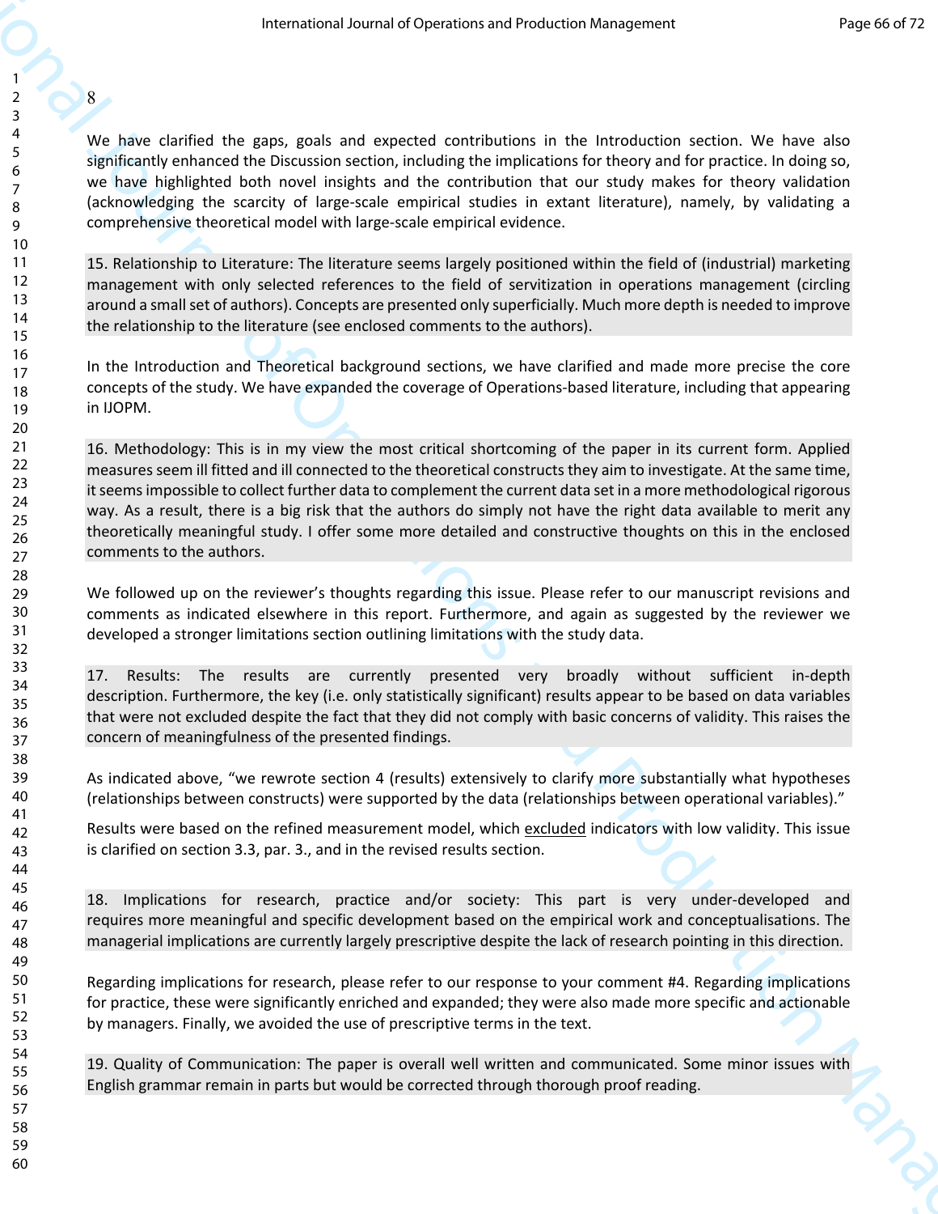8

We have clarified the gaps, goals and expected contributions in the Introduction section. We have also significantly enhanced the Discussion section, including the implications for theory and for practice. In doing so, we have highlighted both novel insights and the contribution that our study makes for theory validation (acknowledging the scarcity of large-scale empirical studies in extant literature), namely, by validating a comprehensive theoretical model with large-scale empirical evidence.

15. Relationship to Literature: The literature seems largely positioned within the field of (industrial) marketing management with only selected references to the field of servitization in operations management (circling around a small set of authors). Concepts are presented only superficially. Much more depth is needed to improve the relationship to the literature (see enclosed comments to the authors).

In the Introduction and Theoretical background sections, we have clarified and made more precise the core concepts of the study. We have expanded the coverage of Operations-based literature, including that appearing in IJOPM.

16. Methodology: This is in my view the most critical shortcoming of the paper in its current form. Applied measures seem ill fitted and ill connected to the theoretical constructs they aim to investigate. At the same time, it seems impossible to collect further data to complement the current data set in a more methodological rigorous way. As a result, there is a big risk that the authors do simply not have the right data available to merit any theoretically meaningful study. I offer some more detailed and constructive thoughts on this in the enclosed comments to the authors.

We followed up on the reviewer's thoughts regarding this issue. Please refer to our manuscript revisions and comments as indicated elsewhere in this report. Furthermore, and again as suggested by the reviewer we developed a stronger limitations section outlining limitations with the study data.

17. Results: The results are currently presented very broadly without sufficient in-depth description. Furthermore, the key (i.e. only statistically significant) results appear to be based on data variables that were not excluded despite the fact that they did not comply with basic concerns of validity. This raises the concern of meaningfulness of the presented findings.

As indicated above, "we rewrote section 4 (results) extensively to clarify more substantially what hypotheses (relationships between constructs) were supported by the data (relationships between operational variables)."

Results were based on the refined measurement model, which excluded indicators with low validity. This issue is clarified on section 3.3, par. 3., and in the revised results section.

18. Implications for research, practice and/or society: This part is very under-developed and requires more meaningful and specific development based on the empirical work and conceptualisations. The managerial implications are currently largely prescriptive despite the lack of research pointing in this direction.

Regarding implications for research, please refer to our response to your comment #4. Regarding implications for practice, these were significantly enriched and expanded; they were also made more specific and actionable by managers. Finally, we avoided the use of prescriptive terms in the text.

19. Quality of Communication: The paper is overall well written and communicated. Some minor issues with English grammar remain in parts but would be corrected through thorough proof reading.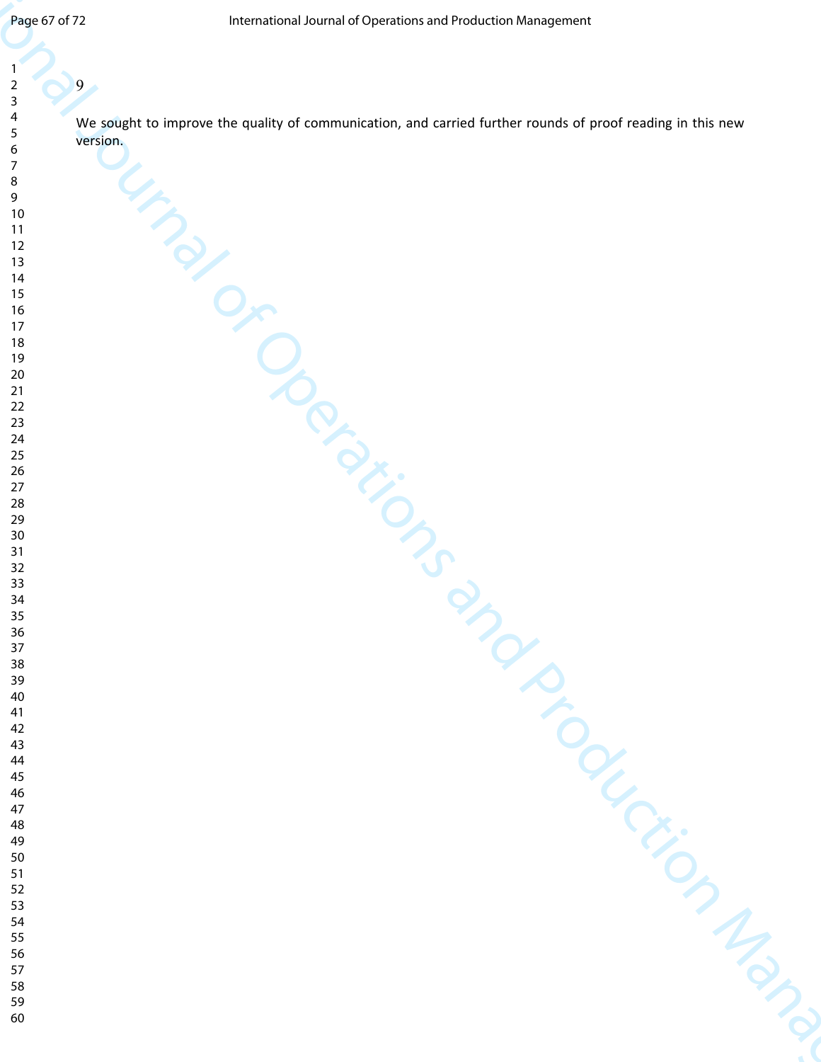9

We sought to improve the quality of communication, and carried further rounds of proof reading in this new version.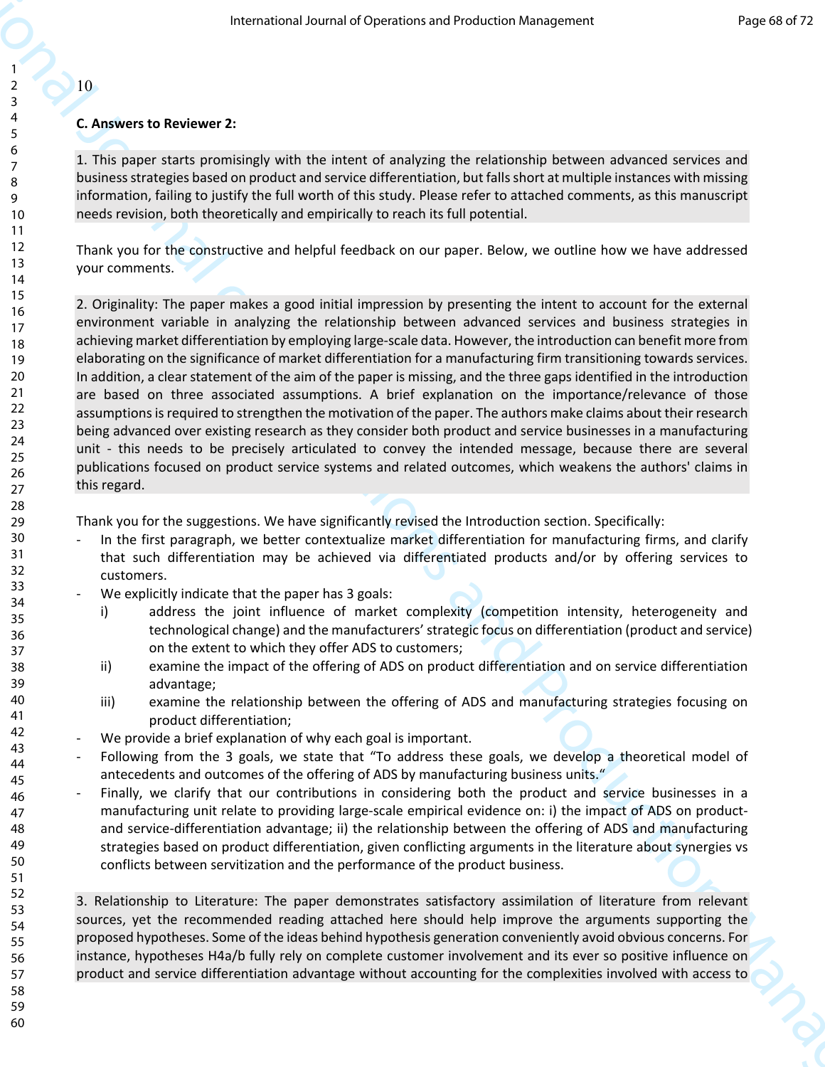10

**C. Answers to Reviewer 2:**

1. This paper starts promisingly with the intent of analyzing the relationship between advanced services and business strategies based on product and service differentiation, but falls short at multiple instances with missing information, failing to justify the full worth of this study. Please refer to attached comments, as this manuscript needs revision, both theoretically and empirically to reach its full potential.

Thank you for the constructive and helpful feedback on our paper. Below, we outline how we have addressed your comments.

2. Originality: The paper makes a good initial impression by presenting the intent to account for the external environment variable in analyzing the relationship between advanced services and business strategies in achieving market differentiation by employing large-scale data. However, the introduction can benefit more from elaborating on the significance of market differentiation for a manufacturing firm transitioning towards services. In addition, a clear statement of the aim of the paper is missing, and the three gaps identified in the introduction are based on three associated assumptions. A brief explanation on the importance/relevance of those assumptions is required to strengthen the motivation of the paper. The authors make claims about their research being advanced over existing research as they consider both product and service businesses in a manufacturing unit - this needs to be precisely articulated to convey the intended message, because there are several publications focused on product service systems and related outcomes, which weakens the authors' claims in this regard.

Thank you for the suggestions. We have significantly revised the Introduction section. Specifically:

- In the first paragraph, we better contextualize market differentiation for manufacturing firms, and clarify that such differentiation may be achieved via differentiated products and/or by offering services to customers.
- We explicitly indicate that the paper has 3 goals:
    i) address the joint influence of market complexity (competition intensity, heterogeneity and technological change) and the manufacturers' strategic focus on differentiation (product and service) on the extent to which they offer ADS to customers;
    ii) examine the impact of the offering of ADS on product differentiation and on service differentiation advantage;
    iii) examine the relationship between the offering of ADS and manufacturing strategies focusing on product differentiation;
- We provide a brief explanation of why each goal is important.
- Following from the 3 goals, we state that "To address these goals, we develop a theoretical model of antecedents and outcomes of the offering of ADS by manufacturing business units."
- Finally, we clarify that our contributions in considering both the product and service businesses in a manufacturing unit relate to providing large-scale empirical evidence on: i) the impact of ADS on product- and service-differentiation advantage; ii) the relationship between the offering of ADS and manufacturing strategies based on product differentiation, given conflicting arguments in the literature about synergies vs conflicts between servitization and the performance of the product business.

3. Relationship to Literature: The paper demonstrates satisfactory assimilation of literature from relevant sources, yet the recommended reading attached here should help improve the arguments supporting the proposed hypotheses. Some of the ideas behind hypothesis generation conveniently avoid obvious concerns. For instance, hypotheses H4a/b fully rely on complete customer involvement and its ever so positive influence on product and service differentiation advantage without accounting for the complexities involved with access to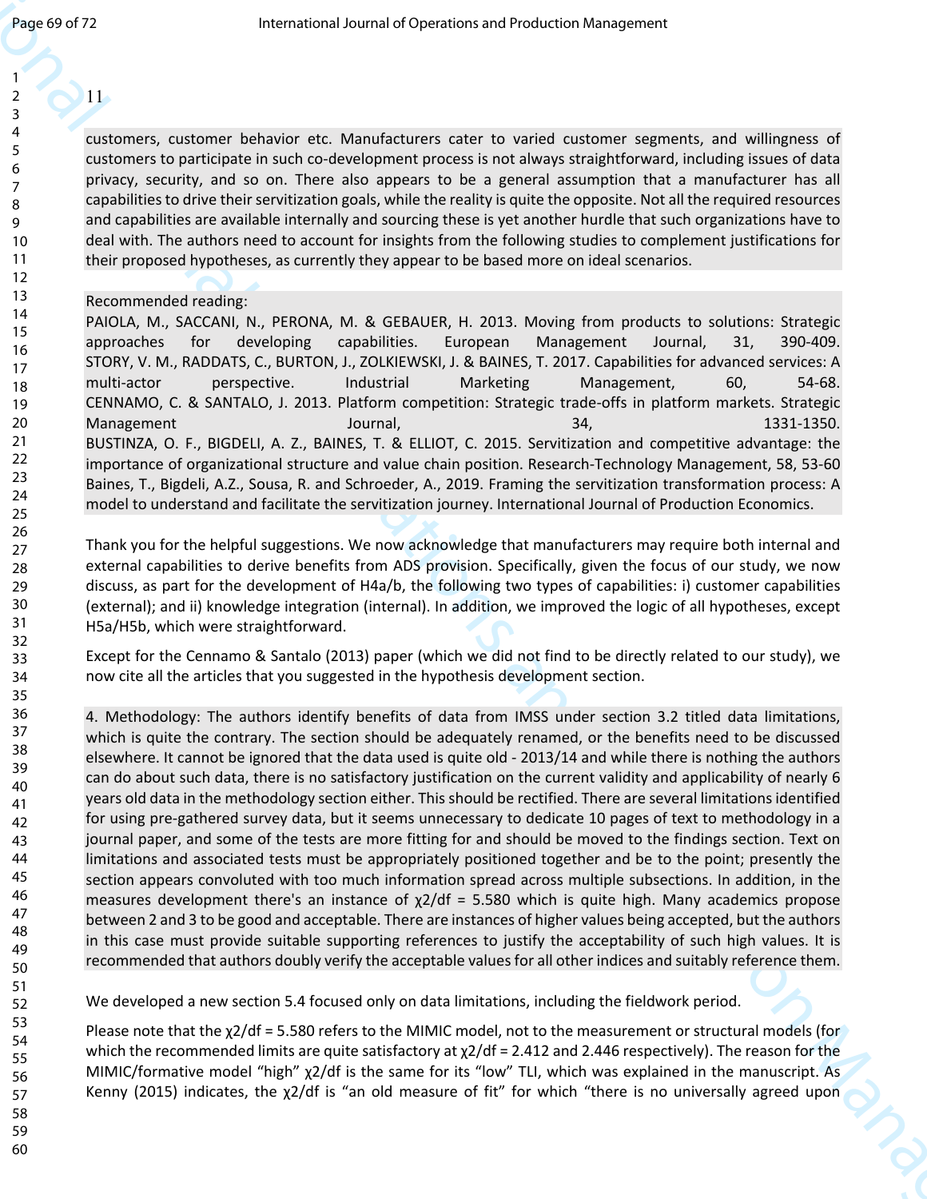11

customers, customer behavior etc. Manufacturers cater to varied customer segments, and willingness of customers to participate in such co-development process is not always straightforward, including issues of data privacy, security, and so on. There also appears to be a general assumption that a manufacturer has all capabilities to drive their servitization goals, while the reality is quite the opposite. Not all the required resources and capabilities are available internally and sourcing these is yet another hurdle that such organizations have to deal with. The authors need to account for insights from the following studies to complement justifications for their proposed hypotheses, as currently they appear to be based more on ideal scenarios.

Recommended reading:
PAIOLA, M., SACCANI, N., PERONA, M. & GEBAUER, H. 2013. Moving from products to solutions: Strategic approaches for developing capabilities. European Management Journal, 31, 390-409.
STORY, V. M., RADDATS, C., BURTON, J., ZOLKIEWSKI, J. & BAINES, T. 2017. Capabilities for advanced services: A multi-actor perspective. Industrial Marketing Management, 60, 54-68.
CENNAMO, C. & SANTALO, J. 2013. Platform competition: Strategic trade-offs in platform markets. Strategic Management Journal, 34, 1331-1350.
BUSTINZA, O. F., BIGDELI, A. Z., BAINES, T. & ELLIOT, C. 2015. Servitization and competitive advantage: the importance of organizational structure and value chain position. Research-Technology Management, 58, 53-60
Baines, T., Bigdeli, A.Z., Sousa, R. and Schroeder, A., 2019. Framing the servitization transformation process: A model to understand and facilitate the servitization journey. International Journal of Production Economics.

Thank you for the helpful suggestions. We now acknowledge that manufacturers may require both internal and external capabilities to derive benefits from ADS provision. Specifically, given the focus of our study, we now discuss, as part for the development of H4a/b, the following two types of capabilities: i) customer capabilities (external); and ii) knowledge integration (internal). In addition, we improved the logic of all hypotheses, except H5a/H5b, which were straightforward.

Except for the Cennamo & Santalo (2013) paper (which we did not find to be directly related to our study), we now cite all the articles that you suggested in the hypothesis development section.

4. Methodology: The authors identify benefits of data from IMSS under section 3.2 titled data limitations, which is quite the contrary. The section should be adequately renamed, or the benefits need to be discussed elsewhere. It cannot be ignored that the data used is quite old - 2013/14 and while there is nothing the authors can do about such data, there is no satisfactory justification on the current validity and applicability of nearly 6 years old data in the methodology section either. This should be rectified. There are several limitations identified for using pre-gathered survey data, but it seems unnecessary to dedicate 10 pages of text to methodology in a journal paper, and some of the tests are more fitting for and should be moved to the findings section. Text on limitations and associated tests must be appropriately positioned together and be to the point; presently the section appears convoluted with too much information spread across multiple subsections. In addition, in the measures development there's an instance of $\chi^2/df = 5.580$ which is quite high. Many academics propose between 2 and 3 to be good and acceptable. There are instances of higher values being accepted, but the authors in this case must provide suitable supporting references to justify the acceptability of such high values. It is recommended that authors doubly verify the acceptable values for all other indices and suitably reference them.

We developed a new section 5.4 focused only on data limitations, including the fieldwork period.

Please note that the $\chi^2/df = 5.580$ refers to the MIMIC model, not to the measurement or structural models (for which the recommended limits are quite satisfactory at $\chi^2/df = 2.412$ and 2.446 respectively). The reason for the MIMIC/formative model "high" $\chi^2/df$ is the same for its "low" TLI, which was explained in the manuscript. As Kenny (2015) indicates, the $\chi^2/df$ is "an old measure of fit" for which "there is no universally agreed upon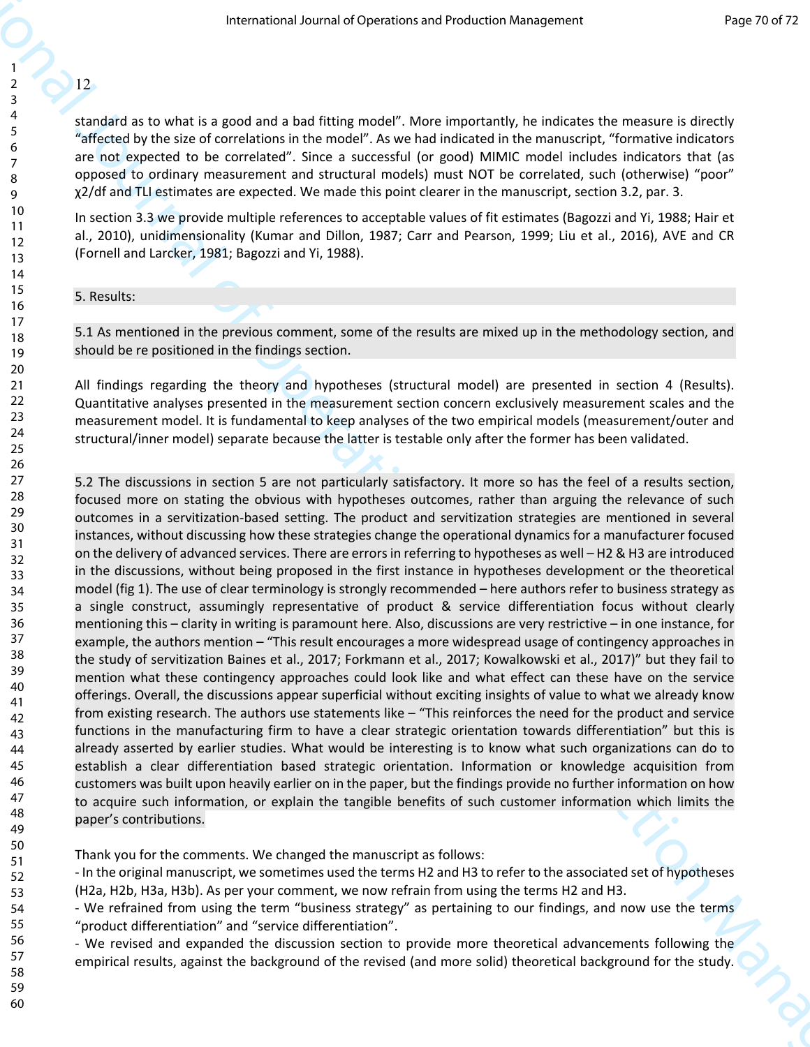12

standard as to what is a good and a bad fitting model". More importantly, he indicates the measure is directly "affected by the size of correlations in the model". As we had indicated in the manuscript, "formative indicators are not expected to be correlated". Since a successful (or good) MIMIC model includes indicators that (as opposed to ordinary measurement and structural models) must NOT be correlated, such (otherwise) "poor" $\chi 2/df$ and TLI estimates are expected. We made this point clearer in the manuscript, section 3.2, par. 3.

In section 3.3 we provide multiple references to acceptable values of fit estimates (Bagozzi and Yi, 1988; Hair et al., 2010), unidimensionality (Kumar and Dillon, 1987; Carr and Pearson, 1999; Liu et al., 2016), AVE and CR (Fornell and Larcker, 1981; Bagozzi and Yi, 1988).

5. Results:

5.1 As mentioned in the previous comment, some of the results are mixed up in the methodology section, and should be re positioned in the findings section.

All findings regarding the theory and hypotheses (structural model) are presented in section 4 (Results). Quantitative analyses presented in the measurement section concern exclusively measurement scales and the measurement model. It is fundamental to keep analyses of the two empirical models (measurement/outer and structural/inner model) separate because the latter is testable only after the former has been validated.

5.2 The discussions in section 5 are not particularly satisfactory. It more so has the feel of a results section, focused more on stating the obvious with hypotheses outcomes, rather than arguing the relevance of such outcomes in a servitization-based setting. The product and servitization strategies are mentioned in several instances, without discussing how these strategies change the operational dynamics for a manufacturer focused on the delivery of advanced services. There are errors in referring to hypotheses as well – H2 & H3 are introduced in the discussions, without being proposed in the first instance in hypotheses development or the theoretical model (fig 1). The use of clear terminology is strongly recommended – here authors refer to business strategy as a single construct, assumingly representative of product & service differentiation focus without clearly mentioning this – clarity in writing is paramount here. Also, discussions are very restrictive – in one instance, for example, the authors mention – "This result encourages a more widespread usage of contingency approaches in the study of servitization Baines et al., 2017; Forkmann et al., 2017; Kowalkowski et al., 2017)" but they fail to mention what these contingency approaches could look like and what effect can these have on the service offerings. Overall, the discussions appear superficial without exciting insights of value to what we already know from existing research. The authors use statements like – "This reinforces the need for the product and service functions in the manufacturing firm to have a clear strategic orientation towards differentiation" but this is already asserted by earlier studies. What would be interesting is to know what such organizations can do to establish a clear differentiation based strategic orientation. Information or knowledge acquisition from customers was built upon heavily earlier on in the paper, but the findings provide no further information on how to acquire such information, or explain the tangible benefits of such customer information which limits the paper's contributions.

Thank you for the comments. We changed the manuscript as follows:
- In the original manuscript, we sometimes used the terms H2 and H3 to refer to the associated set of hypotheses (H2a, H2b, H3a, H3b). As per your comment, we now refrain from using the terms H2 and H3.
- We refrained from using the term "business strategy" as pertaining to our findings, and now use the terms "product differentiation" and "service differentiation".
- We revised and expanded the discussion section to provide more theoretical advancements following the empirical results, against the background of the revised (and more solid) theoretical background for the study.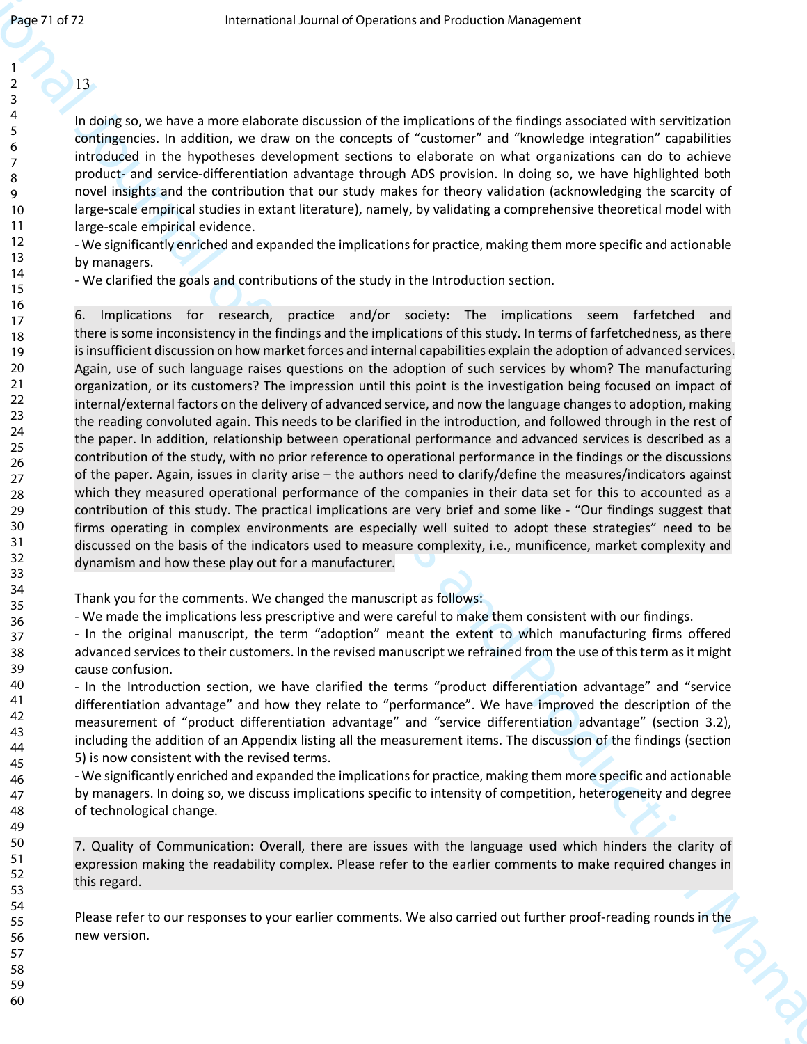13

In doing so, we have a more elaborate discussion of the implications of the findings associated with servitization contingencies. In addition, we draw on the concepts of "customer" and "knowledge integration" capabilities introduced in the hypotheses development sections to elaborate on what organizations can do to achieve product- and service-differentiation advantage through ADS provision. In doing so, we have highlighted both novel insights and the contribution that our study makes for theory validation (acknowledging the scarcity of large-scale empirical studies in extant literature), namely, by validating a comprehensive theoretical model with large-scale empirical evidence.

- We significantly enriched and expanded the implications for practice, making them more specific and actionable by managers.
- We clarified the goals and contributions of the study in the Introduction section.

6. Implications for research, practice and/or society: The implications seem farfetched and there is some inconsistency in the findings and the implications of this study. In terms of farfetchedness, as there is insufficient discussion on how market forces and internal capabilities explain the adoption of advanced services. Again, use of such language raises questions on the adoption of such services by whom? The manufacturing organization, or its customers? The impression until this point is the investigation being focused on impact of internal/external factors on the delivery of advanced service, and now the language changes to adoption, making the reading convoluted again. This needs to be clarified in the introduction, and followed through in the rest of the paper. In addition, relationship between operational performance and advanced services is described as a contribution of the study, with no prior reference to operational performance in the findings or the discussions of the paper. Again, issues in clarity arise – the authors need to clarify/define the measures/indicators against which they measured operational performance of the companies in their data set for this to accounted as a contribution of this study. The practical implications are very brief and some like - "Our findings suggest that firms operating in complex environments are especially well suited to adopt these strategies" need to be discussed on the basis of the indicators used to measure complexity, i.e., munificence, market complexity and dynamism and how these play out for a manufacturer.

Thank you for the comments. We changed the manuscript as follows:

- We made the implications less prescriptive and were careful to make them consistent with our findings.
- In the original manuscript, the term "adoption" meant the extent to which manufacturing firms offered advanced services to their customers. In the revised manuscript we refrained from the use of this term as it might cause confusion.
- In the Introduction section, we have clarified the terms "product differentiation advantage" and "service differentiation advantage" and how they relate to "performance". We have improved the description of the measurement of "product differentiation advantage" and "service differentiation advantage" (section 3.2), including the addition of an Appendix listing all the measurement items. The discussion of the findings (section 5) is now consistent with the revised terms.
- We significantly enriched and expanded the implications for practice, making them more specific and actionable by managers. In doing so, we discuss implications specific to intensity of competition, heterogeneity and degree of technological change.

7. Quality of Communication: Overall, there are issues with the language used which hinders the clarity of expression making the readability complex. Please refer to the earlier comments to make required changes in this regard.

Please refer to our responses to your earlier comments. We also carried out further proof-reading rounds in the new version.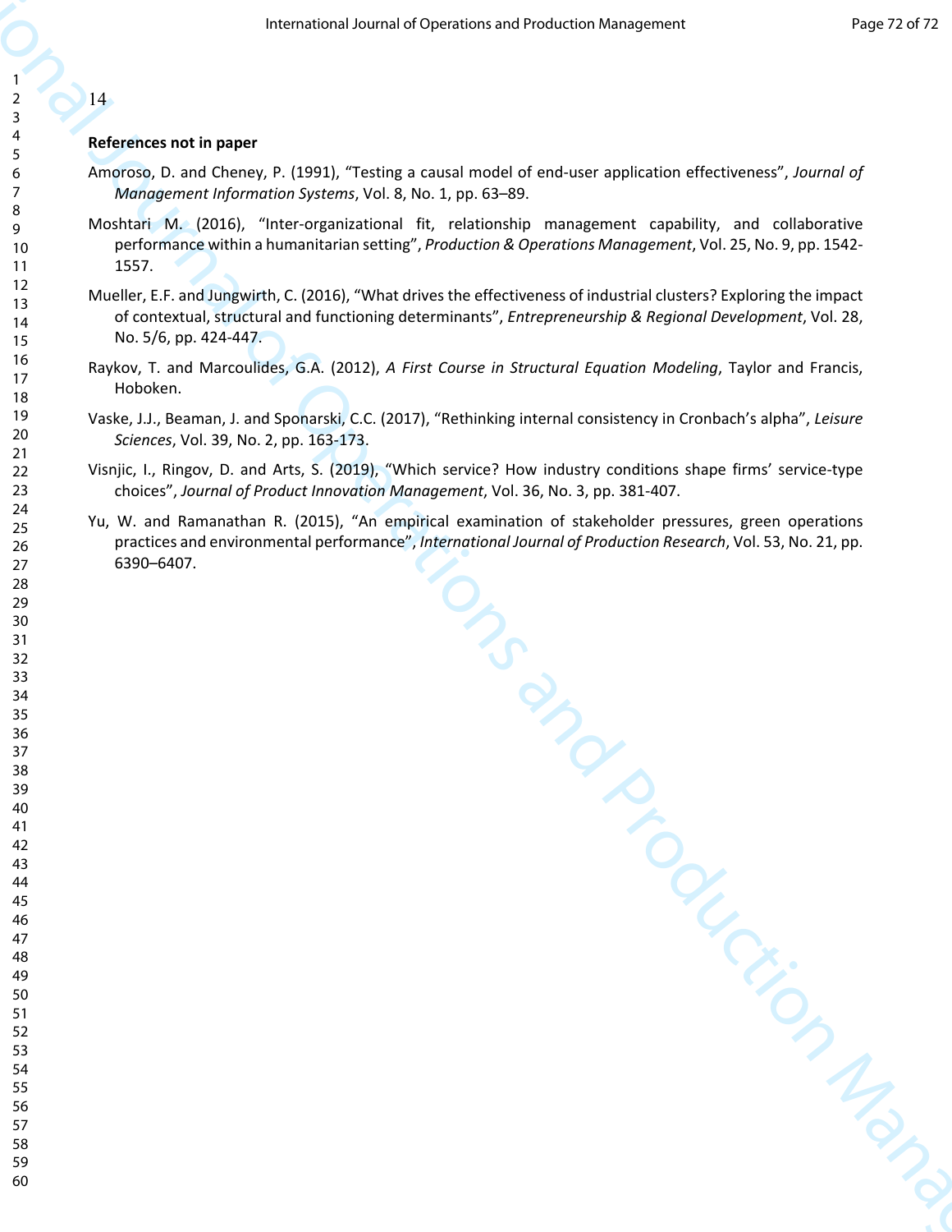14

**References not in paper**

Amoroso, D. and Cheney, P. (1991), “Testing a causal model of end-user application effectiveness”, *Journal of Management Information Systems*, Vol. 8, No. 1, pp. 63–89.

Moshtari M. (2016), “Inter-organizational fit, relationship management capability, and collaborative performance within a humanitarian setting”, *Production & Operations Management*, Vol. 25, No. 9, pp. 1542-1557.

Mueller, E.F. and Jungwirth, C. (2016), “What drives the effectiveness of industrial clusters? Exploring the impact of contextual, structural and functioning determinants”, *Entrepreneurship & Regional Development*, Vol. 28, No. 5/6, pp. 424-447.

Raykov, T. and Marcoulides, G.A. (2012), *A First Course in Structural Equation Modeling*, Taylor and Francis, Hoboken.

Vaske, J.J., Beaman, J. and Sponarski, C.C. (2017), “Rethinking internal consistency in Cronbach’s alpha”, *Leisure Sciences*, Vol. 39, No. 2, pp. 163-173.

Visnjic, I., Ringov, D. and Arts, S. (2019), “Which service? How industry conditions shape firms’ service-type choices”, *Journal of Product Innovation Management*, Vol. 36, No. 3, pp. 381-407.

Yu, W. and Ramanathan R. (2015), “An empirical examination of stakeholder pressures, green operations practices and environmental performance”, *International Journal of Production Research*, Vol. 53, No. 21, pp. 6390–6407.